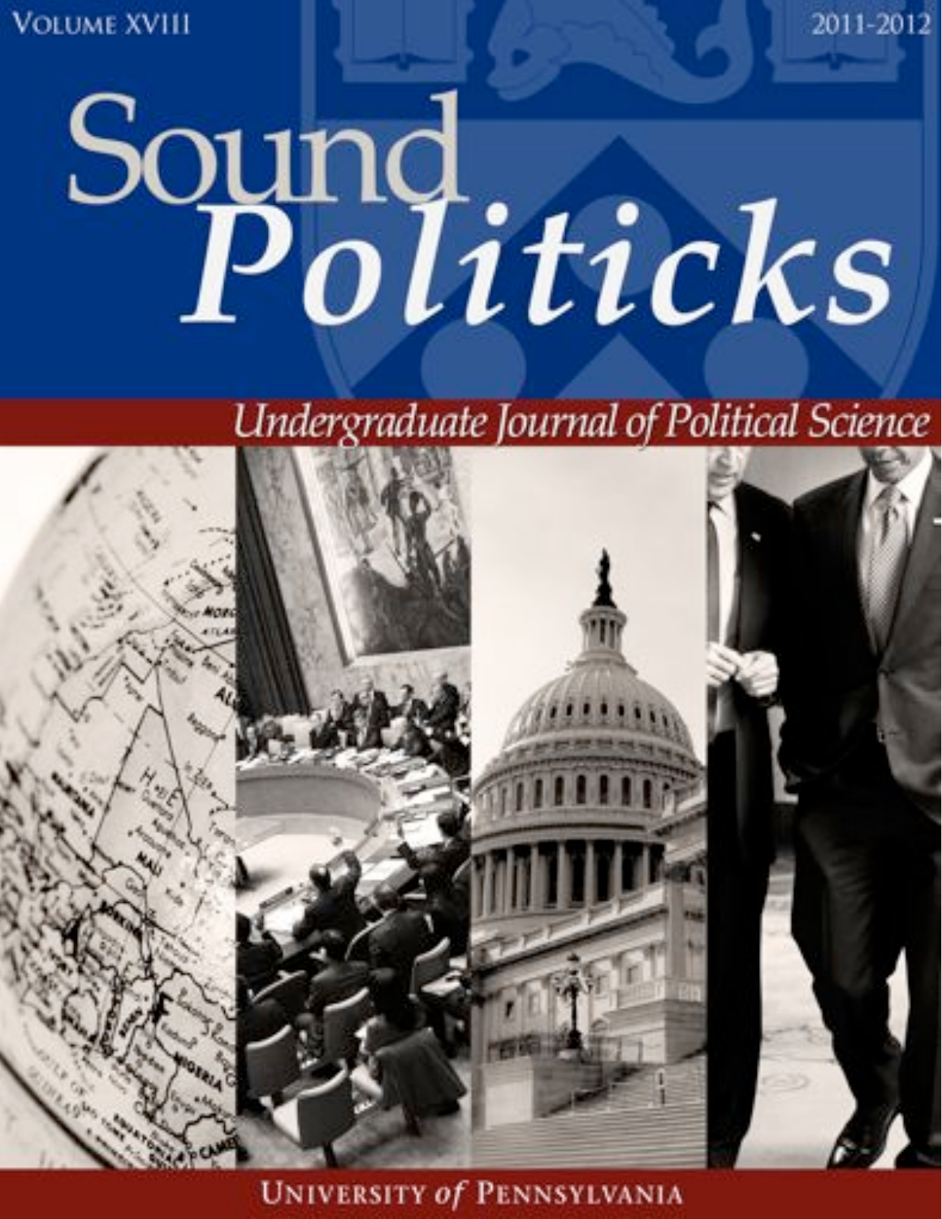VOLUME XVIII

2011-2012

# Sound *Politicks*

*Undergraduate Journal of Political Science*

UNIVERSITY *of* PENNSYLVANIA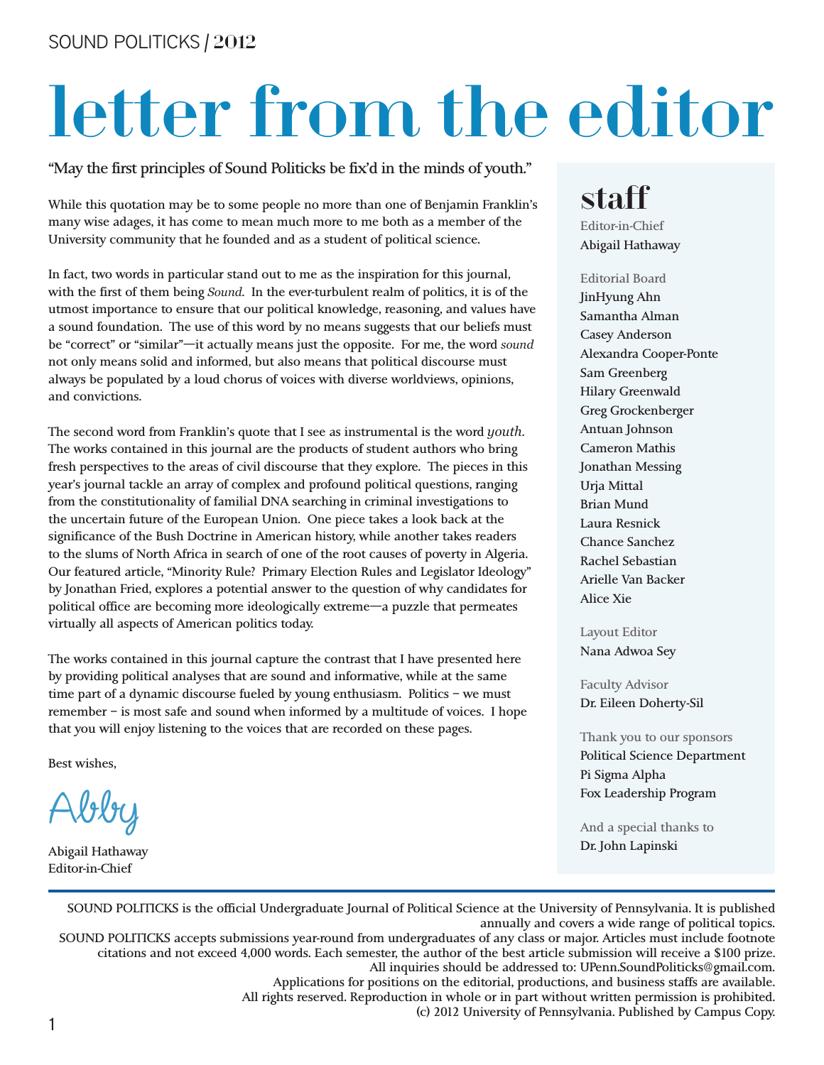# letter from the editor

"May the first principles of Sound Politicks be fix'd in the minds of youth."

While this quotation may be to some people no more than one of Benjamin Franklin's many wise adages, it has come to mean much more to me both as a member of the University community that he founded and as a student of political science.

In fact, two words in particular stand out to me as the inspiration for this journal, with the first of them being *Sound*. In the ever-turbulent realm of politics, it is of the utmost importance to ensure that our political knowledge, reasoning, and values have a sound foundation. The use of this word by no means suggests that our beliefs must be "correct" or "similar"—it actually means just the opposite. For me, the word *sound* not only means solid and informed, but also means that political discourse must always be populated by a loud chorus of voices with diverse worldviews, opinions, and convictions.

The second word from Franklin's quote that I see as instrumental is the word *youth*. The works contained in this journal are the products of student authors who bring fresh perspectives to the areas of civil discourse that they explore. The pieces in this year's journal tackle an array of complex and profound political questions, ranging from the constitutionality of familial DNA searching in criminal investigations to the uncertain future of the European Union. One piece takes a look back at the significance of the Bush Doctrine in American history, while another takes readers to the slums of North Africa in search of one of the root causes of poverty in Algeria. Our featured article, "Minority Rule? Primary Election Rules and Legislator Ideology" by Jonathan Fried, explores a potential answer to the question of why candidates for political office are becoming more ideologically extreme—a puzzle that permeates virtually all aspects of American politics today.

The works contained in this journal capture the contrast that I have presented here by providing political analyses that are sound and informative, while at the same time part of a dynamic discourse fueled by young enthusiasm. Politics – we must remember – is most safe and sound when informed by a multitude of voices. I hope that you will enjoy listening to the voices that are recorded on these pages.

Best wishes,

Abby

Abigail Hathaway
Editor-in-Chief

## staff

Editor-in-Chief
Abigail Hathaway

Editorial Board
JinHyung Ahn
Samantha Alman
Casey Anderson
Alexandra Cooper-Ponte
Sam Greenberg
Hilary Greenwald
Greg Grockenberger
Antuan Johnson
Cameron Mathis
Jonathan Messing
Urja Mittal
Brian Mund
Laura Resnick
Chance Sanchez
Rachel Sebastian
Arielle Van Backer
Alice Xie

Layout Editor
Nana Adwoa Sey

Faculty Advisor
Dr. Eileen Doherty-Sil

Thank you to our sponsors
Political Science Department
Pi Sigma Alpha
Fox Leadership Program

And a special thanks to
Dr. John Lapinski

---

SOUND POLITICKS is the official Undergraduate Journal of Political Science at the University of Pennsylvania. It is published annually and covers a wide range of political topics.
SOUND POLITICKS accepts submissions year-round from undergraduates of any class or major. Articles must include footnote citations and not exceed 4,000 words. Each semester, the author of the best article submission will receive a $100 prize.
All inquiries should be addressed to: UPenn.SoundPoliticks@gmail.com.
Applications for positions on the editorial, productions, and business staffs are available.
All rights reserved. Reproduction in whole or in part without written permission is prohibited.
(c) 2012 University of Pennsylvania. Published by Campus Copy.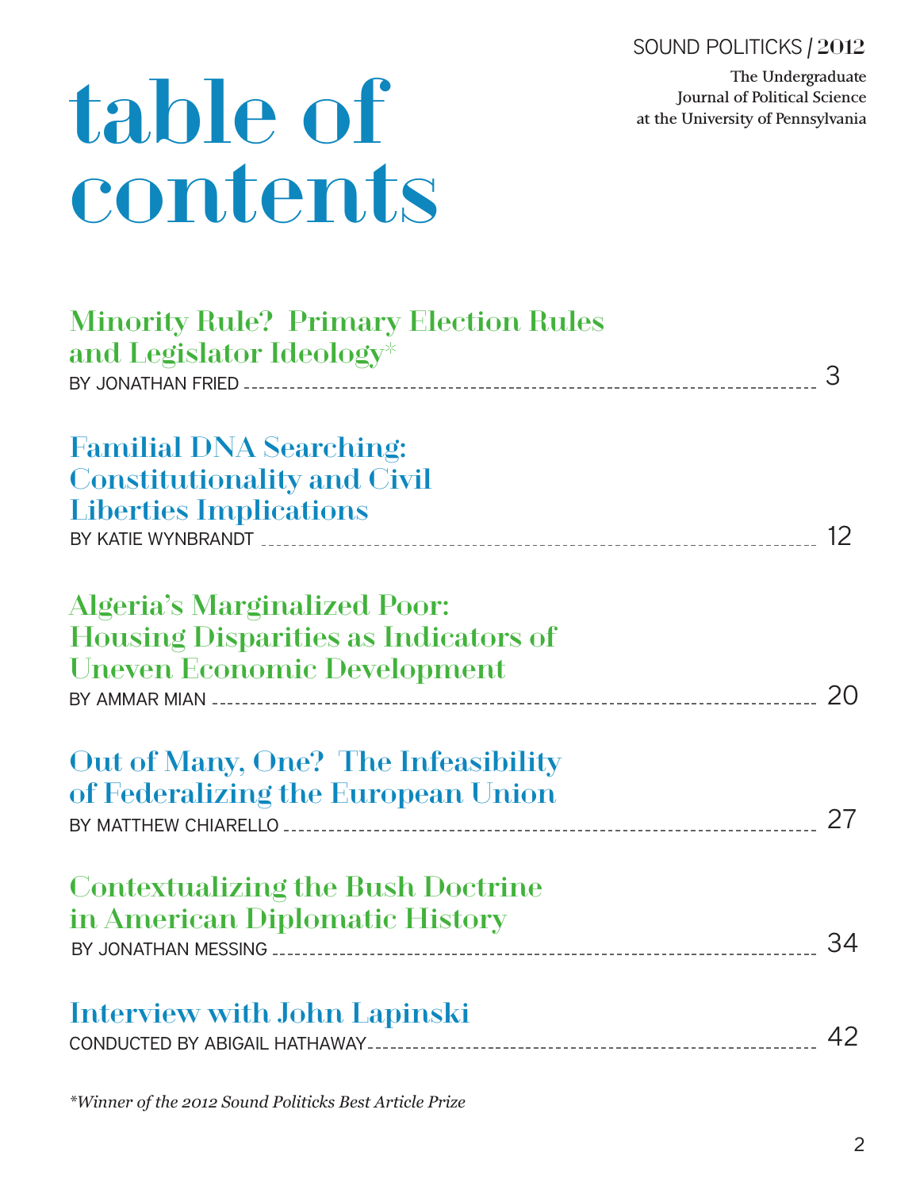# table of contents

SOUND POLITICKS / 2012

The Undergraduate
Journal of Political Science
at the University of Pennsylvania

**Minority Rule? Primary Election Rules and Legislator Ideology***
BY JONATHAN FRIED ........ 3

**Familial DNA Searching: Constitutionality and Civil Liberties Implications**
BY KATIE WYNBRANDT ........ 12

**Algeria's Marginalized Poor: Housing Disparities as Indicators of Uneven Economic Development**
BY AMMAR MIAN ........ 20

**Out of Many, One? The Infeasibility of Federalizing the European Union**
BY MATTHEW CHIARELLO ........ 27

**Contextualizing the Bush Doctrine in American Diplomatic History**
BY JONATHAN MESSING ........ 34

**Interview with John Lapinski**
CONDUCTED BY ABIGAIL HATHAWAY ........ 42

*\*Winner of the 2012 Sound Politicks Best Article Prize*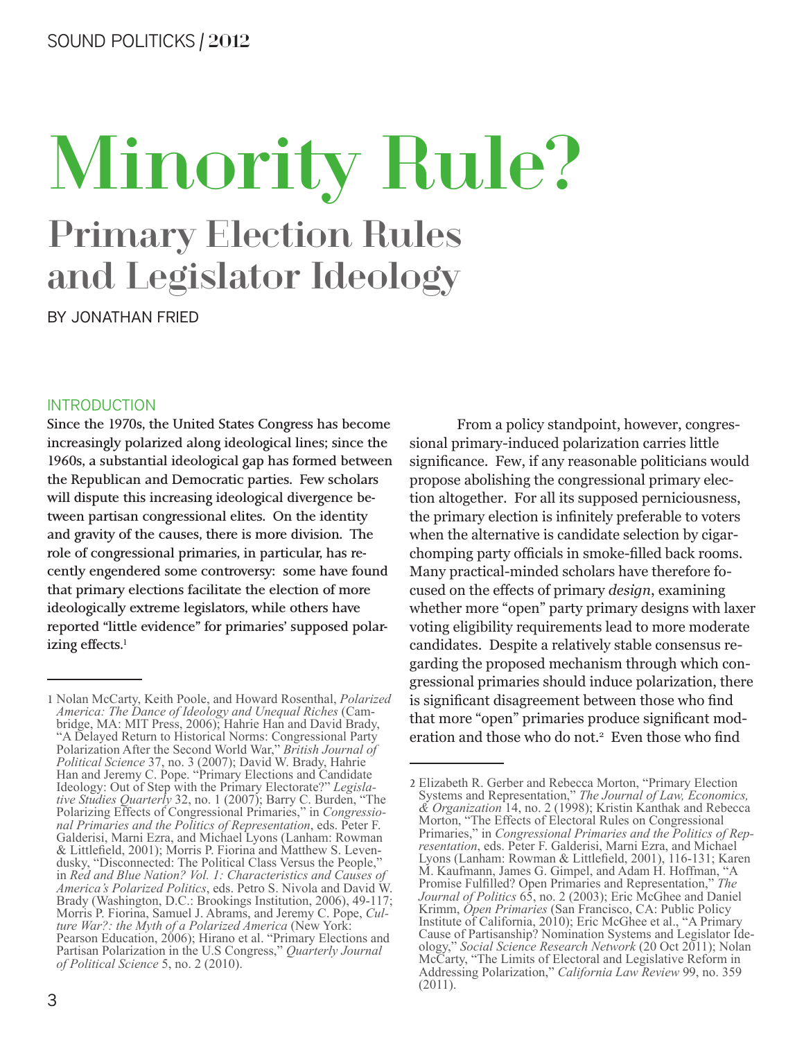# Minority Rule?

## Primary Election Rules and Legislator Ideology

BY JONATHAN FRIED

### INTRODUCTION

**Since the 1970s, the United States Congress has become increasingly polarized along ideological lines; since the 1960s, a substantial ideological gap has formed between the Republican and Democratic parties. Few scholars will dispute this increasing ideological divergence between partisan congressional elites. On the identity and gravity of the causes, there is more division. The role of congressional primaries, in particular, has recently engendered some controversy: some have found that primary elections facilitate the election of more ideologically extreme legislators, while others have reported "little evidence" for primaries' supposed polarizing effects.**[1]

From a policy standpoint, however, congressional primary-induced polarization carries little significance. Few, if any reasonable politicians would propose abolishing the congressional primary election altogether. For all its supposed perniciousness, the primary election is infinitely preferable to voters when the alternative is candidate selection by cigar-chomping party officials in smoke-filled back rooms. Many practical-minded scholars have therefore focused on the effects of primary *design*, examining whether more "open" party primary designs with laxer voting eligibility requirements lead to more moderate candidates. Despite a relatively stable consensus regarding the proposed mechanism through which congressional primaries should induce polarization, there is significant disagreement between those who find that more "open" primaries produce significant moderation and those who do not.[2] Even those who find

---

1 Nolan McCarty, Keith Poole, and Howard Rosenthal, *Polarized America: The Dance of Ideology and Unequal Riches* (Cambridge, MA: MIT Press, 2006); Hahrie Han and David Brady, "A Delayed Return to Historical Norms: Congressional Party Polarization After the Second World War," *British Journal of Political Science* 37, no. 3 (2007); David W. Brady, Hahrie Han and Jeremy C. Pope. "Primary Elections and Candidate Ideology: Out of Step with the Primary Electorate?" *Legislative Studies Quarterly* 32, no. 1 (2007); Barry C. Burden, "The Polarizing Effects of Congressional Primaries," in *Congressional Primaries and the Politics of Representation*, eds. Peter F. Galderisi, Marni Ezra, and Michael Lyons (Lanham: Rowman & Littlefield, 2001); Morris P. Fiorina and Matthew S. Levendusky, "Disconnected: The Political Class Versus the People," in *Red and Blue Nation? Vol. 1: Characteristics and Causes of America's Polarized Politics*, eds. Petro S. Nivola and David W. Brady (Washington, D.C.: Brookings Institution, 2006), 49-117; Morris P. Fiorina, Samuel J. Abrams, and Jeremy C. Pope, *Culture War?: the Myth of a Polarized America* (New York: Pearson Education, 2006); Hirano et al. "Primary Elections and Partisan Polarization in the U.S Congress," *Quarterly Journal of Political Science* 5, no. 2 (2010).

2 Elizabeth R. Gerber and Rebecca Morton, "Primary Election Systems and Representation," *The Journal of Law, Economics, & Organization* 14, no. 2 (1998); Kristin Kanthak and Rebecca Morton, "The Effects of Electoral Rules on Congressional Primaries," in *Congressional Primaries and the Politics of Representation*, eds. Peter F. Galderisi, Marni Ezra, and Michael Lyons (Lanham: Rowman & Littlefield, 2001), 116-131; Karen M. Kaufmann, James G. Gimpel, and Adam H. Hoffman, "A Promise Fulfilled? Open Primaries and Representation," *The Journal of Politics* 65, no. 2 (2003); Eric McGhee and Daniel Krimm, *Open Primaries* (San Francisco, CA: Public Policy Institute of California, 2010); Eric McGhee et al., "A Primary Cause of Partisanship? Nomination Systems and Legislator Ideology," *Social Science Research Network* (20 Oct 2011); Nolan McCarty, "The Limits of Electoral and Legislative Reform in Addressing Polarization," *California Law Review* 99, no. 359 (2011).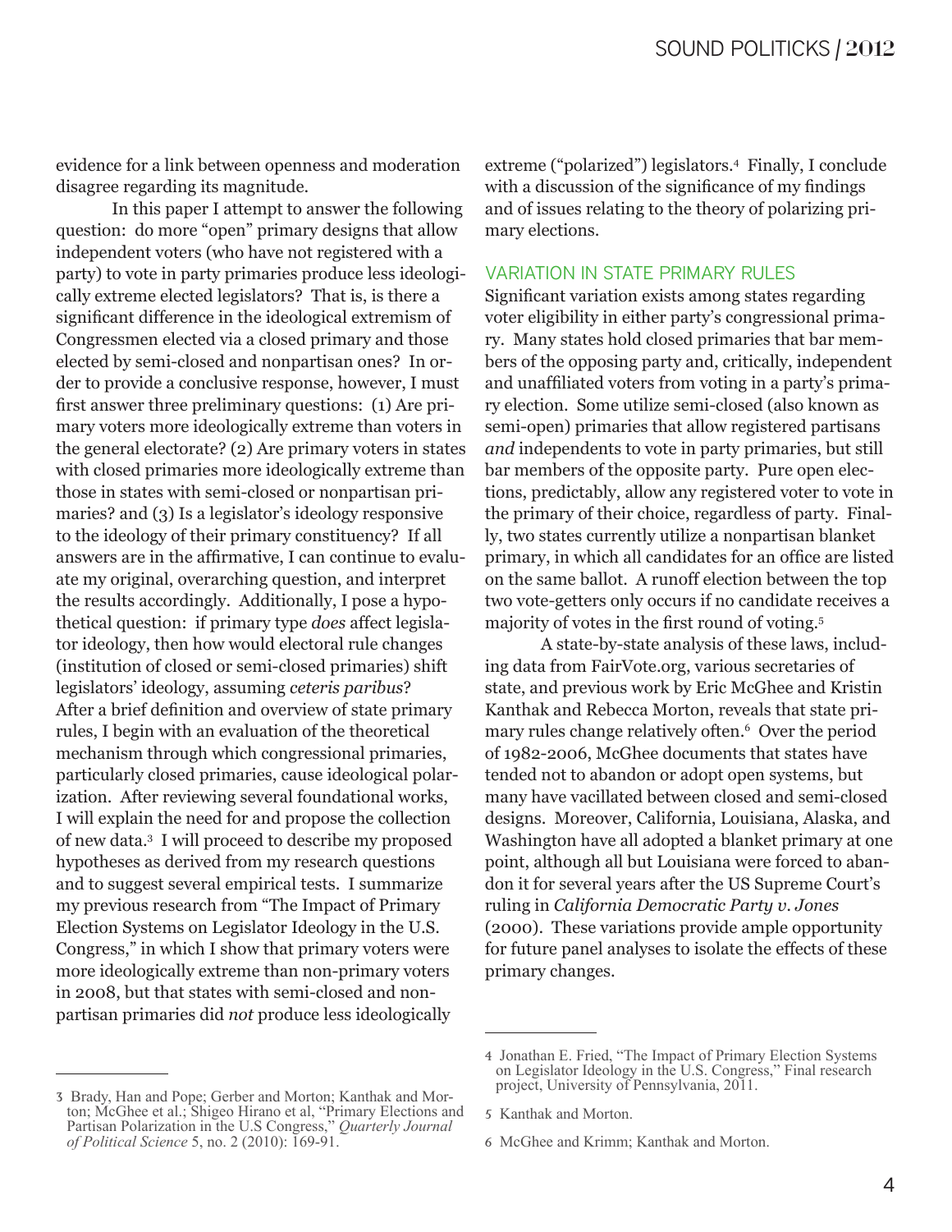evidence for a link between openness and moderation disagree regarding its magnitude.

In this paper I attempt to answer the following question: do more "open" primary designs that allow independent voters (who have not registered with a party) to vote in party primaries produce less ideologically extreme elected legislators? That is, is there a significant difference in the ideological extremism of Congressmen elected via a closed primary and those elected by semi-closed and nonpartisan ones? In order to provide a conclusive response, however, I must first answer three preliminary questions: (1) Are primary voters more ideologically extreme than voters in the general electorate? (2) Are primary voters in states with closed primaries more ideologically extreme than those in states with semi-closed or nonpartisan primaries? and (3) Is a legislator's ideology responsive to the ideology of their primary constituency? If all answers are in the affirmative, I can continue to evaluate my original, overarching question, and interpret the results accordingly. Additionally, I pose a hypothetical question: if primary type *does* affect legislator ideology, then how would electoral rule changes (institution of closed or semi-closed primaries) shift legislators' ideology, assuming *ceteris paribus*? After a brief definition and overview of state primary rules, I begin with an evaluation of the theoretical mechanism through which congressional primaries, particularly closed primaries, cause ideological polarization. After reviewing several foundational works, I will explain the need for and propose the collection of new data.[3] I will proceed to describe my proposed hypotheses as derived from my research questions and to suggest several empirical tests. I summarize my previous research from "The Impact of Primary Election Systems on Legislator Ideology in the U.S. Congress," in which I show that primary voters were more ideologically extreme than non-primary voters in 2008, but that states with semi-closed and nonpartisan primaries did *not* produce less ideologically extreme ("polarized") legislators.[4] Finally, I conclude with a discussion of the significance of my findings and of issues relating to the theory of polarizing primary elections.

## VARIATION IN STATE PRIMARY RULES

Significant variation exists among states regarding voter eligibility in either party's congressional primary. Many states hold closed primaries that bar members of the opposing party and, critically, independent and unaffiliated voters from voting in a party's primary election. Some utilize semi-closed (also known as semi-open) primaries that allow registered partisans *and* independents to vote in party primaries, but still bar members of the opposite party. Pure open elections, predictably, allow any registered voter to vote in the primary of their choice, regardless of party. Finally, two states currently utilize a nonpartisan blanket primary, in which all candidates for an office are listed on the same ballot. A runoff election between the top two vote-getters only occurs if no candidate receives a majority of votes in the first round of voting.[5]

A state-by-state analysis of these laws, including data from FairVote.org, various secretaries of state, and previous work by Eric McGhee and Kristin Kanthak and Rebecca Morton, reveals that state primary rules change relatively often.[6] Over the period of 1982-2006, McGhee documents that states have tended not to abandon or adopt open systems, but many have vacillated between closed and semi-closed designs. Moreover, California, Louisiana, Alaska, and Washington have all adopted a blanket primary at one point, although all but Louisiana were forced to abandon it for several years after the US Supreme Court's ruling in *California Democratic Party v. Jones* (2000). These variations provide ample opportunity for future panel analyses to isolate the effects of these primary changes.

---

3 Brady, Han and Pope; Gerber and Morton; Kanthak and Morton; McGhee et al.; Shigeo Hirano et al, "Primary Elections and Partisan Polarization in the U.S Congress," *Quarterly Journal of Political Science* 5, no. 2 (2010): 169-91.

4 Jonathan E. Fried, "The Impact of Primary Election Systems on Legislator Ideology in the U.S. Congress," Final research project, University of Pennsylvania, 2011.

5 Kanthak and Morton.

6 McGhee and Krimm; Kanthak and Morton.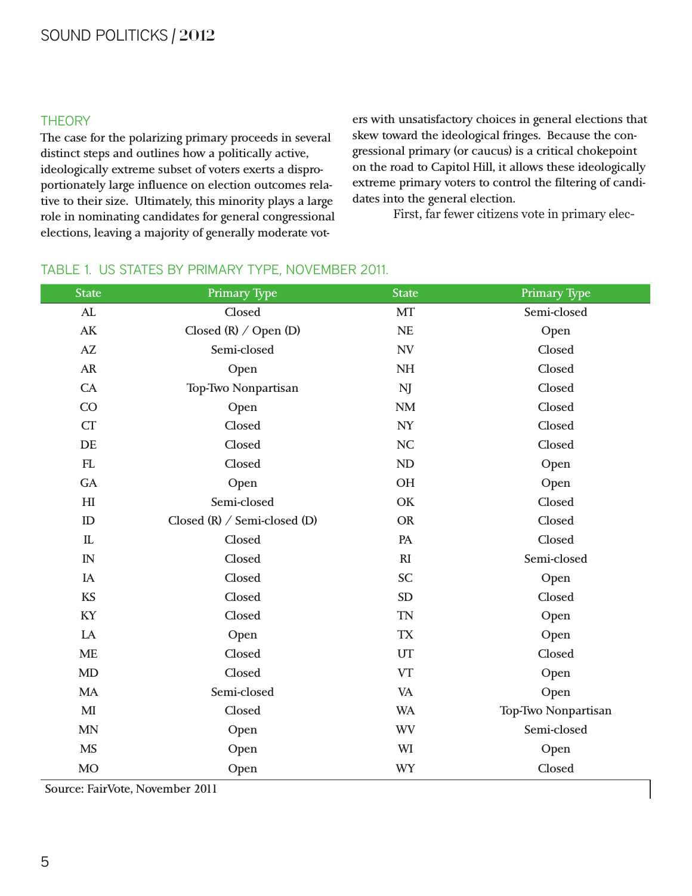## THEORY

The case for the polarizing primary proceeds in several distinct steps and outlines how a politically active, ideologically extreme subset of voters exerts a disproportionately large influence on election outcomes relative to their size. Ultimately, this minority plays a large role in nominating candidates for general congressional elections, leaving a majority of generally moderate voters with unsatisfactory choices in general elections that skew toward the ideological fringes. Because the congressional primary (or caucus) is a critical chokepoint on the road to Capitol Hill, it allows these ideologically extreme primary voters to control the filtering of candidates into the general election.

First, far fewer citizens vote in primary elec-

TABLE 1. US STATES BY PRIMARY TYPE, NOVEMBER 2011.

| State | Primary Type | State | Primary Type |
|---|---|---|---|
| AL | Closed | MT | Semi-closed |
| AK | Closed (R) / Open (D) | NE | Open |
| AZ | Semi-closed | NV | Closed |
| AR | Open | NH | Closed |
| CA | Top-Two Nonpartisan | NJ | Closed |
| CO | Open | NM | Closed |
| CT | Closed | NY | Closed |
| DE | Closed | NC | Closed |
| FL | Closed | ND | Open |
| GA | Open | OH | Open |
| HI | Semi-closed | OK | Closed |
| ID | Closed (R) / Semi-closed (D) | OR | Closed |
| IL | Closed | PA | Closed |
| IN | Closed | RI | Semi-closed |
| IA | Closed | SC | Open |
| KS | Closed | SD | Closed |
| KY | Closed | TN | Open |
| LA | Open | TX | Open |
| ME | Closed | UT | Closed |
| MD | Closed | VT | Open |
| MA | Semi-closed | VA | Open |
| MI | Closed | WA | Top-Two Nonpartisan |
| MN | Open | WV | Semi-closed |
| MS | Open | WI | Open |
| MO | Open | WY | Closed |

Source: FairVote, November 2011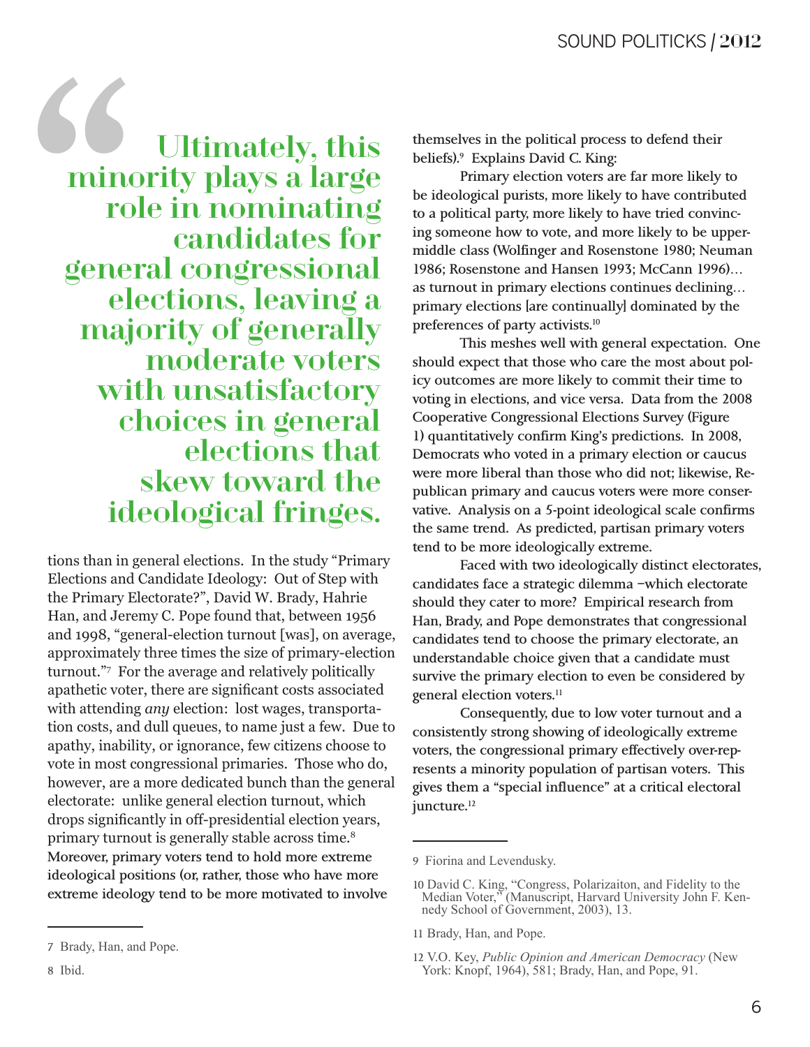> **Ultimately, this minority plays a large role in nominating candidates for general congressional elections, leaving a majority of generally moderate voters with unsatisfactory choices in general elections that skew toward the ideological fringes.**

tions than in general elections. In the study "Primary Elections and Candidate Ideology: Out of Step with the Primary Electorate?", David W. Brady, Hahrie Han, and Jeremy C. Pope found that, between 1956 and 1998, "general-election turnout [was], on average, approximately three times the size of primary-election turnout."[7] For the average and relatively politically apathetic voter, there are significant costs associated with attending *any* election: lost wages, transportation costs, and dull queues, to name just a few. Due to apathy, inability, or ignorance, few citizens choose to vote in most congressional primaries. Those who do, however, are a more dedicated bunch than the general electorate: unlike general election turnout, which drops significantly in off-presidential election years, primary turnout is generally stable across time.[8] Moreover, primary voters tend to hold more extreme ideological positions (or, rather, those who have more extreme ideology tend to be more motivated to involve themselves in the political process to defend their beliefs).[9] Explains David C. King:

> Primary election voters are far more likely to be ideological purists, more likely to have contributed to a political party, more likely to have tried convincing someone how to vote, and more likely to be upper-middle class (Wolfinger and Rosenstone 1980; Neuman 1986; Rosenstone and Hansen 1993; McCann 1996)... as turnout in primary elections continues declining... primary elections [are continually] dominated by the preferences of party activists.[10]

This meshes well with general expectation. One should expect that those who care the most about policy outcomes are more likely to commit their time to voting in elections, and vice versa. Data from the 2008 Cooperative Congressional Elections Survey (Figure 1) quantitatively confirm King's predictions. In 2008, Democrats who voted in a primary election or caucus were more liberal than those who did not; likewise, Republican primary and caucus voters were more conservative. Analysis on a 5-point ideological scale confirms the same trend. As predicted, partisan primary voters tend to be more ideologically extreme.

Faced with two ideologically distinct electorates, candidates face a strategic dilemma –which electorate should they cater to more? Empirical research from Han, Brady, and Pope demonstrates that congressional candidates tend to choose the primary electorate, an understandable choice given that a candidate must survive the primary election to even be considered by general election voters.[11]

Consequently, due to low voter turnout and a consistently strong showing of ideologically extreme voters, the congressional primary effectively over-represents a minority population of partisan voters. This gives them a "special influence" at a critical electoral juncture.[12]

---

7 Brady, Han, and Pope.

8 Ibid.

9 Fiorina and Levendusky.

10 David C. King, "Congress, Polarizaiton, and Fidelity to the Median Voter," (Manuscript, Harvard University John F. Kennedy School of Government, 2003), 13.

11 Brady, Han, and Pope.

12 V.O. Key, *Public Opinion and American Democracy* (New York: Knopf, 1964), 581; Brady, Han, and Pope, 91.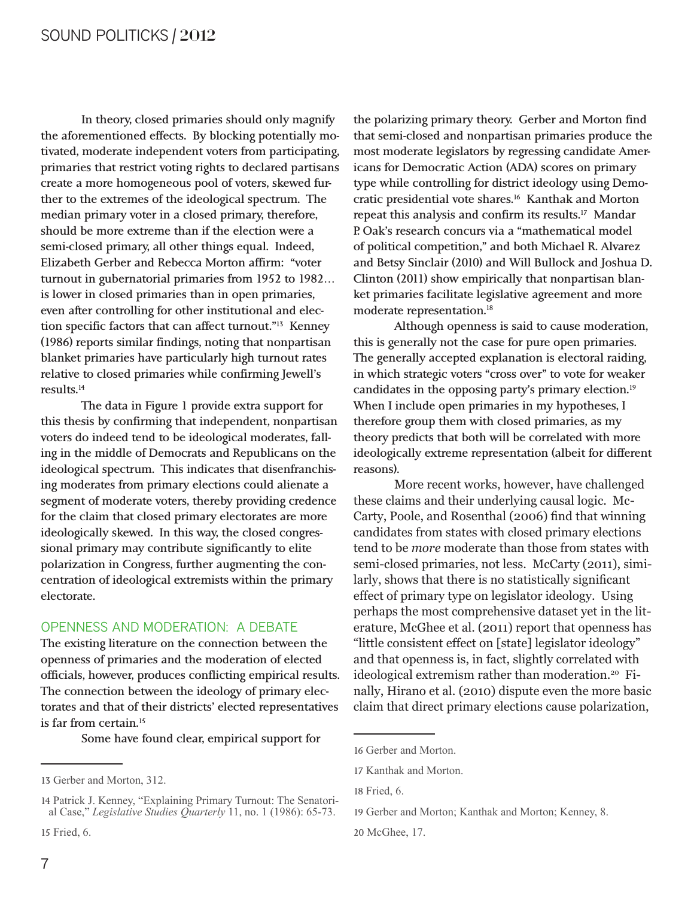In theory, closed primaries should only magnify the aforementioned effects. By blocking potentially motivated, moderate independent voters from participating, primaries that restrict voting rights to declared partisans create a more homogeneous pool of voters, skewed further to the extremes of the ideological spectrum. The median primary voter in a closed primary, therefore, should be more extreme than if the election were a semi-closed primary, all other things equal. Indeed, Elizabeth Gerber and Rebecca Morton affirm: "voter turnout in gubernatorial primaries from 1952 to 1982… is lower in closed primaries than in open primaries, even after controlling for other institutional and election specific factors that can affect turnout."[13] Kenney (1986) reports similar findings, noting that nonpartisan blanket primaries have particularly high turnout rates relative to closed primaries while confirming Jewell's results.[14]

The data in Figure 1 provide extra support for this thesis by confirming that independent, nonpartisan voters do indeed tend to be ideological moderates, falling in the middle of Democrats and Republicans on the ideological spectrum. This indicates that disenfranchising moderates from primary elections could alienate a segment of moderate voters, thereby providing credence for the claim that closed primary electorates are more ideologically skewed. In this way, the closed congressional primary may contribute significantly to elite polarization in Congress, further augmenting the concentration of ideological extremists within the primary electorate.

## OPENNESS AND MODERATION: A DEBATE

The existing literature on the connection between the openness of primaries and the moderation of elected officials, however, produces conflicting empirical results. The connection between the ideology of primary electorates and that of their districts' elected representatives is far from certain.[15]

Some have found clear, empirical support for the polarizing primary theory. Gerber and Morton find that semi-closed and nonpartisan primaries produce the most moderate legislators by regressing candidate Americans for Democratic Action (ADA) scores on primary type while controlling for district ideology using Democratic presidential vote shares.[16] Kanthak and Morton repeat this analysis and confirm its results.[17] Mandar P. Oak's research concurs via a "mathematical model of political competition," and both Michael R. Alvarez and Betsy Sinclair (2010) and Will Bullock and Joshua D. Clinton (2011) show empirically that nonpartisan blanket primaries facilitate legislative agreement and more moderate representation.[18]

Although openness is said to cause moderation, this is generally not the case for pure open primaries. The generally accepted explanation is electoral raiding, in which strategic voters "cross over" to vote for weaker candidates in the opposing party's primary election.[19] When I include open primaries in my hypotheses, I therefore group them with closed primaries, as my theory predicts that both will be correlated with more ideologically extreme representation (albeit for different reasons).

More recent works, however, have challenged these claims and their underlying causal logic. McCarty, Poole, and Rosenthal (2006) find that winning candidates from states with closed primary elections tend to be *more* moderate than those from states with semi-closed primaries, not less. McCarty (2011), similarly, shows that there is no statistically significant effect of primary type on legislator ideology. Using perhaps the most comprehensive dataset yet in the literature, McGhee et al. (2011) report that openness has "little consistent effect on [state] legislator ideology" and that openness is, in fact, slightly correlated with ideological extremism rather than moderation.[20] Finally, Hirano et al. (2010) dispute even the more basic claim that direct primary elections cause polarization,

---

13 Gerber and Morton, 312.

14 Patrick J. Kenney, "Explaining Primary Turnout: The Senatorial Case," *Legislative Studies Quarterly* 11, no. 1 (1986): 65-73.

15 Fried, 6.

16 Gerber and Morton.

17 Kanthak and Morton.

18 Fried, 6.

19 Gerber and Morton; Kanthak and Morton; Kenney, 8.

20 McGhee, 17.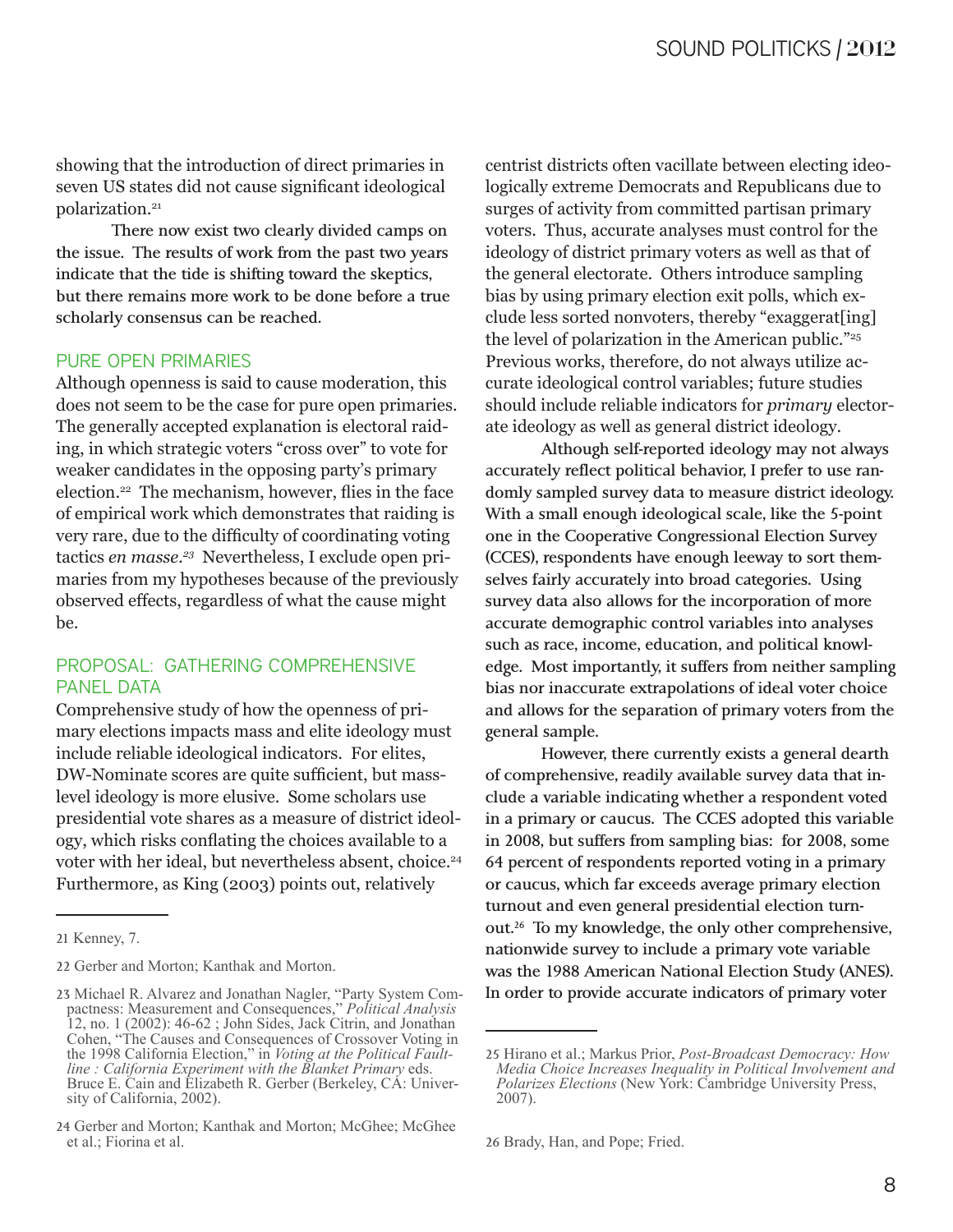showing that the introduction of direct primaries in seven US states did not cause significant ideological polarization.[21]

There now exist two clearly divided camps on the issue. The results of work from the past two years indicate that the tide is shifting toward the skeptics, but there remains more work to be done before a true scholarly consensus can be reached.

## PURE OPEN PRIMARIES

Although openness is said to cause moderation, this does not seem to be the case for pure open primaries. The generally accepted explanation is electoral raiding, in which strategic voters "cross over" to vote for weaker candidates in the opposing party's primary election.[22] The mechanism, however, flies in the face of empirical work which demonstrates that raiding is very rare, due to the difficulty of coordinating voting tactics *en masse*.[23] Nevertheless, I exclude open primaries from my hypotheses because of the previously observed effects, regardless of what the cause might be.

## PROPOSAL: GATHERING COMPREHENSIVE PANEL DATA

Comprehensive study of how the openness of primary elections impacts mass and elite ideology must include reliable ideological indicators. For elites, DW-Nominate scores are quite sufficient, but mass-level ideology is more elusive. Some scholars use presidential vote shares as a measure of district ideology, which risks conflating the choices available to a voter with her ideal, but nevertheless absent, choice.[24] Furthermore, as King (2003) points out, relatively centrist districts often vacillate between electing ideologically extreme Democrats and Republicans due to surges of activity from committed partisan primary voters. Thus, accurate analyses must control for the ideology of district primary voters as well as that of the general electorate. Others introduce sampling bias by using primary election exit polls, which exclude less sorted nonvoters, thereby "exaggerat[ing] the level of polarization in the American public."[25] Previous works, therefore, do not always utilize accurate ideological control variables; future studies should include reliable indicators for *primary* electorate ideology as well as general district ideology.

Although self-reported ideology may not always accurately reflect political behavior, I prefer to use randomly sampled survey data to measure district ideology. With a small enough ideological scale, like the 5-point one in the Cooperative Congressional Election Survey (CCES), respondents have enough leeway to sort themselves fairly accurately into broad categories. Using survey data also allows for the incorporation of more accurate demographic control variables into analyses such as race, income, education, and political knowledge. Most importantly, it suffers from neither sampling bias nor inaccurate extrapolations of ideal voter choice and allows for the separation of primary voters from the general sample.

However, there currently exists a general dearth of comprehensive, readily available survey data that include a variable indicating whether a respondent voted in a primary or caucus. The CCES adopted this variable in 2008, but suffers from sampling bias: for 2008, some 64 percent of respondents reported voting in a primary or caucus, which far exceeds average primary election turnout and even general presidential election turnout.[26] To my knowledge, the only other comprehensive, nationwide survey to include a primary vote variable was the 1988 American National Election Study (ANES). In order to provide accurate indicators of primary voter

---

21 Kenney, 7.

22 Gerber and Morton; Kanthak and Morton.

23 Michael R. Alvarez and Jonathan Nagler, "Party System Compactness: Measurement and Consequences," *Political Analysis* 12, no. 1 (2002): 46-62 ; John Sides, Jack Citrin, and Jonathan Cohen, "The Causes and Consequences of Crossover Voting in the 1998 California Election," in *Voting at the Political Fault-line : California Experiment with the Blanket Primary* eds. Bruce E. Cain and Elizabeth R. Gerber (Berkeley, CA: University of California, 2002).

24 Gerber and Morton; Kanthak and Morton; McGhee; McGhee et al.; Fiorina et al.

25 Hirano et al.; Markus Prior, *Post-Broadcast Democracy: How Media Choice Increases Inequality in Political Involvement and Polarizes Elections* (New York: Cambridge University Press, 2007).

26 Brady, Han, and Pope; Fried.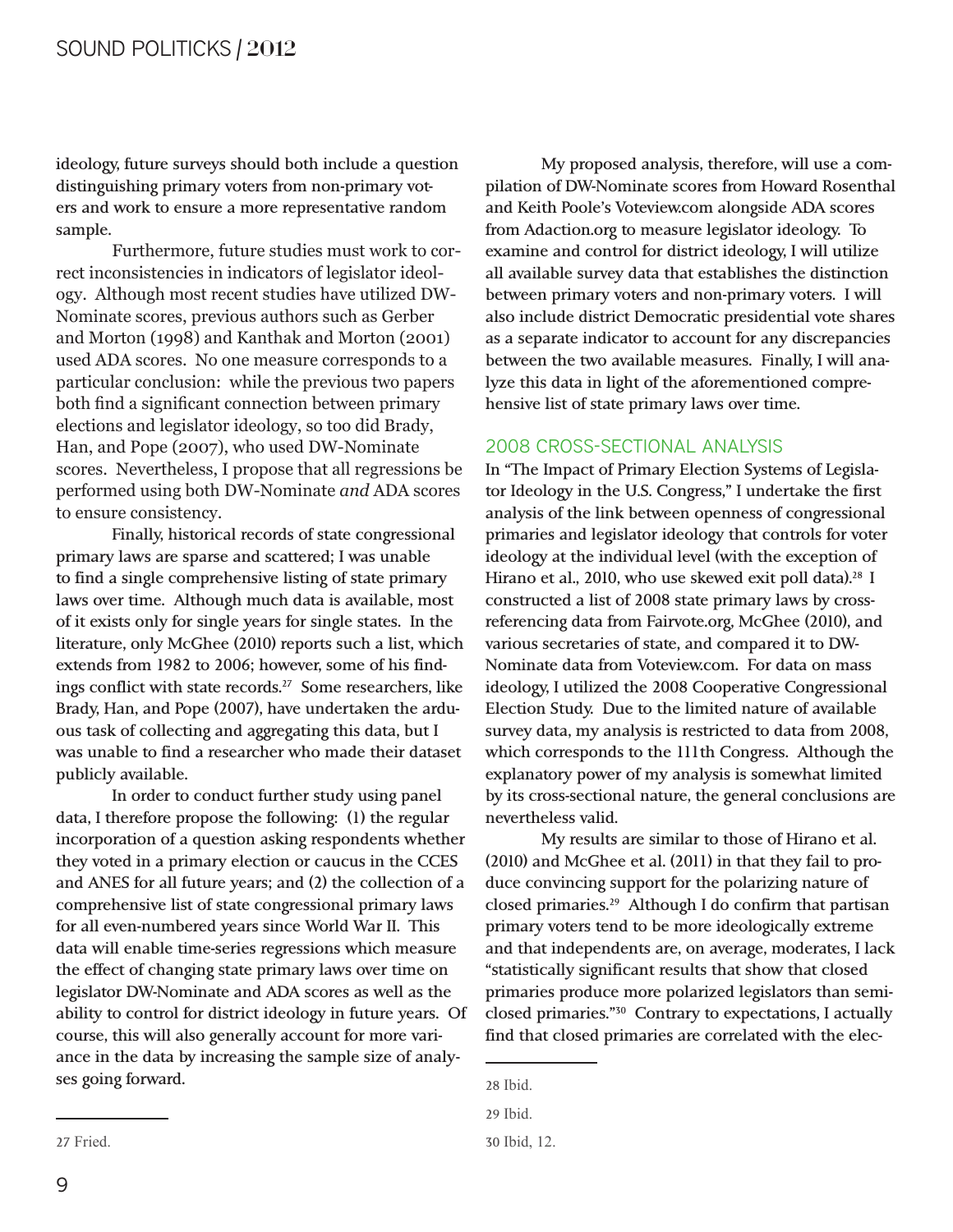ideology, future surveys should both include a question distinguishing primary voters from non-primary voters and work to ensure a more representative random sample.

Furthermore, future studies must work to correct inconsistencies in indicators of legislator ideology. Although most recent studies have utilized DW-Nominate scores, previous authors such as Gerber and Morton (1998) and Kanthak and Morton (2001) used ADA scores. No one measure corresponds to a particular conclusion: while the previous two papers both find a significant connection between primary elections and legislator ideology, so too did Brady, Han, and Pope (2007), who used DW-Nominate scores. Nevertheless, I propose that all regressions be performed using both DW-Nominate *and* ADA scores to ensure consistency.

Finally, historical records of state congressional primary laws are sparse and scattered; I was unable to find a single comprehensive listing of state primary laws over time. Although much data is available, most of it exists only for single years for single states. In the literature, only McGhee (2010) reports such a list, which extends from 1982 to 2006; however, some of his findings conflict with state records.[27] Some researchers, like Brady, Han, and Pope (2007), have undertaken the arduous task of collecting and aggregating this data, but I was unable to find a researcher who made their dataset publicly available.

In order to conduct further study using panel data, I therefore propose the following: (1) the regular incorporation of a question asking respondents whether they voted in a primary election or caucus in the CCES and ANES for all future years; and (2) the collection of a comprehensive list of state congressional primary laws for all even-numbered years since World War II. This data will enable time-series regressions which measure the effect of changing state primary laws over time on legislator DW-Nominate and ADA scores as well as the ability to control for district ideology in future years. Of course, this will also generally account for more variance in the data by increasing the sample size of analyses going forward.

My proposed analysis, therefore, will use a compilation of DW-Nominate scores from Howard Rosenthal and Keith Poole's Voteview.com alongside ADA scores from Adaction.org to measure legislator ideology. To examine and control for district ideology, I will utilize all available survey data that establishes the distinction between primary voters and non-primary voters. I will also include district Democratic presidential vote shares as a separate indicator to account for any discrepancies between the two available measures. Finally, I will analyze this data in light of the aforementioned comprehensive list of state primary laws over time.

## 2008 CROSS-SECTIONAL ANALYSIS

In "The Impact of Primary Election Systems of Legislator Ideology in the U.S. Congress," I undertake the first analysis of the link between openness of congressional primaries and legislator ideology that controls for voter ideology at the individual level (with the exception of Hirano et al., 2010, who use skewed exit poll data).[28] I constructed a list of 2008 state primary laws by cross-referencing data from Fairvote.org, McGhee (2010), and various secretaries of state, and compared it to DW-Nominate data from Voteview.com. For data on mass ideology, I utilized the 2008 Cooperative Congressional Election Study. Due to the limited nature of available survey data, my analysis is restricted to data from 2008, which corresponds to the 111th Congress. Although the explanatory power of my analysis is somewhat limited by its cross-sectional nature, the general conclusions are nevertheless valid.

My results are similar to those of Hirano et al. (2010) and McGhee et al. (2011) in that they fail to produce convincing support for the polarizing nature of closed primaries.[29] Although I do confirm that partisan primary voters tend to be more ideologically extreme and that independents are, on average, moderates, I lack "statistically significant results that show that closed primaries produce more polarized legislators than semi-closed primaries."[30] Contrary to expectations, I actually find that closed primaries are correlated with the elec-

---

27 Fried.

28 Ibid.

29 Ibid.

30 Ibid, 12.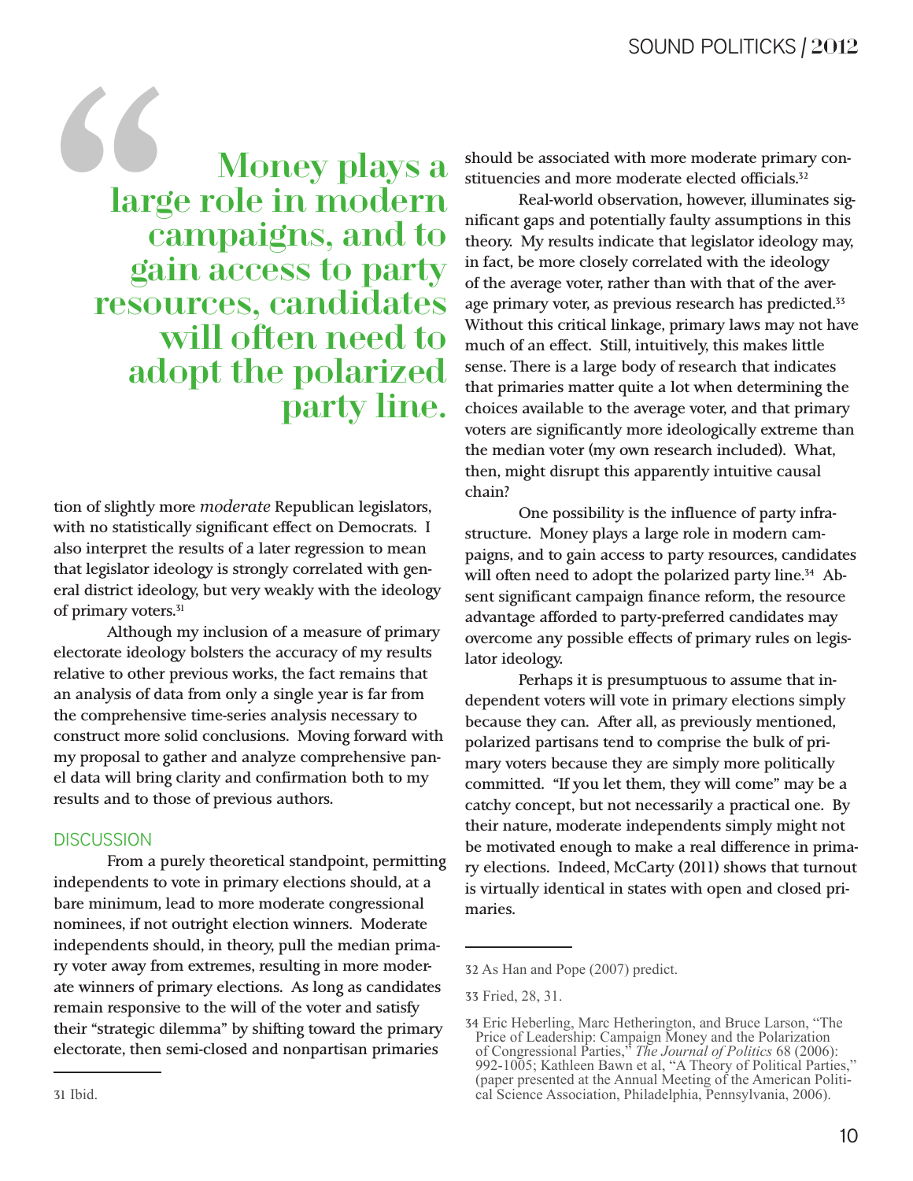> **Money plays a large role in modern campaigns, and to gain access to party resources, candidates will often need to adopt the polarized party line.**

tion of slightly more *moderate* Republican legislators, with no statistically significant effect on Democrats. I also interpret the results of a later regression to mean that legislator ideology is strongly correlated with general district ideology, but very weakly with the ideology of primary voters.[31]

Although my inclusion of a measure of primary electorate ideology bolsters the accuracy of my results relative to other previous works, the fact remains that an analysis of data from only a single year is far from the comprehensive time-series analysis necessary to construct more solid conclusions. Moving forward with my proposal to gather and analyze comprehensive panel data will bring clarity and confirmation both to my results and to those of previous authors.

## DISCUSSION

From a purely theoretical standpoint, permitting independents to vote in primary elections should, at a bare minimum, lead to more moderate congressional nominees, if not outright election winners. Moderate independents should, in theory, pull the median primary voter away from extremes, resulting in more moderate winners of primary elections. As long as candidates remain responsive to the will of the voter and satisfy their "strategic dilemma" by shifting toward the primary electorate, then semi-closed and nonpartisan primaries should be associated with more moderate primary constituencies and more moderate elected officials.[32]

Real-world observation, however, illuminates significant gaps and potentially faulty assumptions in this theory. My results indicate that legislator ideology may, in fact, be more closely correlated with the ideology of the average voter, rather than with that of the average primary voter, as previous research has predicted.[33] Without this critical linkage, primary laws may not have much of an effect. Still, intuitively, this makes little sense. There is a large body of research that indicates that primaries matter quite a lot when determining the choices available to the average voter, and that primary voters are significantly more ideologically extreme than the median voter (my own research included). What, then, might disrupt this apparently intuitive causal chain?

One possibility is the influence of party infrastructure. Money plays a large role in modern campaigns, and to gain access to party resources, candidates will often need to adopt the polarized party line.[34] Absent significant campaign finance reform, the resource advantage afforded to party-preferred candidates may overcome any possible effects of primary rules on legislator ideology.

Perhaps it is presumptuous to assume that independent voters will vote in primary elections simply because they can. After all, as previously mentioned, polarized partisans tend to comprise the bulk of primary voters because they are simply more politically committed. "If you let them, they will come" may be a catchy concept, but not necessarily a practical one. By their nature, moderate independents simply might not be motivated enough to make a real difference in primary elections. Indeed, McCarty (2011) shows that turnout is virtually identical in states with open and closed primaries.

---

31 Ibid.

32 As Han and Pope (2007) predict.

33 Fried, 28, 31.

34 Eric Heberling, Marc Hetherington, and Bruce Larson, "The Price of Leadership: Campaign Money and the Polarization of Congressional Parties," *The Journal of Politics* 68 (2006): 992-1005; Kathleen Bawn et al, "A Theory of Political Parties," (paper presented at the Annual Meeting of the American Political Science Association, Philadelphia, Pennsylvania, 2006).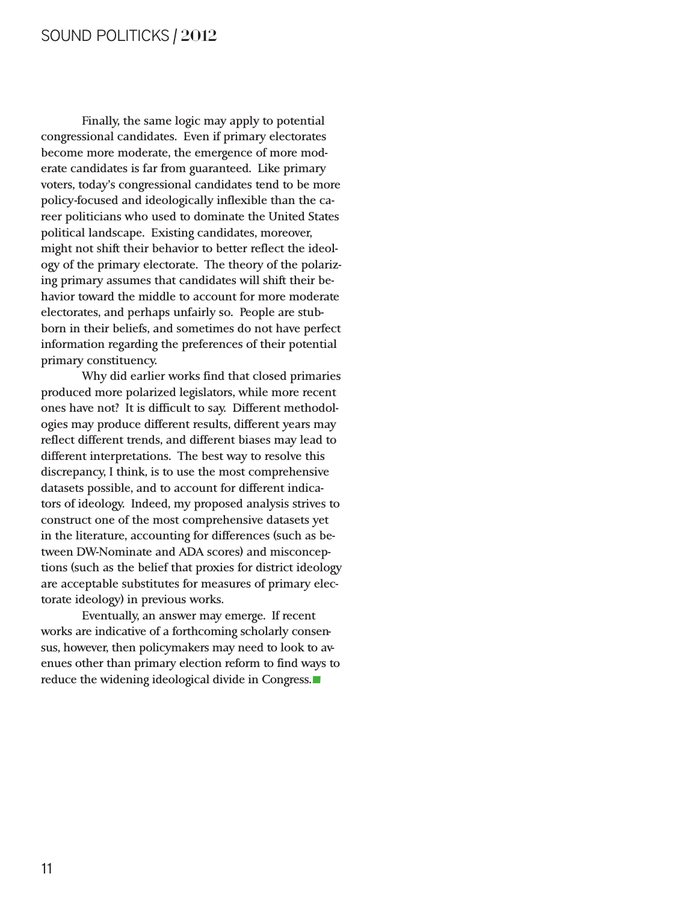Finally, the same logic may apply to potential congressional candidates. Even if primary electorates become more moderate, the emergence of more moderate candidates is far from guaranteed. Like primary voters, today's congressional candidates tend to be more policy-focused and ideologically inflexible than the career politicians who used to dominate the United States political landscape. Existing candidates, moreover, might not shift their behavior to better reflect the ideology of the primary electorate. The theory of the polarizing primary assumes that candidates will shift their behavior toward the middle to account for more moderate electorates, and perhaps unfairly so. People are stubborn in their beliefs, and sometimes do not have perfect information regarding the preferences of their potential primary constituency.

Why did earlier works find that closed primaries produced more polarized legislators, while more recent ones have not? It is difficult to say. Different methodologies may produce different results, different years may reflect different trends, and different biases may lead to different interpretations. The best way to resolve this discrepancy, I think, is to use the most comprehensive datasets possible, and to account for different indicators of ideology. Indeed, my proposed analysis strives to construct one of the most comprehensive datasets yet in the literature, accounting for differences (such as between DW-Nominate and ADA scores) and misconceptions (such as the belief that proxies for district ideology are acceptable substitutes for measures of primary electorate ideology) in previous works.

Eventually, an answer may emerge. If recent works are indicative of a forthcoming scholarly consensus, however, then policymakers may need to look to avenues other than primary election reform to find ways to reduce the widening ideological divide in Congress.■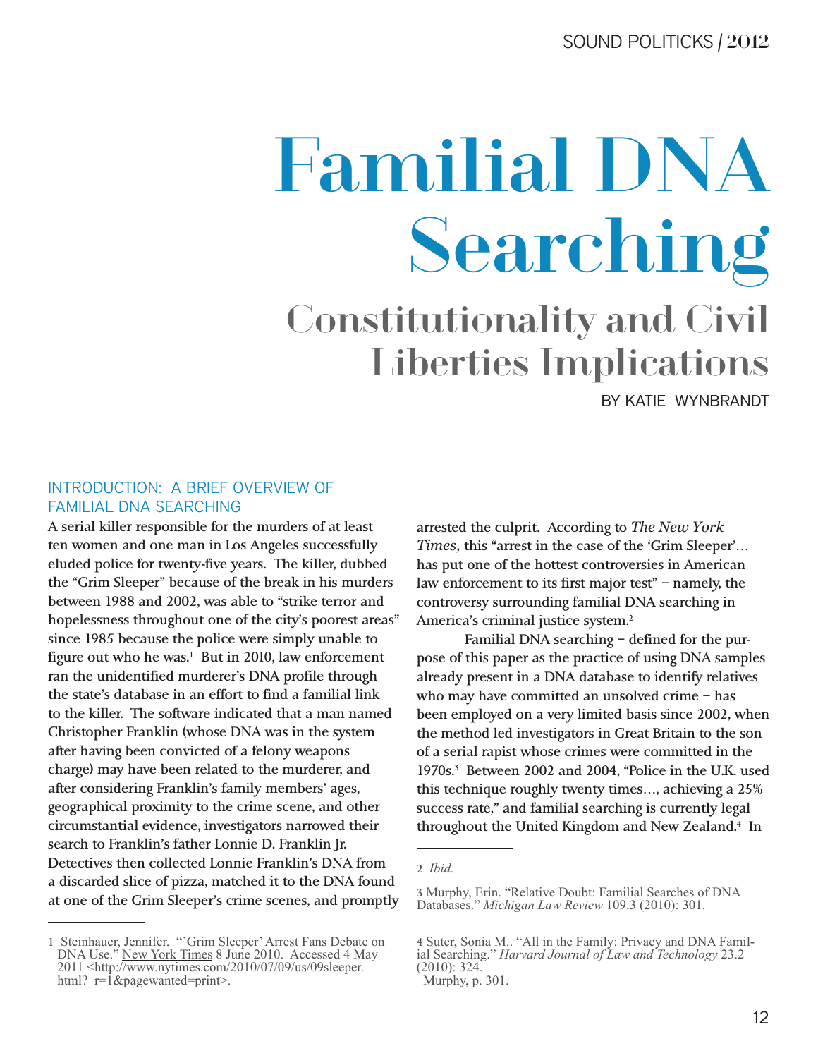# Familial DNA Searching

## Constitutionality and Civil Liberties Implications

BY KATIE WYNBRANDT

### INTRODUCTION: A BRIEF OVERVIEW OF FAMILIAL DNA SEARCHING

A serial killer responsible for the murders of at least ten women and one man in Los Angeles successfully eluded police for twenty-five years. The killer, dubbed the "Grim Sleeper" because of the break in his murders between 1988 and 2002, was able to "strike terror and hopelessness throughout one of the city's poorest areas" since 1985 because the police were simply unable to figure out who he was.[1] But in 2010, law enforcement ran the unidentified murderer's DNA profile through the state's database in an effort to find a familial link to the killer. The software indicated that a man named Christopher Franklin (whose DNA was in the system after having been convicted of a felony weapons charge) may have been related to the murderer, and after considering Franklin's family members' ages, geographical proximity to the crime scene, and other circumstantial evidence, investigators narrowed their search to Franklin's father Lonnie D. Franklin Jr. Detectives then collected Lonnie Franklin's DNA from a discarded slice of pizza, matched it to the DNA found at one of the Grim Sleeper's crime scenes, and promptly arrested the culprit. According to *The New York Times,* this "arrest in the case of the 'Grim Sleeper'… has put one of the hottest controversies in American law enforcement to its first major test" – namely, the controversy surrounding familial DNA searching in America's criminal justice system.[2]

Familial DNA searching – defined for the purpose of this paper as the practice of using DNA samples already present in a DNA database to identify relatives who may have committed an unsolved crime – has been employed on a very limited basis since 2002, when the method led investigators in Great Britain to the son of a serial rapist whose crimes were committed in the 1970s.[3] Between 2002 and 2004, "Police in the U.K. used this technique roughly twenty times…, achieving a 25% success rate," and familial searching is currently legal throughout the United Kingdom and New Zealand.[4] In

---

1 Steinhauer, Jennifer. "'Grim Sleeper' Arrest Fans Debate on DNA Use." New York Times 8 June 2010. Accessed 4 May 2011 <http://www.nytimes.com/2010/07/09/us/09sleeper.html?_r=1&pagewanted=print>.

2 *Ibid.*

3 Murphy, Erin. "Relative Doubt: Familial Searches of DNA Databases." *Michigan Law Review* 109.3 (2010): 301.

4 Suter, Sonia M.. "All in the Family: Privacy and DNA Familial Searching." *Harvard Journal of Law and Technology* 23.2 (2010): 324.
Murphy, p. 301.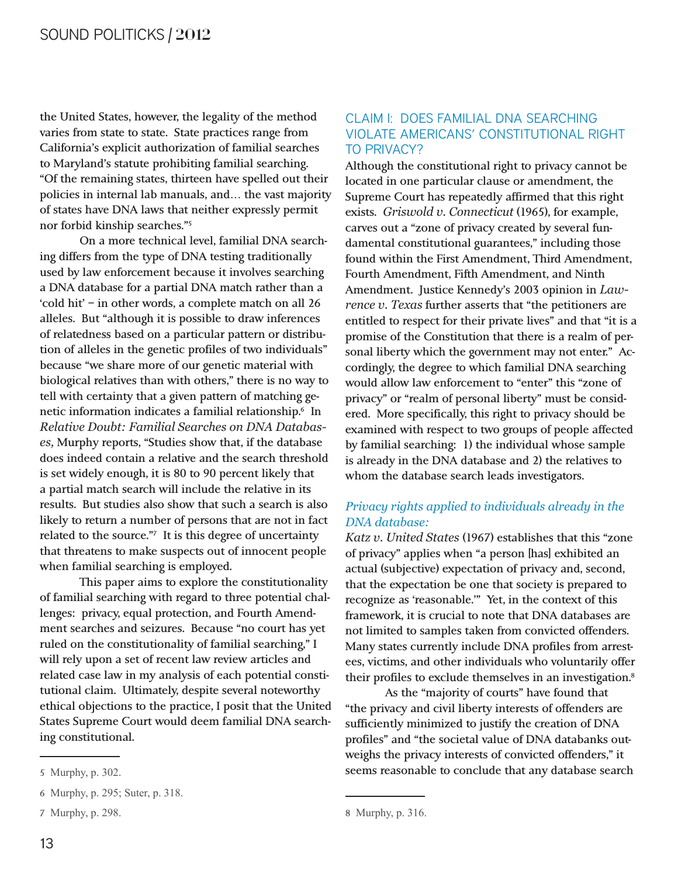the United States, however, the legality of the method varies from state to state. State practices range from California's explicit authorization of familial searches to Maryland's statute prohibiting familial searching. "Of the remaining states, thirteen have spelled out their policies in internal lab manuals, and… the vast majority of states have DNA laws that neither expressly permit nor forbid kinship searches."[5]

On a more technical level, familial DNA searching differs from the type of DNA testing traditionally used by law enforcement because it involves searching a DNA database for a partial DNA match rather than a 'cold hit' – in other words, a complete match on all 26 alleles. But "although it is possible to draw inferences of relatedness based on a particular pattern or distribution of alleles in the genetic profiles of two individuals" because "we share more of our genetic material with biological relatives than with others," there is no way to tell with certainty that a given pattern of matching genetic information indicates a familial relationship.[6] In *Relative Doubt: Familial Searches on DNA Databases,* Murphy reports, "Studies show that, if the database does indeed contain a relative and the search threshold is set widely enough, it is 80 to 90 percent likely that a partial match search will include the relative in its results. But studies also show that such a search is also likely to return a number of persons that are not in fact related to the source."[7] It is this degree of uncertainty that threatens to make suspects out of innocent people when familial searching is employed.

This paper aims to explore the constitutionality of familial searching with regard to three potential challenges: privacy, equal protection, and Fourth Amendment searches and seizures. Because "no court has yet ruled on the constitutionality of familial searching," I will rely upon a set of recent law review articles and related case law in my analysis of each potential constitutional claim. Ultimately, despite several noteworthy ethical objections to the practice, I posit that the United States Supreme Court would deem familial DNA searching constitutional.

## CLAIM I: DOES FAMILIAL DNA SEARCHING VIOLATE AMERICANS' CONSTITUTIONAL RIGHT TO PRIVACY?

Although the constitutional right to privacy cannot be located in one particular clause or amendment, the Supreme Court has repeatedly affirmed that this right exists. *Griswold v. Connecticut* (1965), for example, carves out a "zone of privacy created by several fundamental constitutional guarantees," including those found within the First Amendment, Third Amendment, Fourth Amendment, Fifth Amendment, and Ninth Amendment. Justice Kennedy's 2003 opinion in *Lawrence v. Texas* further asserts that "the petitioners are entitled to respect for their private lives" and that "it is a promise of the Constitution that there is a realm of personal liberty which the government may not enter." Accordingly, the degree to which familial DNA searching would allow law enforcement to "enter" this "zone of privacy" or "realm of personal liberty" must be considered. More specifically, this right to privacy should be examined with respect to two groups of people affected by familial searching: 1) the individual whose sample is already in the DNA database and 2) the relatives to whom the database search leads investigators.

### *Privacy rights applied to individuals already in the DNA database:*

*Katz v. United States* (1967) establishes that this "zone of privacy" applies when "a person [has] exhibited an actual (subjective) expectation of privacy and, second, that the expectation be one that society is prepared to recognize as 'reasonable.'" Yet, in the context of this framework, it is crucial to note that DNA databases are not limited to samples taken from convicted offenders. Many states currently include DNA profiles from arrestees, victims, and other individuals who voluntarily offer their profiles to exclude themselves in an investigation.[8]

As the "majority of courts" have found that "the privacy and civil liberty interests of offenders are sufficiently minimized to justify the creation of DNA profiles" and "the societal value of DNA databanks outweighs the privacy interests of convicted offenders," it seems reasonable to conclude that any database search

---

5 Murphy, p. 302.

6 Murphy, p. 295; Suter, p. 318.

7 Murphy, p. 298.

8 Murphy, p. 316.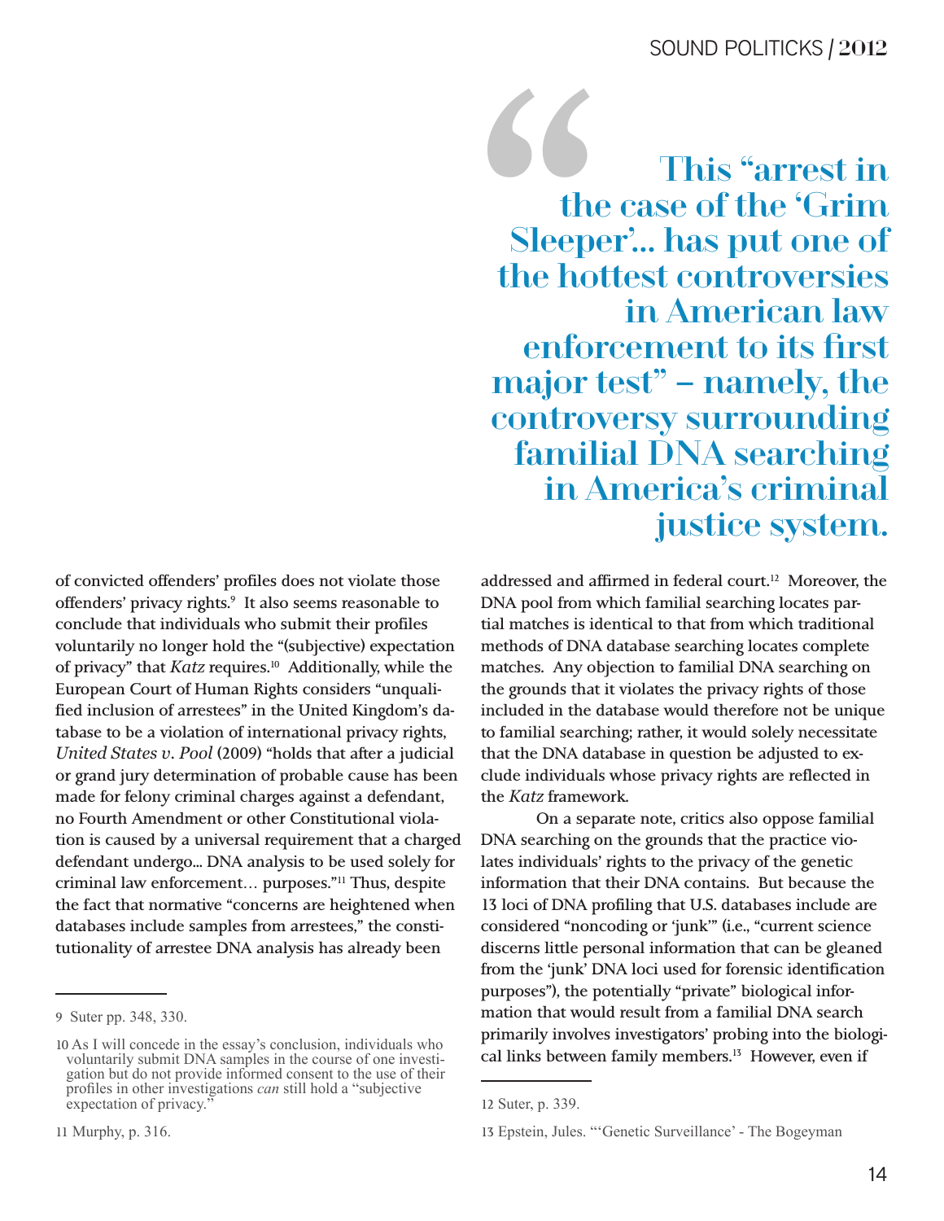> This "arrest in the case of the 'Grim Sleeper'... has put one of the hottest controversies in American law enforcement to its first major test" – namely, the controversy surrounding familial DNA searching in America's criminal justice system.

of convicted offenders' profiles does not violate those offenders' privacy rights.[9] It also seems reasonable to conclude that individuals who submit their profiles voluntarily no longer hold the "(subjective) expectation of privacy" that *Katz* requires.[10] Additionally, while the European Court of Human Rights considers "unqualified inclusion of arrestees" in the United Kingdom's database to be a violation of international privacy rights, *United States v. Pool* (2009) "holds that after a judicial or grand jury determination of probable cause has been made for felony criminal charges against a defendant, no Fourth Amendment or other Constitutional violation is caused by a universal requirement that a charged defendant undergo... DNA analysis to be used solely for criminal law enforcement… purposes."[11] Thus, despite the fact that normative "concerns are heightened when databases include samples from arrestees," the constitutionality of arrestee DNA analysis has already been addressed and affirmed in federal court.[12] Moreover, the DNA pool from which familial searching locates partial matches is identical to that from which traditional methods of DNA database searching locates complete matches. Any objection to familial DNA searching on the grounds that it violates the privacy rights of those included in the database would therefore not be unique to familial searching; rather, it would solely necessitate that the DNA database in question be adjusted to exclude individuals whose privacy rights are reflected in the *Katz* framework.

On a separate note, critics also oppose familial DNA searching on the grounds that the practice violates individuals' rights to the privacy of the genetic information that their DNA contains. But because the 13 loci of DNA profiling that U.S. databases include are considered "noncoding or 'junk'" (i.e., "current science discerns little personal information that can be gleaned from the 'junk' DNA loci used for forensic identification purposes"), the potentially "private" biological information that would result from a familial DNA search primarily involves investigators' probing into the biological links between family members.[13] However, even if

---

9 Suter pp. 348, 330.

10 As I will concede in the essay's conclusion, individuals who voluntarily submit DNA samples in the course of one investigation but do not provide informed consent to the use of their profiles in other investigations *can* still hold a "subjective expectation of privacy."

11 Murphy, p. 316.

12 Suter, p. 339.

13 Epstein, Jules. "'Genetic Surveillance' - The Bogeyman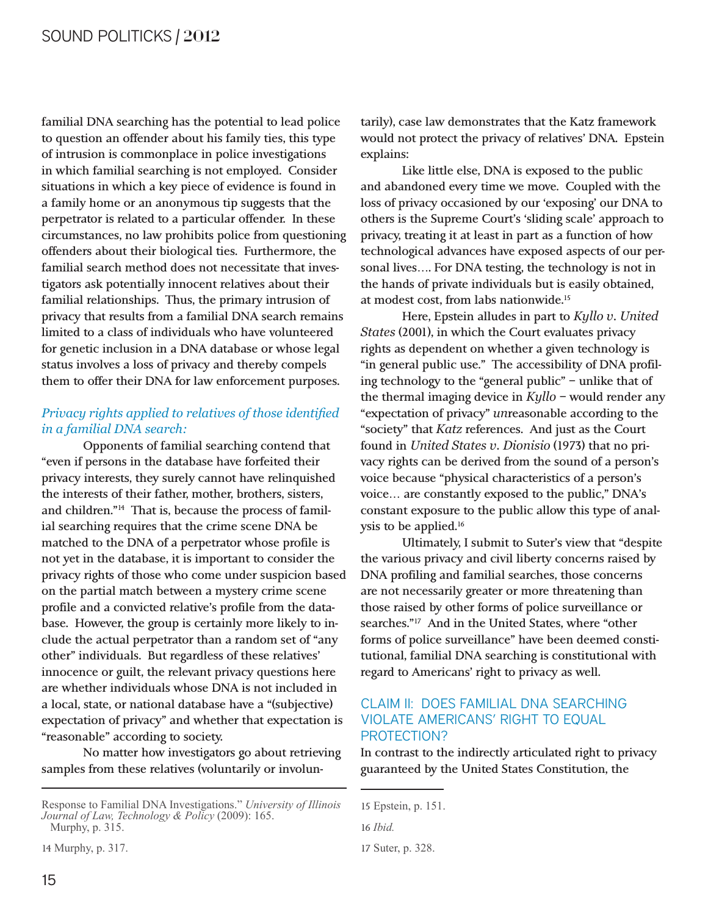familial DNA searching has the potential to lead police to question an offender about his family ties, this type of intrusion is commonplace in police investigations in which familial searching is not employed. Consider situations in which a key piece of evidence is found in a family home or an anonymous tip suggests that the perpetrator is related to a particular offender. In these circumstances, no law prohibits police from questioning offenders about their biological ties. Furthermore, the familial search method does not necessitate that investigators ask potentially innocent relatives about their familial relationships. Thus, the primary intrusion of privacy that results from a familial DNA search remains limited to a class of individuals who have volunteered for genetic inclusion in a DNA database or whose legal status involves a loss of privacy and thereby compels them to offer their DNA for law enforcement purposes.

### *Privacy rights applied to relatives of those identified in a familial DNA search:*

Opponents of familial searching contend that "even if persons in the database have forfeited their privacy interests, they surely cannot have relinquished the interests of their father, mother, brothers, sisters, and children."[14] That is, because the process of familial searching requires that the crime scene DNA be matched to the DNA of a perpetrator whose profile is not yet in the database, it is important to consider the privacy rights of those who come under suspicion based on the partial match between a mystery crime scene profile and a convicted relative's profile from the database. However, the group is certainly more likely to include the actual perpetrator than a random set of "any other" individuals. But regardless of these relatives' innocence or guilt, the relevant privacy questions here are whether individuals whose DNA is not included in a local, state, or national database have a "(subjective) expectation of privacy" and whether that expectation is "reasonable" according to society.

No matter how investigators go about retrieving samples from these relatives (voluntarily or involuntarily), case law demonstrates that the Katz framework would not protect the privacy of relatives' DNA. Epstein explains:

Like little else, DNA is exposed to the public and abandoned every time we move. Coupled with the loss of privacy occasioned by our 'exposing' our DNA to others is the Supreme Court's 'sliding scale' approach to privacy, treating it at least in part as a function of how technological advances have exposed aspects of our personal lives…. For DNA testing, the technology is not in the hands of private individuals but is easily obtained, at modest cost, from labs nationwide.[15]

Here, Epstein alludes in part to *Kyllo v. United States* (2001), in which the Court evaluates privacy rights as dependent on whether a given technology is "in general public use." The accessibility of DNA profiling technology to the "general public" – unlike that of the thermal imaging device in *Kyllo* – would render any "expectation of privacy" *un*reasonable according to the "society" that *Katz* references. And just as the Court found in *United States v. Dionisio* (1973) that no privacy rights can be derived from the sound of a person's voice because "physical characteristics of a person's voice… are constantly exposed to the public," DNA's constant exposure to the public allow this type of analysis to be applied.[16]

Ultimately, I submit to Suter's view that "despite the various privacy and civil liberty concerns raised by DNA profiling and familial searches, those concerns are not necessarily greater or more threatening than those raised by other forms of police surveillance or searches."[17] And in the United States, where "other forms of police surveillance" have been deemed constitutional, familial DNA searching is constitutional with regard to Americans' right to privacy as well.

## CLAIM II: DOES FAMILIAL DNA SEARCHING VIOLATE AMERICANS' RIGHT TO EQUAL PROTECTION?

In contrast to the indirectly articulated right to privacy guaranteed by the United States Constitution, the

---

Response to Familial DNA Investigations." *University of Illinois Journal of Law, Technology & Policy* (2009): 165.
Murphy, p. 315.

14 Murphy, p. 317.

15 Epstein, p. 151.

16 *Ibid.*

17 Suter, p. 328.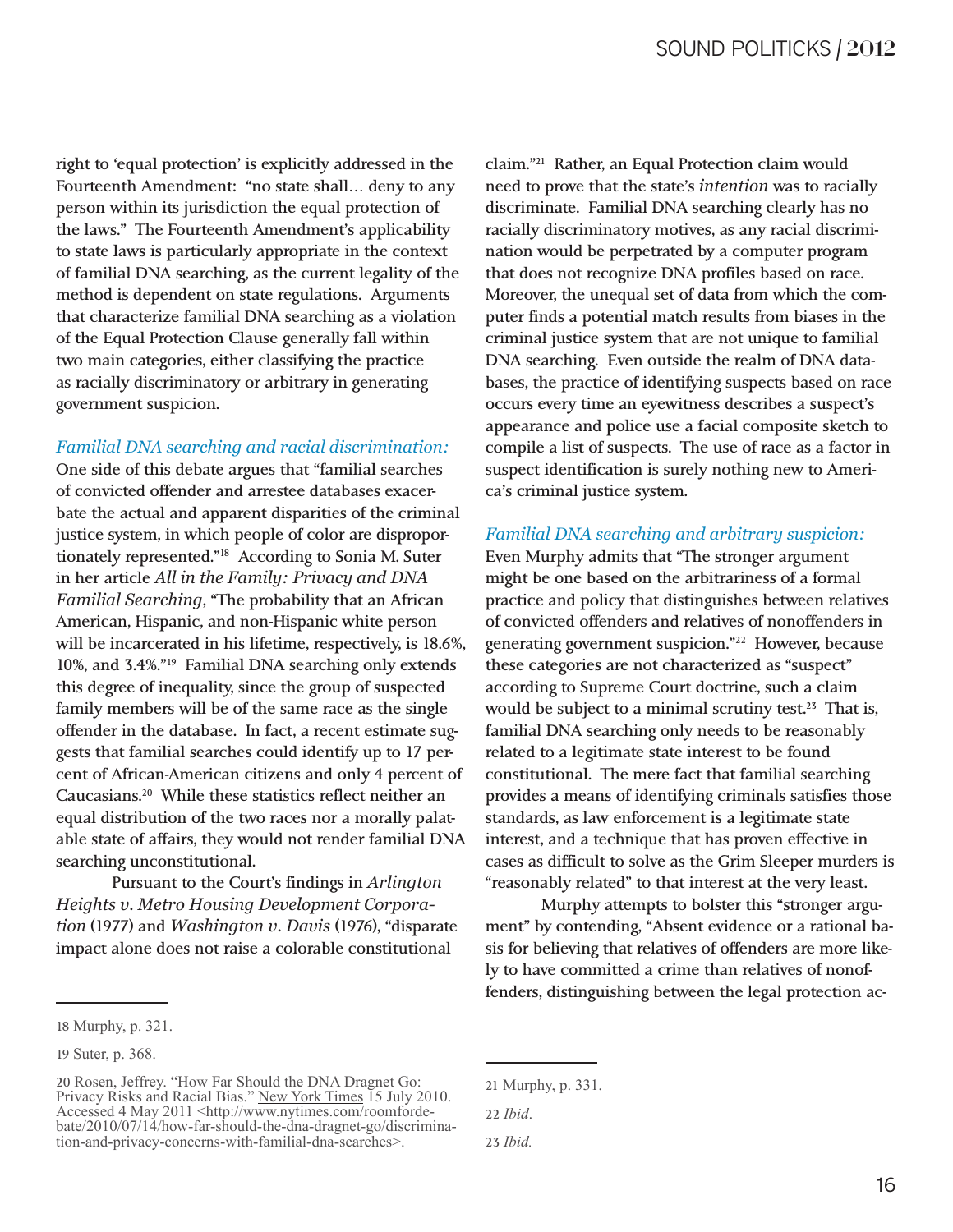right to 'equal protection' is explicitly addressed in the Fourteenth Amendment: "no state shall… deny to any person within its jurisdiction the equal protection of the laws." The Fourteenth Amendment's applicability to state laws is particularly appropriate in the context of familial DNA searching, as the current legality of the method is dependent on state regulations. Arguments that characterize familial DNA searching as a violation of the Equal Protection Clause generally fall within two main categories, either classifying the practice as racially discriminatory or arbitrary in generating government suspicion.

*Familial DNA searching and racial discrimination:*
One side of this debate argues that "familial searches of convicted offender and arrestee databases exacerbate the actual and apparent disparities of the criminal justice system, in which people of color are disproportionately represented."[18] According to Sonia M. Suter in her article *All in the Family: Privacy and DNA Familial Searching*, "The probability that an African American, Hispanic, and non-Hispanic white person will be incarcerated in his lifetime, respectively, is 18.6%, 10%, and 3.4%."[19] Familial DNA searching only extends this degree of inequality, since the group of suspected family members will be of the same race as the single offender in the database. In fact, a recent estimate suggests that familial searches could identify up to 17 percent of African-American citizens and only 4 percent of Caucasians.[20] While these statistics reflect neither an equal distribution of the two races nor a morally palatable state of affairs, they would not render familial DNA searching unconstitutional.

Pursuant to the Court's findings in *Arlington Heights v. Metro Housing Development Corporation* (1977) and *Washington v. Davis* (1976), "disparate impact alone does not raise a colorable constitutional claim."[21] Rather, an Equal Protection claim would need to prove that the state's *intention* was to racially discriminate. Familial DNA searching clearly has no racially discriminatory motives, as any racial discrimination would be perpetrated by a computer program that does not recognize DNA profiles based on race. Moreover, the unequal set of data from which the computer finds a potential match results from biases in the criminal justice system that are not unique to familial DNA searching. Even outside the realm of DNA databases, the practice of identifying suspects based on race occurs every time an eyewitness describes a suspect's appearance and police use a facial composite sketch to compile a list of suspects. The use of race as a factor in suspect identification is surely nothing new to America's criminal justice system.

*Familial DNA searching and arbitrary suspicion:*
Even Murphy admits that "The stronger argument might be one based on the arbitrariness of a formal practice and policy that distinguishes between relatives of convicted offenders and relatives of nonoffenders in generating government suspicion."[22] However, because these categories are not characterized as "suspect" according to Supreme Court doctrine, such a claim would be subject to a minimal scrutiny test.[23] That is, familial DNA searching only needs to be reasonably related to a legitimate state interest to be found constitutional. The mere fact that familial searching provides a means of identifying criminals satisfies those standards, as law enforcement is a legitimate state interest, and a technique that has proven effective in cases as difficult to solve as the Grim Sleeper murders is "reasonably related" to that interest at the very least.

Murphy attempts to bolster this "stronger argument" by contending, "Absent evidence or a rational basis for believing that relatives of offenders are more likely to have committed a crime than relatives of nonoffenders, distinguishing between the legal protection ac-

---

18 Murphy, p. 321.

19 Suter, p. 368.

20 Rosen, Jeffrey. "How Far Should the DNA Dragnet Go: Privacy Risks and Racial Bias." New York Times 15 July 2010. Accessed 4 May 2011 <http://www.nytimes.com/roomfordebate/2010/07/14/how-far-should-the-dna-dragnet-go/discrimination-and-privacy-concerns-with-familial-dna-searches>.

21 Murphy, p. 331.

22 *Ibid*.

23 *Ibid.*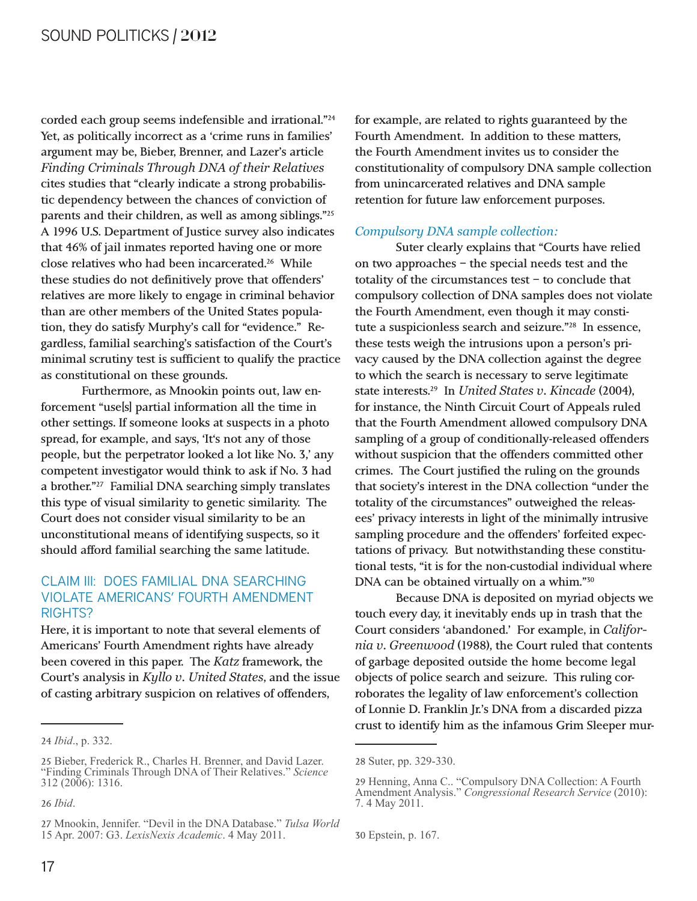corded each group seems indefensible and irrational."[24] Yet, as politically incorrect as a 'crime runs in families' argument may be, Bieber, Brenner, and Lazer's article *Finding Criminals Through DNA of their Relatives* cites studies that "clearly indicate a strong probabilistic dependency between the chances of conviction of parents and their children, as well as among siblings."[25] A 1996 U.S. Department of Justice survey also indicates that 46% of jail inmates reported having one or more close relatives who had been incarcerated.[26] While these studies do not definitively prove that offenders' relatives are more likely to engage in criminal behavior than are other members of the United States population, they do satisfy Murphy's call for "evidence." Regardless, familial searching's satisfaction of the Court's minimal scrutiny test is sufficient to qualify the practice as constitutional on these grounds.

Furthermore, as Mnookin points out, law enforcement "use[s] partial information all the time in other settings. If someone looks at suspects in a photo spread, for example, and says, 'It's not any of those people, but the perpetrator looked a lot like No. 3,' any competent investigator would think to ask if No. 3 had a brother."[27] Familial DNA searching simply translates this type of visual similarity to genetic similarity. The Court does not consider visual similarity to be an unconstitutional means of identifying suspects, so it should afford familial searching the same latitude.

## CLAIM III: DOES FAMILIAL DNA SEARCHING VIOLATE AMERICANS' FOURTH AMENDMENT RIGHTS?

Here, it is important to note that several elements of Americans' Fourth Amendment rights have already been covered in this paper. The *Katz* framework, the Court's analysis in *Kyllo v. United States*, and the issue of casting arbitrary suspicion on relatives of offenders, for example, are related to rights guaranteed by the Fourth Amendment. In addition to these matters, the Fourth Amendment invites us to consider the constitutionality of compulsory DNA sample collection from unincarcerated relatives and DNA sample retention for future law enforcement purposes.

### *Compulsory DNA sample collection:*

Suter clearly explains that "Courts have relied on two approaches – the special needs test and the totality of the circumstances test – to conclude that compulsory collection of DNA samples does not violate the Fourth Amendment, even though it may constitute a suspicionless search and seizure."[28] In essence, these tests weigh the intrusions upon a person's privacy caused by the DNA collection against the degree to which the search is necessary to serve legitimate state interests.[29] In *United States v. Kincade* (2004), for instance, the Ninth Circuit Court of Appeals ruled that the Fourth Amendment allowed compulsory DNA sampling of a group of conditionally-released offenders without suspicion that the offenders committed other crimes. The Court justified the ruling on the grounds that society's interest in the DNA collection "under the totality of the circumstances" outweighed the releasees' privacy interests in light of the minimally intrusive sampling procedure and the offenders' forfeited expectations of privacy. But notwithstanding these constitutional tests, "it is for the non-custodial individual where DNA can be obtained virtually on a whim."[30]

Because DNA is deposited on myriad objects we touch every day, it inevitably ends up in trash that the Court considers 'abandoned.' For example, in *California v. Greenwood* (1988), the Court ruled that contents of garbage deposited outside the home become legal objects of police search and seizure. This ruling corroborates the legality of law enforcement's collection of Lonnie D. Franklin Jr.'s DNA from a discarded pizza crust to identify him as the infamous Grim Sleeper mur-

---

24 *Ibid*., p. 332.

25 Bieber, Frederick R., Charles H. Brenner, and David Lazer. "Finding Criminals Through DNA of Their Relatives." *Science* 312 (2006): 1316.

26 *Ibid*.

27 Mnookin, Jennifer. "Devil in the DNA Database." *Tulsa World* 15 Apr. 2007: G3. *LexisNexis Academic*. 4 May 2011.

28 Suter, pp. 329-330.

29 Henning, Anna C.. "Compulsory DNA Collection: A Fourth Amendment Analysis." *Congressional Research Service* (2010): 7. 4 May 2011.

30 Epstein, p. 167.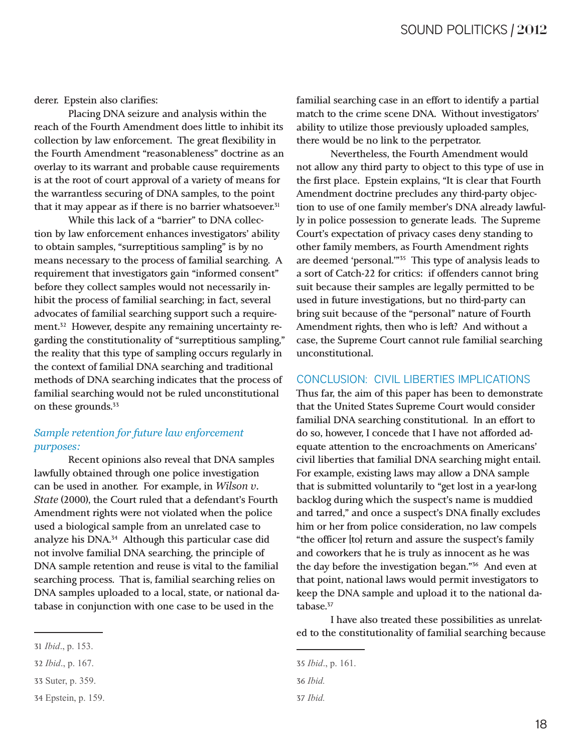derer. Epstein also clarifies:

Placing DNA seizure and analysis within the reach of the Fourth Amendment does little to inhibit its collection by law enforcement. The great flexibility in the Fourth Amendment "reasonableness" doctrine as an overlay to its warrant and probable cause requirements is at the root of court approval of a variety of means for the warrantless securing of DNA samples, to the point that it may appear as if there is no barrier whatsoever.[31]

While this lack of a "barrier" to DNA collection by law enforcement enhances investigators' ability to obtain samples, "surreptitious sampling" is by no means necessary to the process of familial searching. A requirement that investigators gain "informed consent" before they collect samples would not necessarily inhibit the process of familial searching; in fact, several advocates of familial searching support such a requirement.[32] However, despite any remaining uncertainty regarding the constitutionality of "surreptitious sampling," the reality that this type of sampling occurs regularly in the context of familial DNA searching and traditional methods of DNA searching indicates that the process of familial searching would not be ruled unconstitutional on these grounds.[33]

### *Sample retention for future law enforcement purposes:*

Recent opinions also reveal that DNA samples lawfully obtained through one police investigation can be used in another. For example, in *Wilson v. State* (2000), the Court ruled that a defendant's Fourth Amendment rights were not violated when the police used a biological sample from an unrelated case to analyze his DNA.[34] Although this particular case did not involve familial DNA searching, the principle of DNA sample retention and reuse is vital to the familial searching process. That is, familial searching relies on DNA samples uploaded to a local, state, or national database in conjunction with one case to be used in the familial searching case in an effort to identify a partial match to the crime scene DNA. Without investigators' ability to utilize those previously uploaded samples, there would be no link to the perpetrator.

Nevertheless, the Fourth Amendment would not allow any third party to object to this type of use in the first place. Epstein explains, "It is clear that Fourth Amendment doctrine precludes any third-party objection to use of one family member's DNA already lawfully in police possession to generate leads. The Supreme Court's expectation of privacy cases deny standing to other family members, as Fourth Amendment rights are deemed 'personal.'"[35] This type of analysis leads to a sort of Catch-22 for critics: if offenders cannot bring suit because their samples are legally permitted to be used in future investigations, but no third-party can bring suit because of the "personal" nature of Fourth Amendment rights, then who is left? And without a case, the Supreme Court cannot rule familial searching unconstitutional.

## CONCLUSION: CIVIL LIBERTIES IMPLICATIONS

Thus far, the aim of this paper has been to demonstrate that the United States Supreme Court would consider familial DNA searching constitutional. In an effort to do so, however, I concede that I have not afforded adequate attention to the encroachments on Americans' civil liberties that familial DNA searching might entail. For example, existing laws may allow a DNA sample that is submitted voluntarily to "get lost in a year-long backlog during which the suspect's name is muddied and tarred," and once a suspect's DNA finally excludes him or her from police consideration, no law compels "the officer [to] return and assure the suspect's family and coworkers that he is truly as innocent as he was the day before the investigation began."[36] And even at that point, national laws would permit investigators to keep the DNA sample and upload it to the national database.[37]

I have also treated these possibilities as unrelated to the constitutionality of familial searching because

---

31 *Ibid*., p. 153.

32 *Ibid*., p. 167.

33 Suter, p. 359.

34 Epstein, p. 159.

35 *Ibid*., p. 161.

36 *Ibid.*

37 *Ibid.*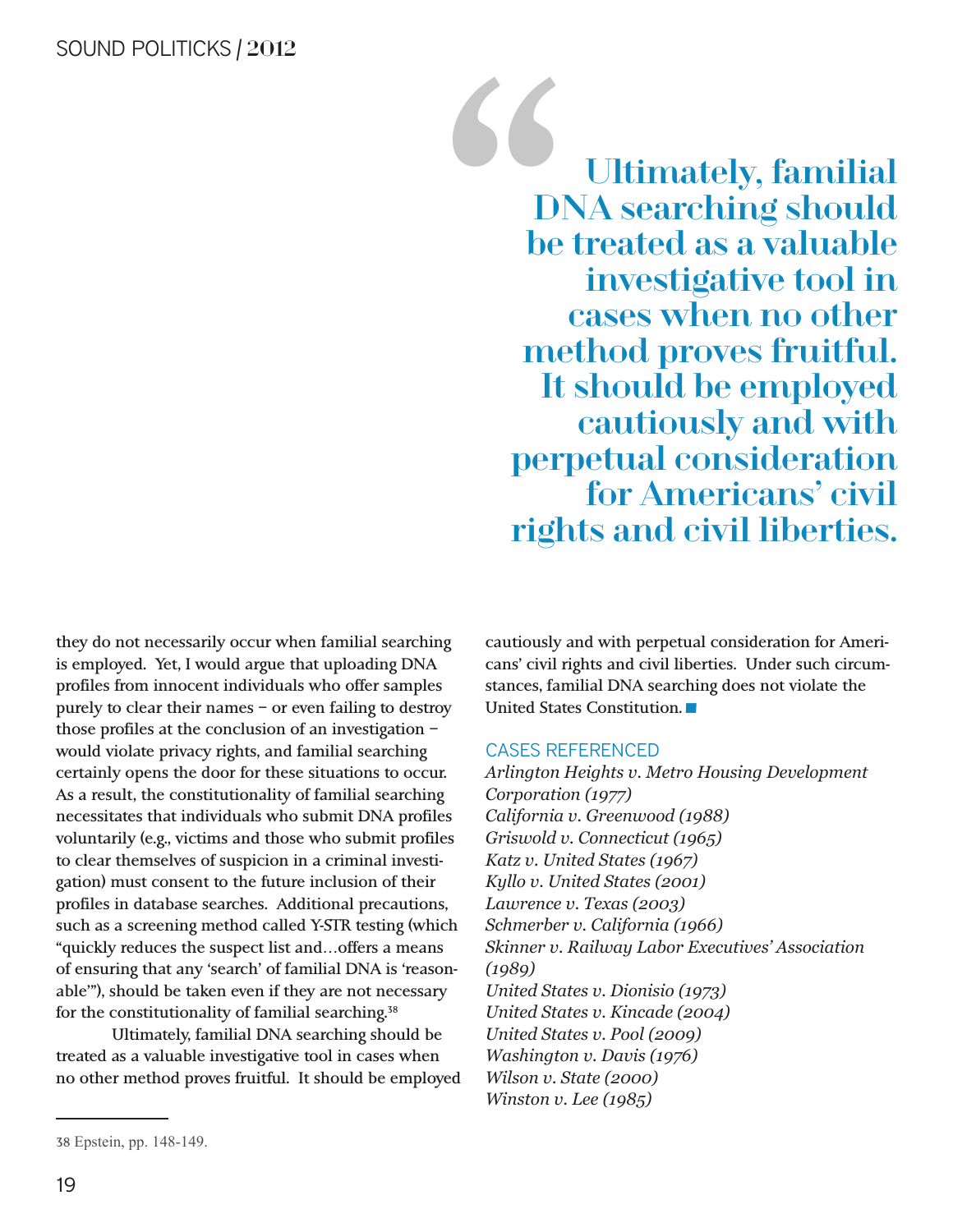> Ultimately, familial DNA searching should be treated as a valuable investigative tool in cases when no other method proves fruitful. It should be employed cautiously and with perpetual consideration for Americans' civil rights and civil liberties.

they do not necessarily occur when familial searching is employed. Yet, I would argue that uploading DNA profiles from innocent individuals who offer samples purely to clear their names – or even failing to destroy those profiles at the conclusion of an investigation – would violate privacy rights, and familial searching certainly opens the door for these situations to occur. As a result, the constitutionality of familial searching necessitates that individuals who submit DNA profiles voluntarily (e.g., victims and those who submit profiles to clear themselves of suspicion in a criminal investigation) must consent to the future inclusion of their profiles in database searches. Additional precautions, such as a screening method called Y-STR testing (which "quickly reduces the suspect list and…offers a means of ensuring that any 'search' of familial DNA is 'reasonable'"), should be taken even if they are not necessary for the constitutionality of familial searching.[38]

Ultimately, familial DNA searching should be treated as a valuable investigative tool in cases when no other method proves fruitful. It should be employed cautiously and with perpetual consideration for Americans' civil rights and civil liberties. Under such circumstances, familial DNA searching does not violate the United States Constitution. ■

## CASES REFERENCED

*Arlington Heights v. Metro Housing Development Corporation (1977)*
*California v. Greenwood (1988)*
*Griswold v. Connecticut (1965)*
*Katz v. United States (1967)*
*Kyllo v. United States (2001)*
*Lawrence v. Texas (2003)*
*Schmerber v. California (1966)*
*Skinner v. Railway Labor Executives' Association (1989)*
*United States v. Dionisio (1973)*
*United States v. Kincade (2004)*
*United States v. Pool (2009)*
*Washington v. Davis (1976)*
*Wilson v. State (2000)*
*Winston v. Lee (1985)*

---

38 Epstein, pp. 148-149.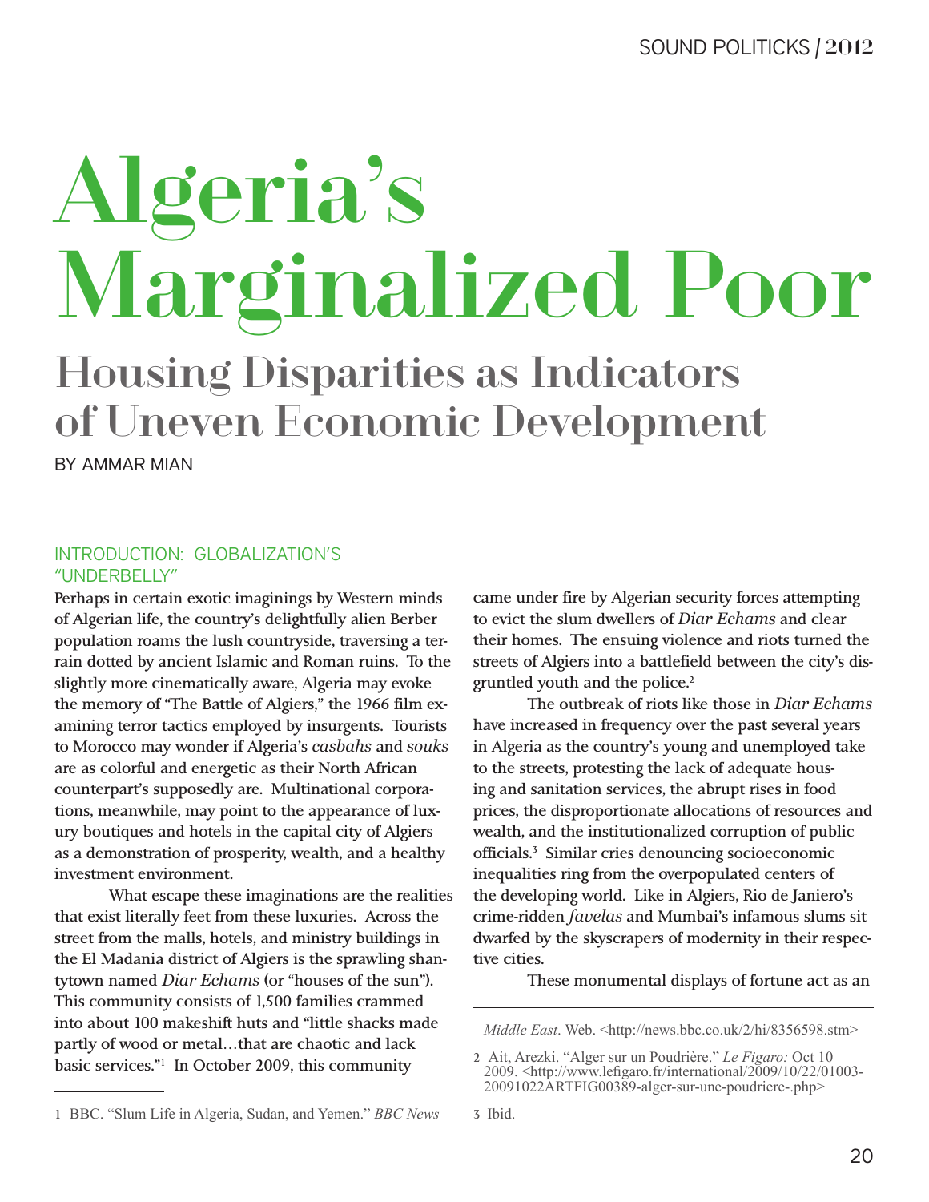# Algeria's Marginalized Poor

## Housing Disparities as Indicators of Uneven Economic Development

BY AMMAR MIAN

### INTRODUCTION: GLOBALIZATION'S "UNDERBELLY"

Perhaps in certain exotic imaginings by Western minds of Algerian life, the country's delightfully alien Berber population roams the lush countryside, traversing a terrain dotted by ancient Islamic and Roman ruins. To the slightly more cinematically aware, Algeria may evoke the memory of "The Battle of Algiers," the 1966 film examining terror tactics employed by insurgents. Tourists to Morocco may wonder if Algeria's *casbahs* and *souks* are as colorful and energetic as their North African counterpart's supposedly are. Multinational corporations, meanwhile, may point to the appearance of luxury boutiques and hotels in the capital city of Algiers as a demonstration of prosperity, wealth, and a healthy investment environment.

What escape these imaginations are the realities that exist literally feet from these luxuries. Across the street from the malls, hotels, and ministry buildings in the El Madania district of Algiers is the sprawling shantytown named *Diar Echams* (or "houses of the sun"). This community consists of 1,500 families crammed into about 100 makeshift huts and "little shacks made partly of wood or metal…that are chaotic and lack basic services."[1] In October 2009, this community came under fire by Algerian security forces attempting to evict the slum dwellers of *Diar Echams* and clear their homes. The ensuing violence and riots turned the streets of Algiers into a battlefield between the city's disgruntled youth and the police.[2]

The outbreak of riots like those in *Diar Echams* have increased in frequency over the past several years in Algeria as the country's young and unemployed take to the streets, protesting the lack of adequate housing and sanitation services, the abrupt rises in food prices, the disproportionate allocations of resources and wealth, and the institutionalized corruption of public officials.[3] Similar cries denouncing socioeconomic inequalities ring from the overpopulated centers of the developing world. Like in Algiers, Rio de Janiero's crime-ridden *favelas* and Mumbai's infamous slums sit dwarfed by the skyscrapers of modernity in their respective cities.

These monumental displays of fortune act as an

---

1 BBC. "Slum Life in Algeria, Sudan, and Yemen." *BBC News Middle East*. Web. <http://news.bbc.co.uk/2/hi/8356598.stm>

2 Ait, Arezki. "Alger sur un Poudrière." *Le Figaro:* Oct 10 2009. <http://www.lefigaro.fr/international/2009/10/22/01003-20091022ARTFIG00389-alger-sur-une-poudriere-.php>

3 Ibid.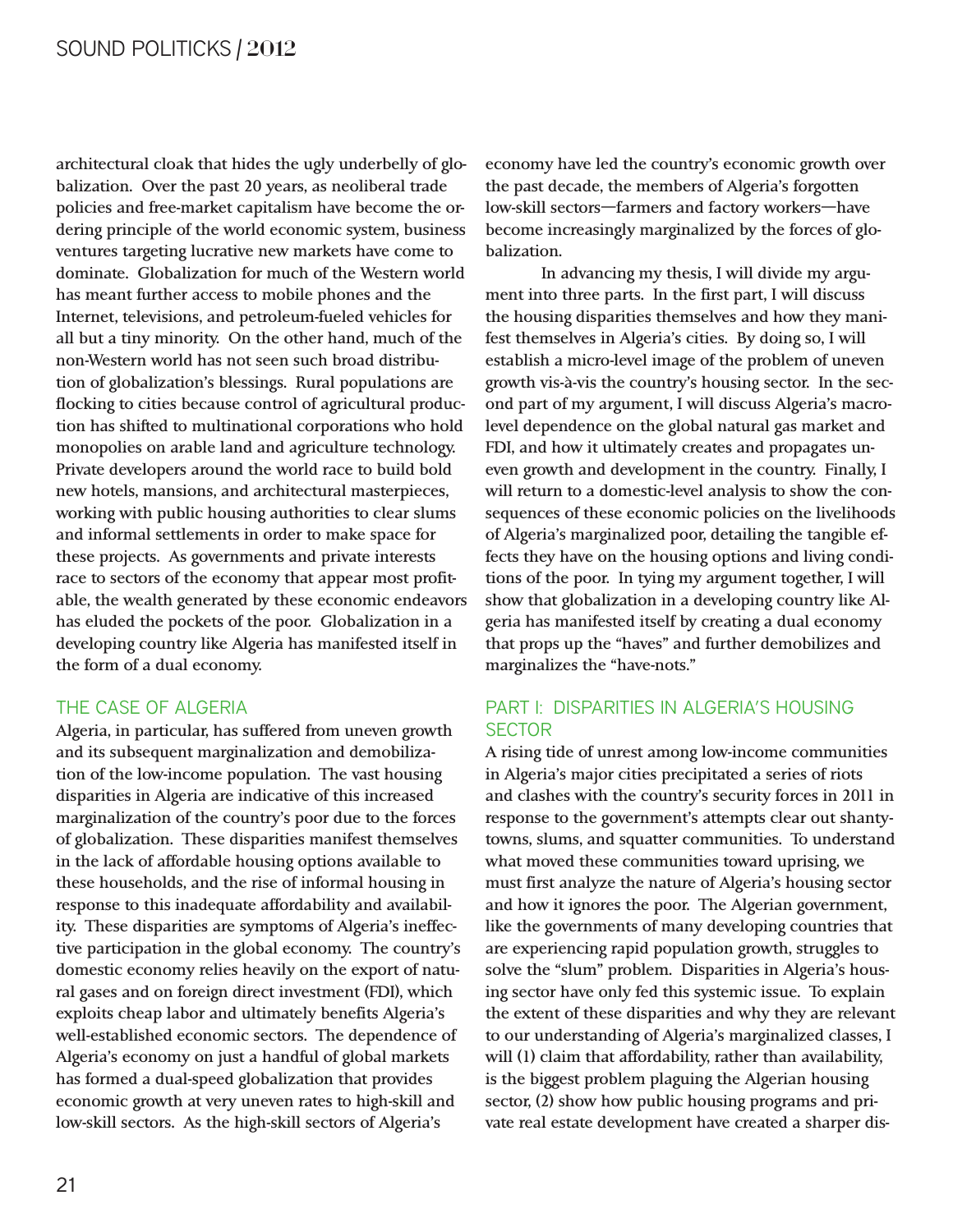architectural cloak that hides the ugly underbelly of globalization. Over the past 20 years, as neoliberal trade policies and free-market capitalism have become the ordering principle of the world economic system, business ventures targeting lucrative new markets have come to dominate. Globalization for much of the Western world has meant further access to mobile phones and the Internet, televisions, and petroleum-fueled vehicles for all but a tiny minority. On the other hand, much of the non-Western world has not seen such broad distribution of globalization's blessings. Rural populations are flocking to cities because control of agricultural production has shifted to multinational corporations who hold monopolies on arable land and agriculture technology. Private developers around the world race to build bold new hotels, mansions, and architectural masterpieces, working with public housing authorities to clear slums and informal settlements in order to make space for these projects. As governments and private interests race to sectors of the economy that appear most profitable, the wealth generated by these economic endeavors has eluded the pockets of the poor. Globalization in a developing country like Algeria has manifested itself in the form of a dual economy.

## THE CASE OF ALGERIA

Algeria, in particular, has suffered from uneven growth and its subsequent marginalization and demobilization of the low-income population. The vast housing disparities in Algeria are indicative of this increased marginalization of the country's poor due to the forces of globalization. These disparities manifest themselves in the lack of affordable housing options available to these households, and the rise of informal housing in response to this inadequate affordability and availability. These disparities are symptoms of Algeria's ineffective participation in the global economy. The country's domestic economy relies heavily on the export of natural gases and on foreign direct investment (FDI), which exploits cheap labor and ultimately benefits Algeria's well-established economic sectors. The dependence of Algeria's economy on just a handful of global markets has formed a dual-speed globalization that provides economic growth at very uneven rates to high-skill and low-skill sectors. As the high-skill sectors of Algeria's economy have led the country's economic growth over the past decade, the members of Algeria's forgotten low-skill sectors—farmers and factory workers—have become increasingly marginalized by the forces of globalization.

In advancing my thesis, I will divide my argument into three parts. In the first part, I will discuss the housing disparities themselves and how they manifest themselves in Algeria's cities. By doing so, I will establish a micro-level image of the problem of uneven growth vis-à-vis the country's housing sector. In the second part of my argument, I will discuss Algeria's macro-level dependence on the global natural gas market and FDI, and how it ultimately creates and propagates uneven growth and development in the country. Finally, I will return to a domestic-level analysis to show the consequences of these economic policies on the livelihoods of Algeria's marginalized poor, detailing the tangible effects they have on the housing options and living conditions of the poor. In tying my argument together, I will show that globalization in a developing country like Algeria has manifested itself by creating a dual economy that props up the "haves" and further demobilizes and marginalizes the "have-nots."

## PART I: DISPARITIES IN ALGERIA'S HOUSING SECTOR

A rising tide of unrest among low-income communities in Algeria's major cities precipitated a series of riots and clashes with the country's security forces in 2011 in response to the government's attempts clear out shantytowns, slums, and squatter communities. To understand what moved these communities toward uprising, we must first analyze the nature of Algeria's housing sector and how it ignores the poor. The Algerian government, like the governments of many developing countries that are experiencing rapid population growth, struggles to solve the "slum" problem. Disparities in Algeria's housing sector have only fed this systemic issue. To explain the extent of these disparities and why they are relevant to our understanding of Algeria's marginalized classes, I will (1) claim that affordability, rather than availability, is the biggest problem plaguing the Algerian housing sector, (2) show how public housing programs and private real estate development have created a sharper dis-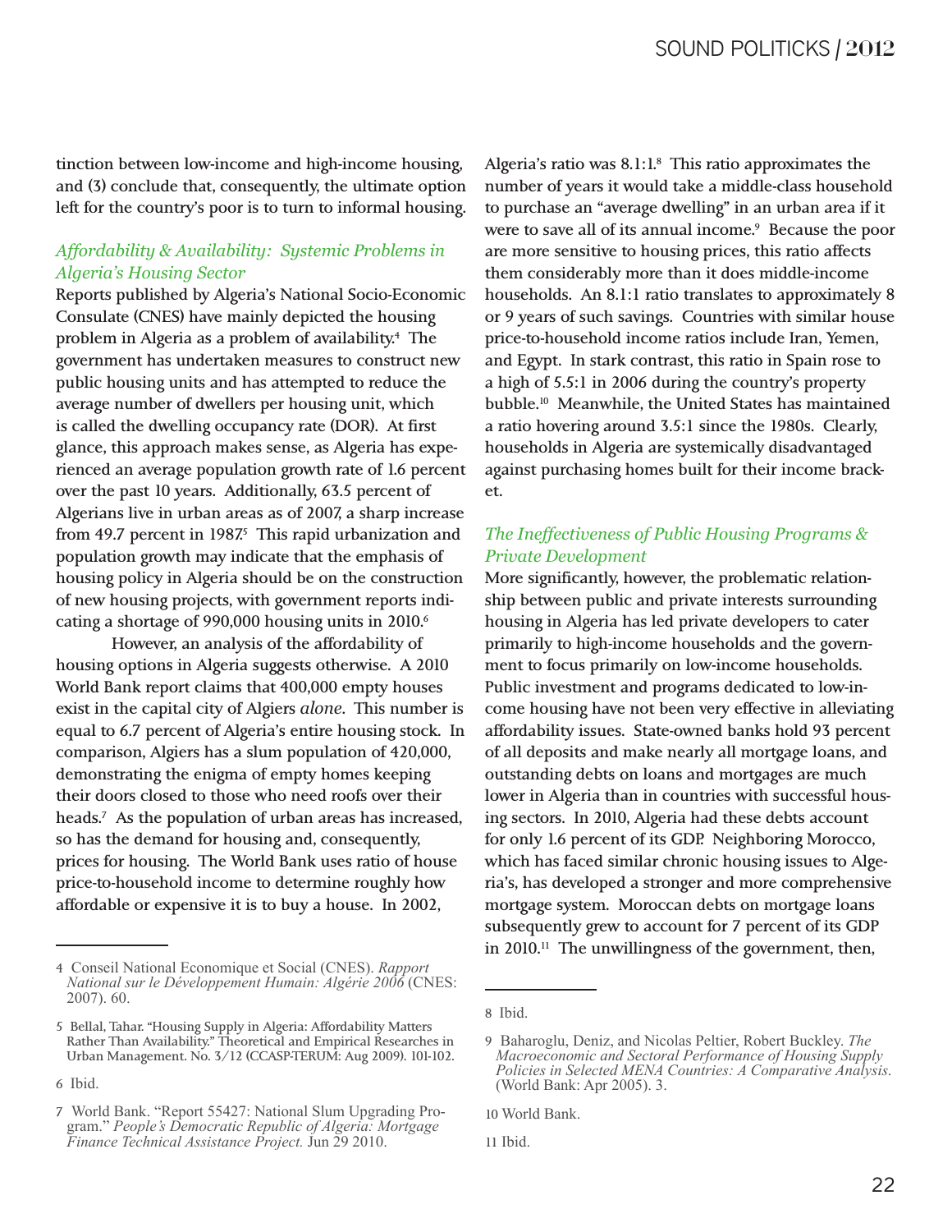tinction between low-income and high-income housing, and (3) conclude that, consequently, the ultimate option left for the country's poor is to turn to informal housing.

### *Affordability & Availability: Systemic Problems in Algeria's Housing Sector*

Reports published by Algeria's National Socio-Economic Consulate (CNES) have mainly depicted the housing problem in Algeria as a problem of availability.[4] The government has undertaken measures to construct new public housing units and has attempted to reduce the average number of dwellers per housing unit, which is called the dwelling occupancy rate (DOR). At first glance, this approach makes sense, as Algeria has experienced an average population growth rate of 1.6 percent over the past 10 years. Additionally, 63.5 percent of Algerians live in urban areas as of 2007, a sharp increase from 49.7 percent in 1987.[5] This rapid urbanization and population growth may indicate that the emphasis of housing policy in Algeria should be on the construction of new housing projects, with government reports indicating a shortage of 990,000 housing units in 2010.[6]

However, an analysis of the affordability of housing options in Algeria suggests otherwise. A 2010 World Bank report claims that 400,000 empty houses exist in the capital city of Algiers *alone*. This number is equal to 6.7 percent of Algeria's entire housing stock. In comparison, Algiers has a slum population of 420,000, demonstrating the enigma of empty homes keeping their doors closed to those who need roofs over their heads.[7] As the population of urban areas has increased, so has the demand for housing and, consequently, prices for housing. The World Bank uses ratio of house price-to-household income to determine roughly how affordable or expensive it is to buy a house. In 2002, Algeria's ratio was 8.1:1.[8] This ratio approximates the number of years it would take a middle-class household to purchase an "average dwelling" in an urban area if it were to save all of its annual income.[9] Because the poor are more sensitive to housing prices, this ratio affects them considerably more than it does middle-income households. An 8.1:1 ratio translates to approximately 8 or 9 years of such savings. Countries with similar house price-to-household income ratios include Iran, Yemen, and Egypt. In stark contrast, this ratio in Spain rose to a high of 5.5:1 in 2006 during the country's property bubble.[10] Meanwhile, the United States has maintained a ratio hovering around 3.5:1 since the 1980s. Clearly, households in Algeria are systemically disadvantaged against purchasing homes built for their income bracket.

### *The Ineffectiveness of Public Housing Programs & Private Development*

More significantly, however, the problematic relationship between public and private interests surrounding housing in Algeria has led private developers to cater primarily to high-income households and the government to focus primarily on low-income households. Public investment and programs dedicated to low-income housing have not been very effective in alleviating affordability issues. State-owned banks hold 93 percent of all deposits and make nearly all mortgage loans, and outstanding debts on loans and mortgages are much lower in Algeria than in countries with successful housing sectors. In 2010, Algeria had these debts account for only 1.6 percent of its GDP. Neighboring Morocco, which has faced similar chronic housing issues to Algeria's, has developed a stronger and more comprehensive mortgage system. Moroccan debts on mortgage loans subsequently grew to account for 7 percent of its GDP in 2010.[11] The unwillingness of the government, then,

---

4 Conseil National Economique et Social (CNES). *Rapport National sur le Développement Humain: Algérie 2006* (CNES: 2007). 60.

5 Bellal, Tahar. "Housing Supply in Algeria: Affordability Matters Rather Than Availability." Theoretical and Empirical Researches in Urban Management. No. 3/12 (CCASP-TERUM: Aug 2009). 101-102.

6 Ibid.

7 World Bank. "Report 55427: National Slum Upgrading Program." *People's Democratic Republic of Algeria: Mortgage Finance Technical Assistance Project.* Jun 29 2010.

8 Ibid.

9 Baharoglu, Deniz, and Nicolas Peltier, Robert Buckley. *The Macroeconomic and Sectoral Performance of Housing Supply Policies in Selected MENA Countries: A Comparative Analysis.* (World Bank: Apr 2005). 3.

10 World Bank.

11 Ibid.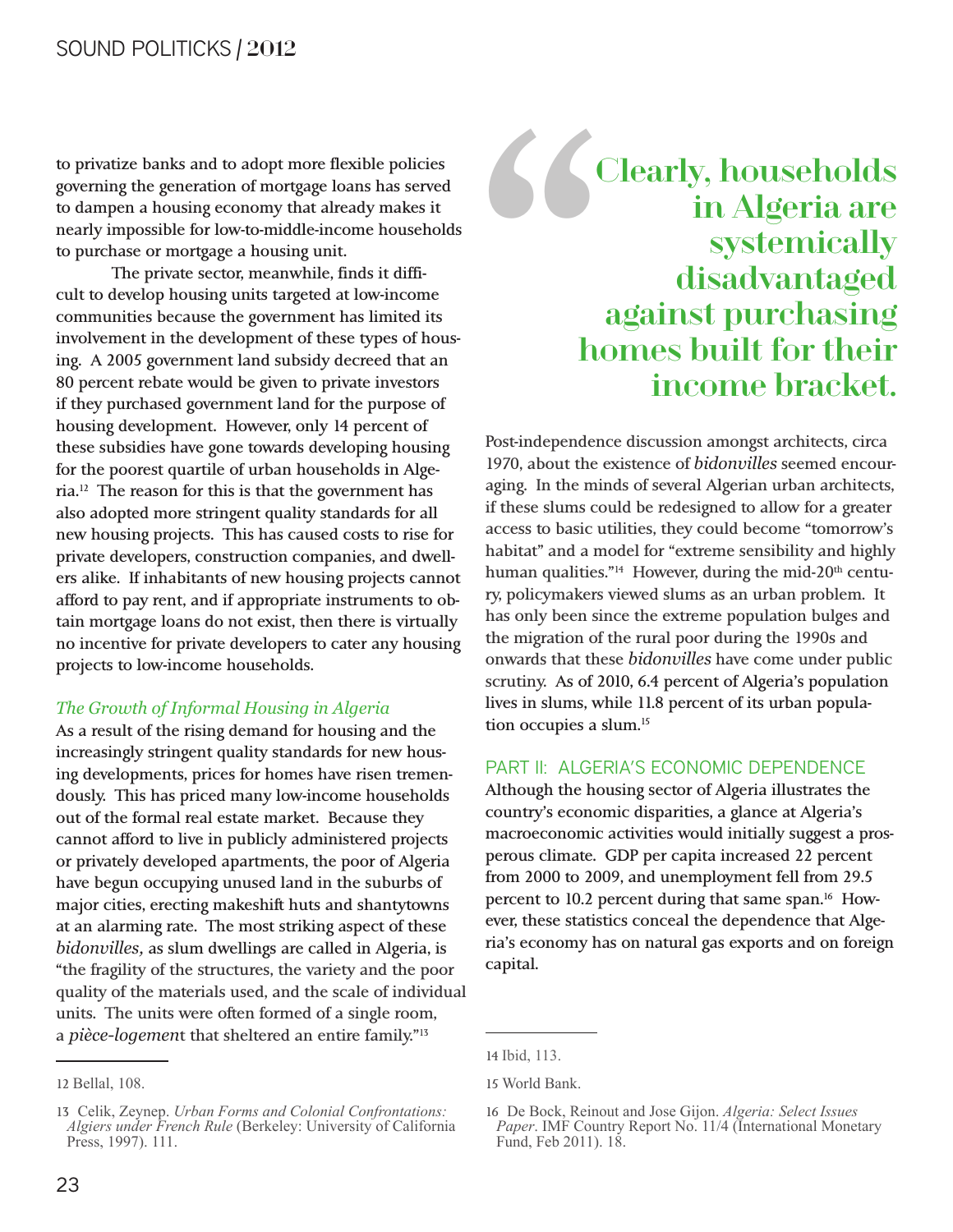to privatize banks and to adopt more flexible policies governing the generation of mortgage loans has served to dampen a housing economy that already makes it nearly impossible for low-to-middle-income households to purchase or mortgage a housing unit.

The private sector, meanwhile, finds it difficult to develop housing units targeted at low-income communities because the government has limited its involvement in the development of these types of housing. A 2005 government land subsidy decreed that an 80 percent rebate would be given to private investors if they purchased government land for the purpose of housing development. However, only 14 percent of these subsidies have gone towards developing housing for the poorest quartile of urban households in Algeria.[12] The reason for this is that the government has also adopted more stringent quality standards for all new housing projects. This has caused costs to rise for private developers, construction companies, and dwellers alike. If inhabitants of new housing projects cannot afford to pay rent, and if appropriate instruments to obtain mortgage loans do not exist, then there is virtually no incentive for private developers to cater any housing projects to low-income households.

### *The Growth of Informal Housing in Algeria*

As a result of the rising demand for housing and the increasingly stringent quality standards for new housing developments, prices for homes have risen tremendously. This has priced many low-income households out of the formal real estate market. Because they cannot afford to live in publicly administered projects or privately developed apartments, the poor of Algeria have begun occupying unused land in the suburbs of major cities, erecting makeshift huts and shantytowns at an alarming rate. The most striking aspect of these *bidonvilles*, as slum dwellings are called in Algeria, is "the fragility of the structures, the variety and the poor quality of the materials used, and the scale of individual units. The units were often formed of a single room, a *pièce-logement* that sheltered an entire family."[13]

> **Clearly, households in Algeria are systemically disadvantaged against purchasing homes built for their income bracket.**

Post-independence discussion amongst architects, circa 1970, about the existence of *bidonvilles* seemed encouraging. In the minds of several Algerian urban architects, if these slums could be redesigned to allow for a greater access to basic utilities, they could become "tomorrow's habitat" and a model for "extreme sensibility and highly human qualities."[14] However, during the mid-20th century, policymakers viewed slums as an urban problem. It has only been since the extreme population bulges and the migration of the rural poor during the 1990s and onwards that these *bidonvilles* have come under public scrutiny. As of 2010, 6.4 percent of Algeria's population lives in slums, while 11.8 percent of its urban population occupies a slum.[15]

## PART II: ALGERIA'S ECONOMIC DEPENDENCE

Although the housing sector of Algeria illustrates the country's economic disparities, a glance at Algeria's macroeconomic activities would initially suggest a prosperous climate. GDP per capita increased 22 percent from 2000 to 2009, and unemployment fell from 29.5 percent to 10.2 percent during that same span.[16] However, these statistics conceal the dependence that Algeria's economy has on natural gas exports and on foreign capital.

---

12 Bellal, 108.

13 Celik, Zeynep. *Urban Forms and Colonial Confrontations: Algiers under French Rule* (Berkeley: University of California Press, 1997). 111.

14 Ibid, 113.

15 World Bank.

16 De Bock, Reinout and Jose Gijon. *Algeria: Select Issues Paper*. IMF Country Report No. 11/4 (International Monetary Fund, Feb 2011). 18.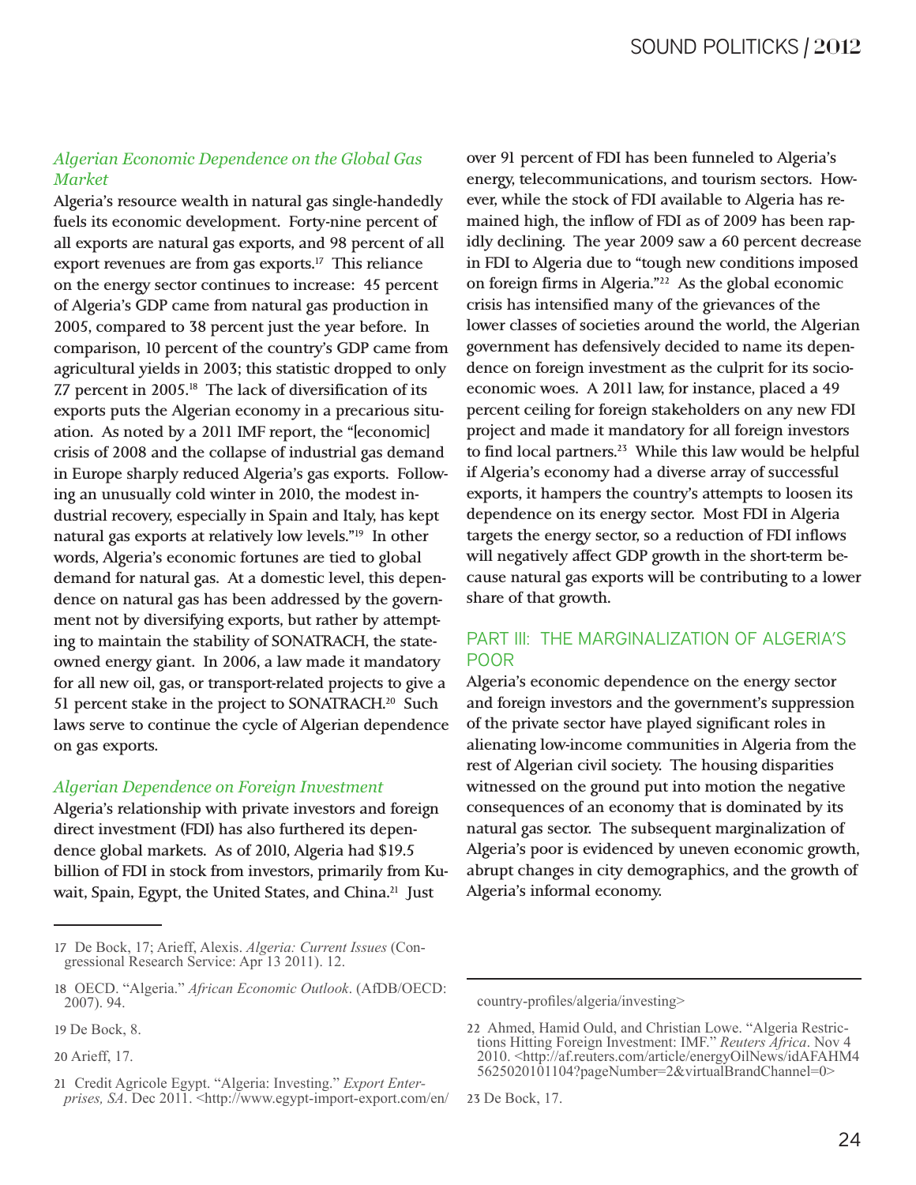### *Algerian Economic Dependence on the Global Gas Market*

Algeria's resource wealth in natural gas single-handedly fuels its economic development. Forty-nine percent of all exports are natural gas exports, and 98 percent of all export revenues are from gas exports.[17] This reliance on the energy sector continues to increase: 45 percent of Algeria's GDP came from natural gas production in 2005, compared to 38 percent just the year before. In comparison, 10 percent of the country's GDP came from agricultural yields in 2003; this statistic dropped to only 7.7 percent in 2005.[18] The lack of diversification of its exports puts the Algerian economy in a precarious situation. As noted by a 2011 IMF report, the "[economic] crisis of 2008 and the collapse of industrial gas demand in Europe sharply reduced Algeria's gas exports. Following an unusually cold winter in 2010, the modest industrial recovery, especially in Spain and Italy, has kept natural gas exports at relatively low levels."[19] In other words, Algeria's economic fortunes are tied to global demand for natural gas. At a domestic level, this dependence on natural gas has been addressed by the government not by diversifying exports, but rather by attempting to maintain the stability of SONATRACH, the state-owned energy giant. In 2006, a law made it mandatory for all new oil, gas, or transport-related projects to give a 51 percent stake in the project to SONATRACH.[20] Such laws serve to continue the cycle of Algerian dependence on gas exports.

### *Algerian Dependence on Foreign Investment*

Algeria's relationship with private investors and foreign direct investment (FDI) has also furthered its dependence global markets. As of 2010, Algeria had $19.5 billion of FDI in stock from investors, primarily from Kuwait, Spain, Egypt, the United States, and China.[21] Just over 91 percent of FDI has been funneled to Algeria's energy, telecommunications, and tourism sectors. However, while the stock of FDI available to Algeria has remained high, the inflow of FDI as of 2009 has been rapidly declining. The year 2009 saw a 60 percent decrease in FDI to Algeria due to "tough new conditions imposed on foreign firms in Algeria."[22] As the global economic crisis has intensified many of the grievances of the lower classes of societies around the world, the Algerian government has defensively decided to name its dependence on foreign investment as the culprit for its socioeconomic woes. A 2011 law, for instance, placed a 49 percent ceiling for foreign stakeholders on any new FDI project and made it mandatory for all foreign investors to find local partners.[23] While this law would be helpful if Algeria's economy had a diverse array of successful exports, it hampers the country's attempts to loosen its dependence on its energy sector. Most FDI in Algeria targets the energy sector, so a reduction of FDI inflows will negatively affect GDP growth in the short-term because natural gas exports will be contributing to a lower share of that growth.

## PART III: THE MARGINALIZATION OF ALGERIA'S POOR

Algeria's economic dependence on the energy sector and foreign investors and the government's suppression of the private sector have played significant roles in alienating low-income communities in Algeria from the rest of Algerian civil society. The housing disparities witnessed on the ground put into motion the negative consequences of an economy that is dominated by its natural gas sector. The subsequent marginalization of Algeria's poor is evidenced by uneven economic growth, abrupt changes in city demographics, and the growth of Algeria's informal economy.

---

17 De Bock, 17; Arieff, Alexis. *Algeria: Current Issues* (Congressional Research Service: Apr 13 2011). 12.

18 OECD. "Algeria." *African Economic Outlook*. (AfDB/OECD: 2007). 94.

19 De Bock, 8.

20 Arieff, 17.

21 Credit Agricole Egypt. "Algeria: Investing." *Export Enterprises, SA*. Dec 2011. <http://www.egypt-import-export.com/en/country-profiles/algeria/investing>

22 Ahmed, Hamid Ould, and Christian Lowe. "Algeria Restrictions Hitting Foreign Investment: IMF." *Reuters Africa*. Nov 4 2010. <http://af.reuters.com/article/energyOilNews/idAFAHM45625020101104?pageNumber=2&virtualBrandChannel=0>

23 De Bock, 17.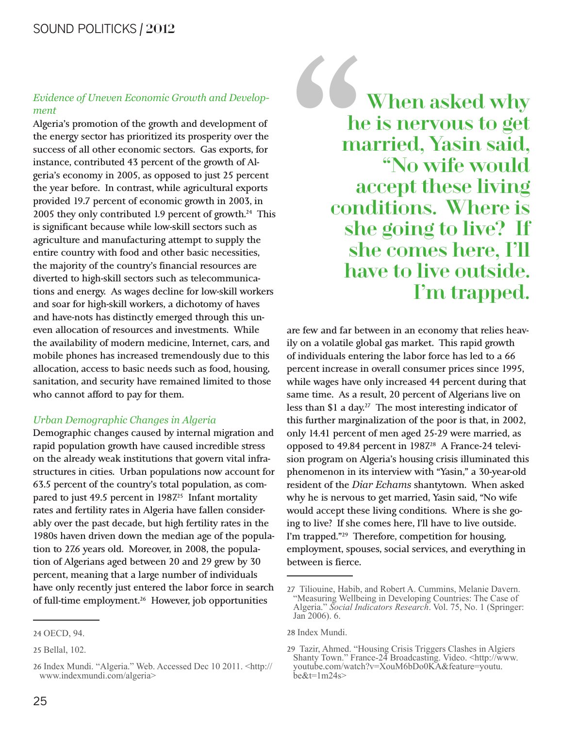### *Evidence of Uneven Economic Growth and Development*

Algeria's promotion of the growth and development of the energy sector has prioritized its prosperity over the success of all other economic sectors. Gas exports, for instance, contributed 43 percent of the growth of Algeria's economy in 2005, as opposed to just 25 percent the year before. In contrast, while agricultural exports provided 19.7 percent of economic growth in 2003, in 2005 they only contributed 1.9 percent of growth.[24] This is significant because while low-skill sectors such as agriculture and manufacturing attempt to supply the entire country with food and other basic necessities, the majority of the country's financial resources are diverted to high-skill sectors such as telecommunications and energy. As wages decline for low-skill workers and soar for high-skill workers, a dichotomy of haves and have-nots has distinctly emerged through this uneven allocation of resources and investments. While the availability of modern medicine, Internet, cars, and mobile phones has increased tremendously due to this allocation, access to basic needs such as food, housing, sanitation, and security have remained limited to those who cannot afford to pay for them.

### *Urban Demographic Changes in Algeria*

Demographic changes caused by internal migration and rapid population growth have caused incredible stress on the already weak institutions that govern vital infrastructures in cities. Urban populations now account for 63.5 percent of the country's total population, as compared to just 49.5 percent in 1987.[25] Infant mortality rates and fertility rates in Algeria have fallen considerably over the past decade, but high fertility rates in the 1980s haven driven down the median age of the population to 27.6 years old. Moreover, in 2008, the population of Algerians aged between 20 and 29 grew by 30 percent, meaning that a large number of individuals have only recently just entered the labor force in search of full-time employment.[26] However, job opportunities are few and far between in an economy that relies heavily on a volatile global gas market. This rapid growth of individuals entering the labor force has led to a 66 percent increase in overall consumer prices since 1995, while wages have only increased 44 percent during that same time. As a result, 20 percent of Algerians live on less than $1 a day.[27] The most interesting indicator of this further marginalization of the poor is that, in 2002, only 14.41 percent of men aged 25-29 were married, as opposed to 49.84 percent in 1987.[28] A France-24 television program on Algeria's housing crisis illuminated this phenomenon in its interview with "Yasin," a 30-year-old resident of the *Diar Echams* shantytown. When asked why he is nervous to get married, Yasin said, "No wife would accept these living conditions. Where is she going to live? If she comes here, I'll have to live outside. I'm trapped."[29] Therefore, competition for housing, employment, spouses, social services, and everything in between is fierce.

> **When asked why he is nervous to get married, Yasin said, "No wife would accept these living conditions. Where is she going to live? If she comes here, I'll have to live outside. I'm trapped.**

---

24 OECD, 94.

25 Bellal, 102.

26 Index Mundi. "Algeria." Web. Accessed Dec 10 2011. <http://www.indexmundi.com/algeria>

27 Tiliouine, Habib, and Robert A. Cummins, Melanie Davern. "Measuring Wellbeing in Developing Countries: The Case of Algeria." *Social Indicators Research*. Vol. 75, No. 1 (Springer: Jan 2006). 6.

28 Index Mundi.

29 Tazir, Ahmed. "Housing Crisis Triggers Clashes in Algiers Shanty Town." France-24 Broadcasting. Video. <http://www.youtube.com/watch?v=XouM6bDo0KA&feature=youtu.be&t=1m24s>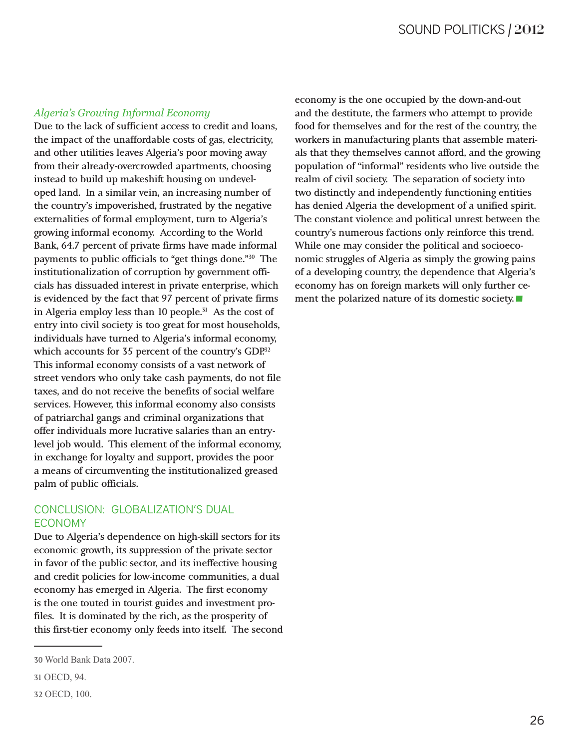### *Algeria's Growing Informal Economy*

Due to the lack of sufficient access to credit and loans, the impact of the unaffordable costs of gas, electricity, and other utilities leaves Algeria's poor moving away from their already-overcrowded apartments, choosing instead to build up makeshift housing on undeveloped land. In a similar vein, an increasing number of the country's impoverished, frustrated by the negative externalities of formal employment, turn to Algeria's growing informal economy. According to the World Bank, 64.7 percent of private firms have made informal payments to public officials to "get things done."[30] The institutionalization of corruption by government officials has dissuaded interest in private enterprise, which is evidenced by the fact that 97 percent of private firms in Algeria employ less than 10 people.[31] As the cost of entry into civil society is too great for most households, individuals have turned to Algeria's informal economy, which accounts for 35 percent of the country's GDP.[32] This informal economy consists of a vast network of street vendors who only take cash payments, do not file taxes, and do not receive the benefits of social welfare services. However, this informal economy also consists of patriarchal gangs and criminal organizations that offer individuals more lucrative salaries than an entry-level job would. This element of the informal economy, in exchange for loyalty and support, provides the poor a means of circumventing the institutionalized greased palm of public officials.

## CONCLUSION: GLOBALIZATION'S DUAL ECONOMY

Due to Algeria's dependence on high-skill sectors for its economic growth, its suppression of the private sector in favor of the public sector, and its ineffective housing and credit policies for low-income communities, a dual economy has emerged in Algeria. The first economy is the one touted in tourist guides and investment profiles. It is dominated by the rich, as the prosperity of this first-tier economy only feeds into itself. The second economy is the one occupied by the down-and-out and the destitute, the farmers who attempt to provide food for themselves and for the rest of the country, the workers in manufacturing plants that assemble materials that they themselves cannot afford, and the growing population of "informal" residents who live outside the realm of civil society. The separation of society into two distinctly and independently functioning entities has denied Algeria the development of a unified spirit. The constant violence and political unrest between the country's numerous factions only reinforce this trend. While one may consider the political and socioeconomic struggles of Algeria as simply the growing pains of a developing country, the dependence that Algeria's economy has on foreign markets will only further cement the polarized nature of its domestic society. ■

---

30 World Bank Data 2007.

31 OECD, 94.

32 OECD, 100.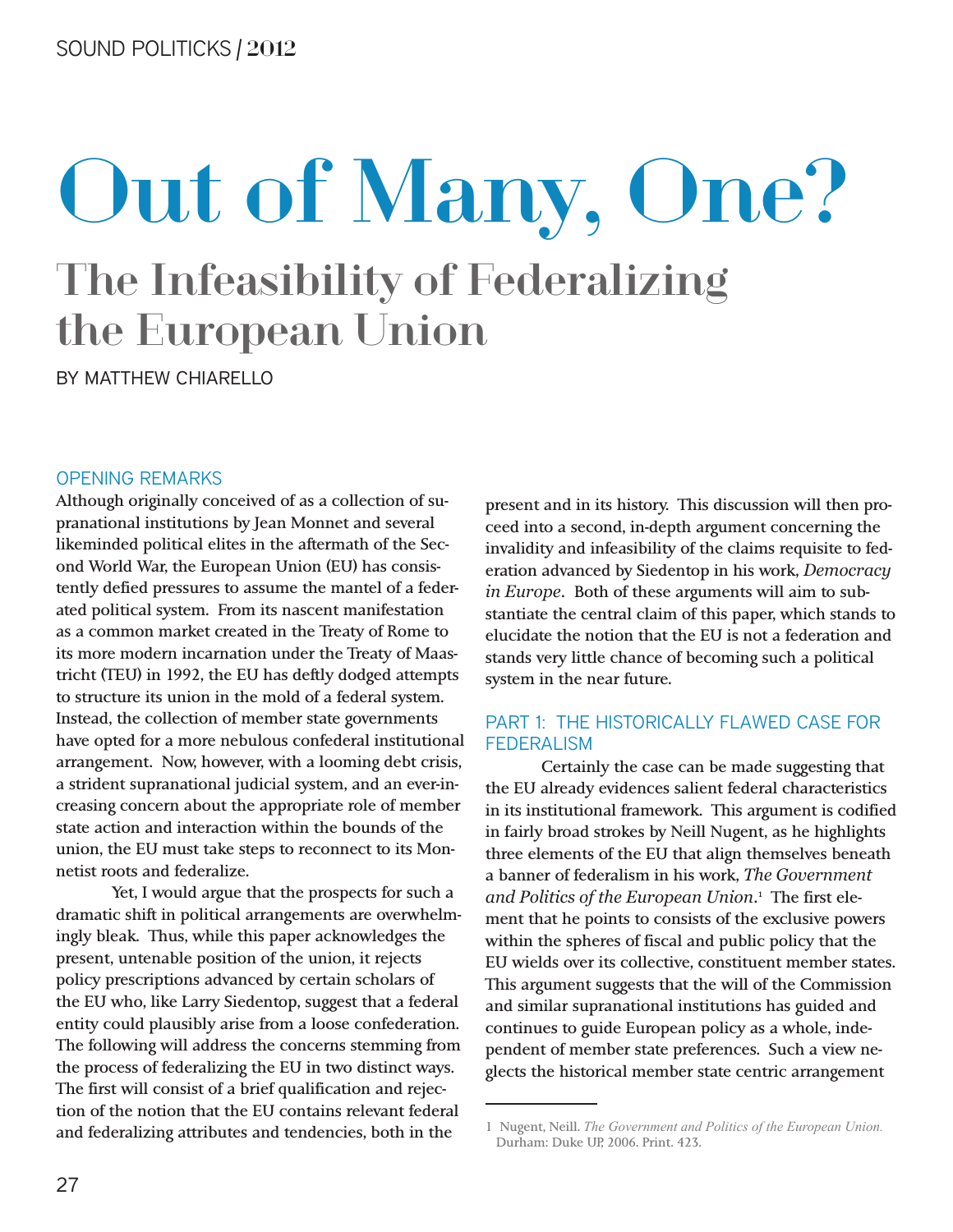# Out of Many, One?

## The Infeasibility of Federalizing the European Union

BY MATTHEW CHIARELLO

### OPENING REMARKS

Although originally conceived of as a collection of supranational institutions by Jean Monnet and several likeminded political elites in the aftermath of the Second World War, the European Union (EU) has consistently defied pressures to assume the mantel of a federated political system. From its nascent manifestation as a common market created in the Treaty of Rome to its more modern incarnation under the Treaty of Maastricht (TEU) in 1992, the EU has deftly dodged attempts to structure its union in the mold of a federal system. Instead, the collection of member state governments have opted for a more nebulous confederal institutional arrangement. Now, however, with a looming debt crisis, a strident supranational judicial system, and an ever-increasing concern about the appropriate role of member state action and interaction within the bounds of the union, the EU must take steps to reconnect to its Monnetist roots and federalize.

Yet, I would argue that the prospects for such a dramatic shift in political arrangements are overwhelmingly bleak. Thus, while this paper acknowledges the present, untenable position of the union, it rejects policy prescriptions advanced by certain scholars of the EU who, like Larry Siedentop, suggest that a federal entity could plausibly arise from a loose confederation. The following will address the concerns stemming from the process of federalizing the EU in two distinct ways. The first will consist of a brief qualification and rejection of the notion that the EU contains relevant federal and federalizing attributes and tendencies, both in the present and in its history. This discussion will then proceed into a second, in-depth argument concerning the invalidity and infeasibility of the claims requisite to federation advanced by Siedentop in his work, *Democracy in Europe*. Both of these arguments will aim to substantiate the central claim of this paper, which stands to elucidate the notion that the EU is not a federation and stands very little chance of becoming such a political system in the near future.

### PART 1: THE HISTORICALLY FLAWED CASE FOR FEDERALISM

Certainly the case can be made suggesting that the EU already evidences salient federal characteristics in its institutional framework. This argument is codified in fairly broad strokes by Neill Nugent, as he highlights three elements of the EU that align themselves beneath a banner of federalism in his work, *The Government and Politics of the European Union*.[1] The first element that he points to consists of the exclusive powers within the spheres of fiscal and public policy that the EU wields over its collective, constituent member states. This argument suggests that the will of the Commission and similar supranational institutions has guided and continues to guide European policy as a whole, independent of member state preferences. Such a view neglects the historical member state centric arrangement

---

[1] Nugent, Neill. *The Government and Politics of the European Union*. Durham: Duke UP, 2006. Print. 423.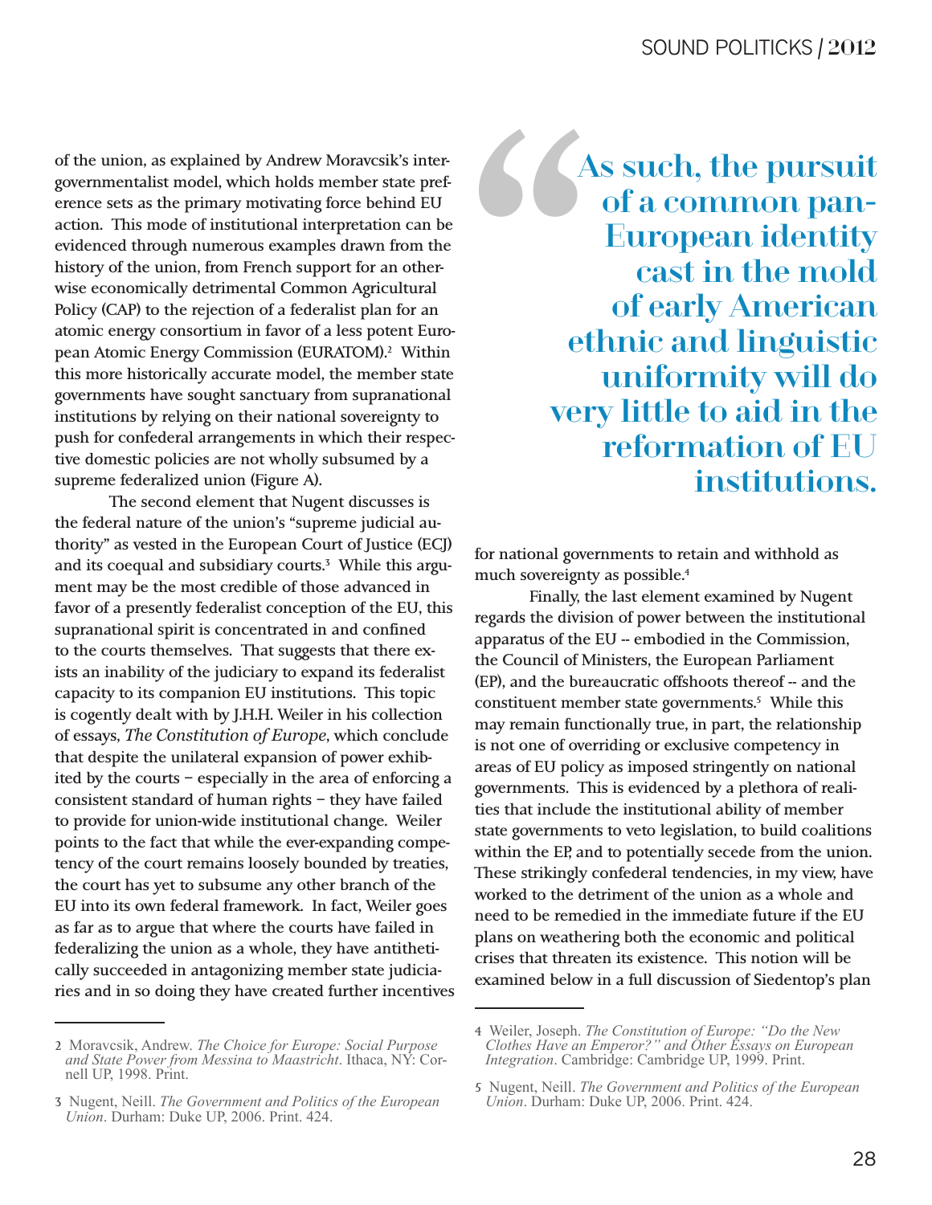of the union, as explained by Andrew Moravcsik's intergovernmentalist model, which holds member state preference sets as the primary motivating force behind EU action. This mode of institutional interpretation can be evidenced through numerous examples drawn from the history of the union, from French support for an otherwise economically detrimental Common Agricultural Policy (CAP) to the rejection of a federalist plan for an atomic energy consortium in favor of a less potent European Atomic Energy Commission (EURATOM).[2] Within this more historically accurate model, the member state governments have sought sanctuary from supranational institutions by relying on their national sovereignty to push for confederal arrangements in which their respective domestic policies are not wholly subsumed by a supreme federalized union (Figure A).

The second element that Nugent discusses is the federal nature of the union's "supreme judicial authority" as vested in the European Court of Justice (ECJ) and its coequal and subsidiary courts.[3] While this argument may be the most credible of those advanced in favor of a presently federalist conception of the EU, this supranational spirit is concentrated in and confined to the courts themselves. That suggests that there exists an inability of the judiciary to expand its federalist capacity to its companion EU institutions. This topic is cogently dealt with by J.H.H. Weiler in his collection of essays, *The Constitution of Europe*, which conclude that despite the unilateral expansion of power exhibited by the courts – especially in the area of enforcing a consistent standard of human rights – they have failed to provide for union-wide institutional change. Weiler points to the fact that while the ever-expanding competency of the court remains loosely bounded by treaties, the court has yet to subsume any other branch of the EU into its own federal framework. In fact, Weiler goes as far as to argue that where the courts have failed in federalizing the union as a whole, they have antithetically succeeded in antagonizing member state judiciaries and in so doing they have created further incentives for national governments to retain and withhold as much sovereignty as possible.[4]

> **"As such, the pursuit of a common pan-European identity cast in the mold of early American ethnic and linguistic uniformity will do very little to aid in the reformation of EU institutions.**

Finally, the last element examined by Nugent regards the division of power between the institutional apparatus of the EU -- embodied in the Commission, the Council of Ministers, the European Parliament (EP), and the bureaucratic offshoots thereof -- and the constituent member state governments.[5] While this may remain functionally true, in part, the relationship is not one of overriding or exclusive competency in areas of EU policy as imposed stringently on national governments. This is evidenced by a plethora of realities that include the institutional ability of member state governments to veto legislation, to build coalitions within the EP, and to potentially secede from the union. These strikingly confederal tendencies, in my view, have worked to the detriment of the union as a whole and need to be remedied in the immediate future if the EU plans on weathering both the economic and political crises that threaten its existence. This notion will be examined below in a full discussion of Siedentop's plan

---

2 Moravcsik, Andrew. *The Choice for Europe: Social Purpose and State Power from Messina to Maastricht*. Ithaca, NY: Cornell UP, 1998. Print.

3 Nugent, Neill. *The Government and Politics of the European Union*. Durham: Duke UP, 2006. Print. 424.

4 Weiler, Joseph. *The Constitution of Europe: "Do the New Clothes Have an Emperor?" and Other Essays on European Integration*. Cambridge: Cambridge UP, 1999. Print.

5 Nugent, Neill. *The Government and Politics of the European Union*. Durham: Duke UP, 2006. Print. 424.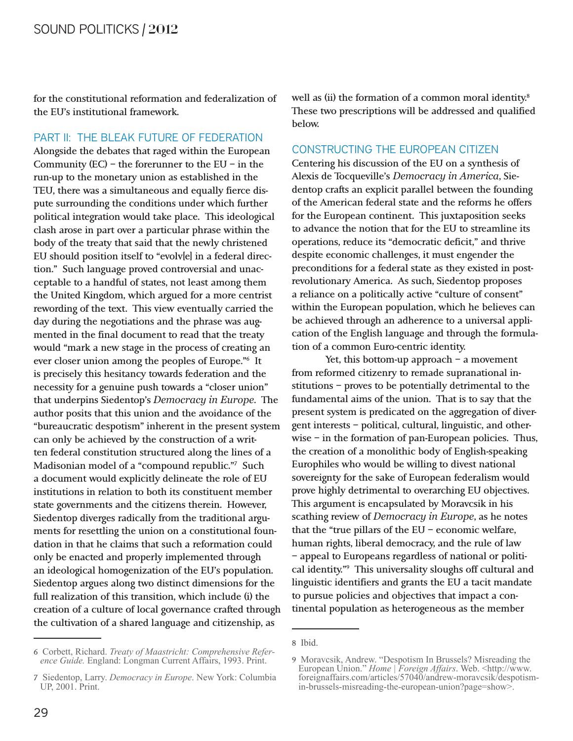for the constitutional reformation and federalization of the EU's institutional framework.

## PART II: THE BLEAK FUTURE OF FEDERATION

Alongside the debates that raged within the European Community (EC) – the forerunner to the EU – in the run-up to the monetary union as established in the TEU, there was a simultaneous and equally fierce dispute surrounding the conditions under which further political integration would take place. This ideological clash arose in part over a particular phrase within the body of the treaty that said that the newly christened EU should position itself to "evolv[e] in a federal direction." Such language proved controversial and unacceptable to a handful of states, not least among them the United Kingdom, which argued for a more centrist rewording of the text. This view eventually carried the day during the negotiations and the phrase was augmented in the final document to read that the treaty would "mark a new stage in the process of creating an ever closer union among the peoples of Europe."[6] It is precisely this hesitancy towards federation and the necessity for a genuine push towards a "closer union" that underpins Siedentop's *Democracy in Europe*. The author posits that this union and the avoidance of the "bureaucratic despotism" inherent in the present system can only be achieved by the construction of a written federal constitution structured along the lines of a Madisonian model of a "compound republic."[7] Such a document would explicitly delineate the role of EU institutions in relation to both its constituent member state governments and the citizens therein. However, Siedentop diverges radically from the traditional arguments for resettling the union on a constitutional foundation in that he claims that such a reformation could only be enacted and properly implemented through an ideological homogenization of the EU's population. Siedentop argues along two distinct dimensions for the full realization of this transition, which include (i) the creation of a culture of local governance crafted through the cultivation of a shared language and citizenship, as well as (ii) the formation of a common moral identity.[8] These two prescriptions will be addressed and qualified below.

## CONSTRUCTING THE EUROPEAN CITIZEN

Centering his discussion of the EU on a synthesis of Alexis de Tocqueville's *Democracy in America*, Siedentop crafts an explicit parallel between the founding of the American federal state and the reforms he offers for the European continent. This juxtaposition seeks to advance the notion that for the EU to streamline its operations, reduce its "democratic deficit," and thrive despite economic challenges, it must engender the preconditions for a federal state as they existed in post-revolutionary America. As such, Siedentop proposes a reliance on a politically active "culture of consent" within the European population, which he believes can be achieved through an adherence to a universal application of the English language and through the formulation of a common Euro-centric identity.

Yet, this bottom-up approach – a movement from reformed citizenry to remade supranational institutions – proves to be potentially detrimental to the fundamental aims of the union. That is to say that the present system is predicated on the aggregation of divergent interests – political, cultural, linguistic, and otherwise – in the formation of pan-European policies. Thus, the creation of a monolithic body of English-speaking Europhiles who would be willing to divest national sovereignty for the sake of European federalism would prove highly detrimental to overarching EU objectives. This argument is encapsulated by Moravcsik in his scathing review of *Democracy in Europe*, as he notes that the "true pillars of the EU – economic welfare, human rights, liberal democracy, and the rule of law – appeal to Europeans regardless of national or political identity."[9] This universality sloughs off cultural and linguistic identifiers and grants the EU a tacit mandate to pursue policies and objectives that impact a continental population as heterogeneous as the member

---

6 Corbett, Richard. *Treaty of Maastricht: Comprehensive Reference Guide.* England: Longman Current Affairs, 1993. Print.

7 Siedentop, Larry. *Democracy in Europe*. New York: Columbia UP, 2001. Print.

8 Ibid.

9 Moravcsik, Andrew. "Despotism In Brussels? Misreading the European Union." *Home | Foreign Affairs*. Web. <http://www.foreignaffairs.com/articles/57040/andrew-moravcsik/despotism-in-brussels-misreading-the-european-union?page=show>.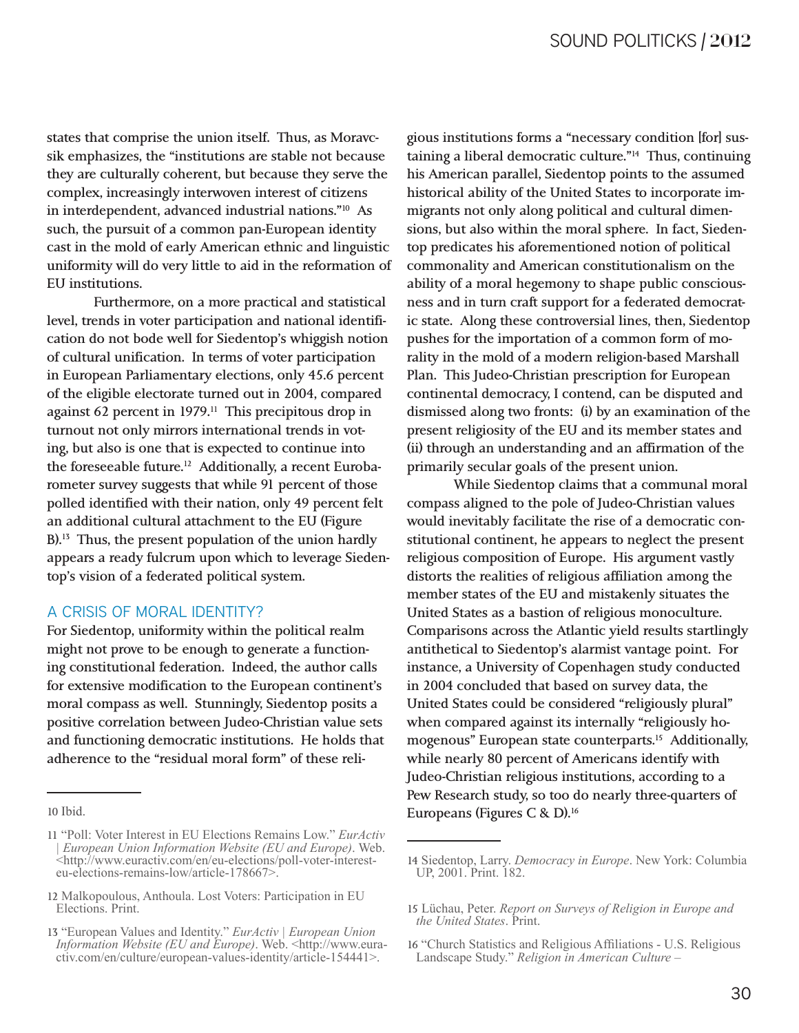states that comprise the union itself. Thus, as Moravcsik emphasizes, the "institutions are stable not because they are culturally coherent, but because they serve the complex, increasingly interwoven interest of citizens in interdependent, advanced industrial nations."[10] As such, the pursuit of a common pan-European identity cast in the mold of early American ethnic and linguistic uniformity will do very little to aid in the reformation of EU institutions.

Furthermore, on a more practical and statistical level, trends in voter participation and national identification do not bode well for Siedentop's whiggish notion of cultural unification. In terms of voter participation in European Parliamentary elections, only 45.6 percent of the eligible electorate turned out in 2004, compared against 62 percent in 1979.[11] This precipitous drop in turnout not only mirrors international trends in voting, but also is one that is expected to continue into the foreseeable future.[12] Additionally, a recent Eurobarometer survey suggests that while 91 percent of those polled identified with their nation, only 49 percent felt an additional cultural attachment to the EU (Figure B).[13] Thus, the present population of the union hardly appears a ready fulcrum upon which to leverage Siedentop's vision of a federated political system.

## A CRISIS OF MORAL IDENTITY?

For Siedentop, uniformity within the political realm might not prove to be enough to generate a functioning constitutional federation. Indeed, the author calls for extensive modification to the European continent's moral compass as well. Stunningly, Siedentop posits a positive correlation between Judeo-Christian value sets and functioning democratic institutions. He holds that adherence to the "residual moral form" of these religious institutions forms a "necessary condition [for] sustaining a liberal democratic culture."[14] Thus, continuing his American parallel, Siedentop points to the assumed historical ability of the United States to incorporate immigrants not only along political and cultural dimensions, but also within the moral sphere. In fact, Siedentop predicates his aforementioned notion of political commonality and American constitutionalism on the ability of a moral hegemony to shape public consciousness and in turn craft support for a federated democratic state. Along these controversial lines, then, Siedentop pushes for the importation of a common form of morality in the mold of a modern religion-based Marshall Plan. This Judeo-Christian prescription for European continental democracy, I contend, can be disputed and dismissed along two fronts: (i) by an examination of the present religiosity of the EU and its member states and (ii) through an understanding and an affirmation of the primarily secular goals of the present union.

While Siedentop claims that a communal moral compass aligned to the pole of Judeo-Christian values would inevitably facilitate the rise of a democratic constitutional continent, he appears to neglect the present religious composition of Europe. His argument vastly distorts the realities of religious affiliation among the member states of the EU and mistakenly situates the United States as a bastion of religious monoculture. Comparisons across the Atlantic yield results startlingly antithetical to Siedentop's alarmist vantage point. For instance, a University of Copenhagen study conducted in 2004 concluded that based on survey data, the United States could be considered "religiously plural" when compared against its internally "religiously homogenous" European state counterparts.[15] Additionally, while nearly 80 percent of Americans identify with Judeo-Christian religious institutions, according to a Pew Research study, so too do nearly three-quarters of Europeans (Figures C & D).[16]

---

10 Ibid.

11 "Poll: Voter Interest in EU Elections Remains Low." *EurActiv | European Union Information Website (EU and Europe)*. Web. <http://www.euractiv.com/en/eu-elections/poll-voter-interest-eu-elections-remains-low/article-178667>.

12 Malkopoulous, Anthoula. Lost Voters: Participation in EU Elections. Print.

13 "European Values and Identity." *EurActiv | European Union Information Website (EU and Europe)*. Web. <http://www.euractiv.com/en/culture/european-values-identity/article-154441>.

14 Siedentop, Larry. *Democracy in Europe*. New York: Columbia UP, 2001. Print. 182.

15 Lüchau, Peter. *Report on Surveys of Religion in Europe and the United States*. Print.

16 "Church Statistics and Religious Affiliations - U.S. Religious Landscape Study." *Religion in American Culture –*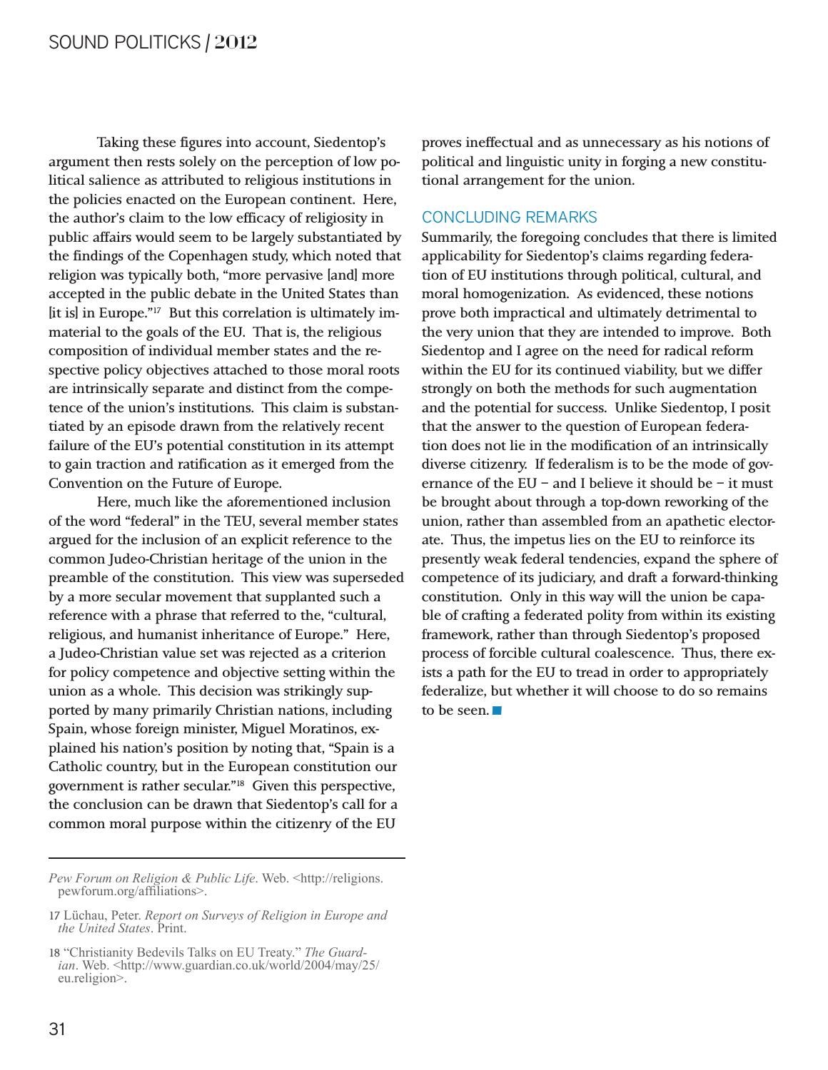Taking these figures into account, Siedentop's argument then rests solely on the perception of low political salience as attributed to religious institutions in the policies enacted on the European continent. Here, the author's claim to the low efficacy of religiosity in public affairs would seem to be largely substantiated by the findings of the Copenhagen study, which noted that religion was typically both, "more pervasive [and] more accepted in the public debate in the United States than [it is] in Europe."[17] But this correlation is ultimately immaterial to the goals of the EU. That is, the religious composition of individual member states and the respective policy objectives attached to those moral roots are intrinsically separate and distinct from the competence of the union's institutions. This claim is substantiated by an episode drawn from the relatively recent failure of the EU's potential constitution in its attempt to gain traction and ratification as it emerged from the Convention on the Future of Europe.

Here, much like the aforementioned inclusion of the word "federal" in the TEU, several member states argued for the inclusion of an explicit reference to the common Judeo-Christian heritage of the union in the preamble of the constitution. This view was superseded by a more secular movement that supplanted such a reference with a phrase that referred to the, "cultural, religious, and humanist inheritance of Europe." Here, a Judeo-Christian value set was rejected as a criterion for policy competence and objective setting within the union as a whole. This decision was strikingly supported by many primarily Christian nations, including Spain, whose foreign minister, Miguel Moratinos, explained his nation's position by noting that, "Spain is a Catholic country, but in the European constitution our government is rather secular."[18] Given this perspective, the conclusion can be drawn that Siedentop's call for a common moral purpose within the citizenry of the EU proves ineffectual and as unnecessary as his notions of political and linguistic unity in forging a new constitutional arrangement for the union.

## CONCLUDING REMARKS

Summarily, the foregoing concludes that there is limited applicability for Siedentop's claims regarding federation of EU institutions through political, cultural, and moral homogenization. As evidenced, these notions prove both impractical and ultimately detrimental to the very union that they are intended to improve. Both Siedentop and I agree on the need for radical reform within the EU for its continued viability, but we differ strongly on both the methods for such augmentation and the potential for success. Unlike Siedentop, I posit that the answer to the question of European federation does not lie in the modification of an intrinsically diverse citizenry. If federalism is to be the mode of governance of the EU – and I believe it should be – it must be brought about through a top-down reworking of the union, rather than assembled from an apathetic electorate. Thus, the impetus lies on the EU to reinforce its presently weak federal tendencies, expand the sphere of competence of its judiciary, and draft a forward-thinking constitution. Only in this way will the union be capable of crafting a federated polity from within its existing framework, rather than through Siedentop's proposed process of forcible cultural coalescence. Thus, there exists a path for the EU to tread in order to appropriately federalize, but whether it will choose to do so remains to be seen. ■

---

*Pew Forum on Religion & Public Life*. Web. <http://religions.pewforum.org/affiliations>.

17 Lüchau, Peter. *Report on Surveys of Religion in Europe and the United States*. Print.

18 "Christianity Bedevils Talks on EU Treaty." *The Guardian*. Web. <http://www.guardian.co.uk/world/2004/may/25/eu.religion>.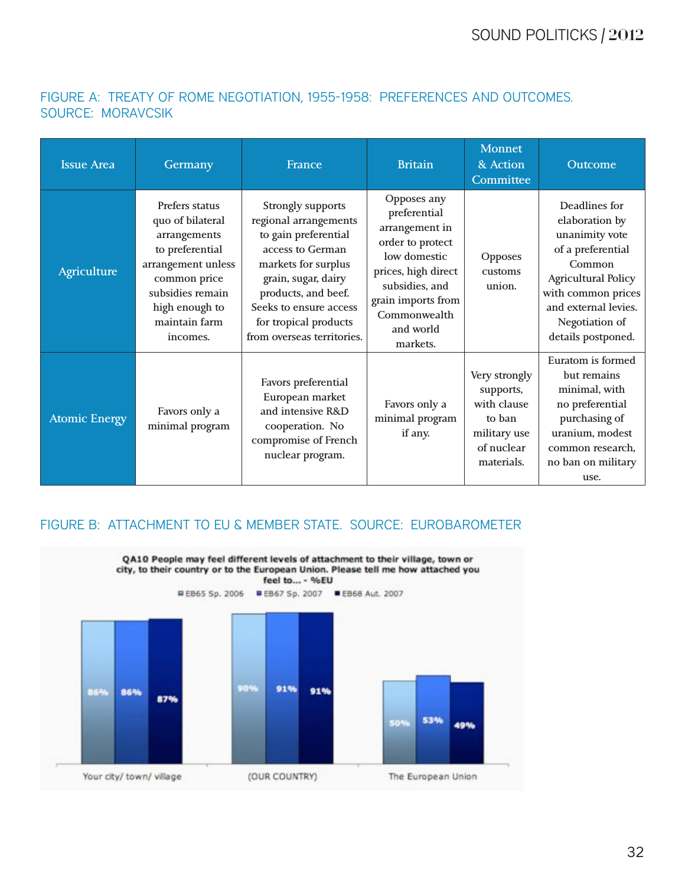FIGURE A: TREATY OF ROME NEGOTIATION, 1955-1958: PREFERENCES AND OUTCOMES. SOURCE: MORAVCSIK

| Issue Area | Germany | France | Britain | Monnet & Action Committee | Outcome |
|---|---|---|---|---|---|
| Agriculture | Prefers status quo of bilateral arrangements to preferential arrangement unless common price subsidies remain high enough to maintain farm incomes. | Strongly supports regional arrangements to gain preferential access to German markets for surplus grain, sugar, dairy products, and beef. Seeks to ensure access for tropical products from overseas territories. | Opposes any preferential arrangement in order to protect low domestic prices, high direct subsidies, and grain imports from Commonwealth and world markets. | Opposes customs union. | Deadlines for elaboration by unanimity vote of a preferential Common Agricultural Policy with common prices and external levies. Negotiation of details postponed. |
| Atomic Energy | Favors only a minimal program | Favors preferential European market and intensive R&D cooperation. No compromise of French nuclear program. | Favors only a minimal program if any. | Very strongly supports, with clause to ban military use of nuclear materials. | Euratom is formed but remains minimal, with no preferential purchasing of uranium, modest common research, no ban on military use. |

FIGURE B: ATTACHMENT TO EU & MEMBER STATE. SOURCE: EUROBAROMETER

QA10 People may feel different levels of attachment to their village, town or city, to their country or to the European Union. Please tell me how attached you feel to... - %EU

| | EB65 Sp. 2006 | EB67 Sp. 2007 | EB68 Aut. 2007 |
|---|---|---|---|
| Your city/ town/ village | 86% | 86% | 87% |
| (OUR COUNTRY) | 90% | 91% | 91% |
| The European Union | 50% | 53% | 49% |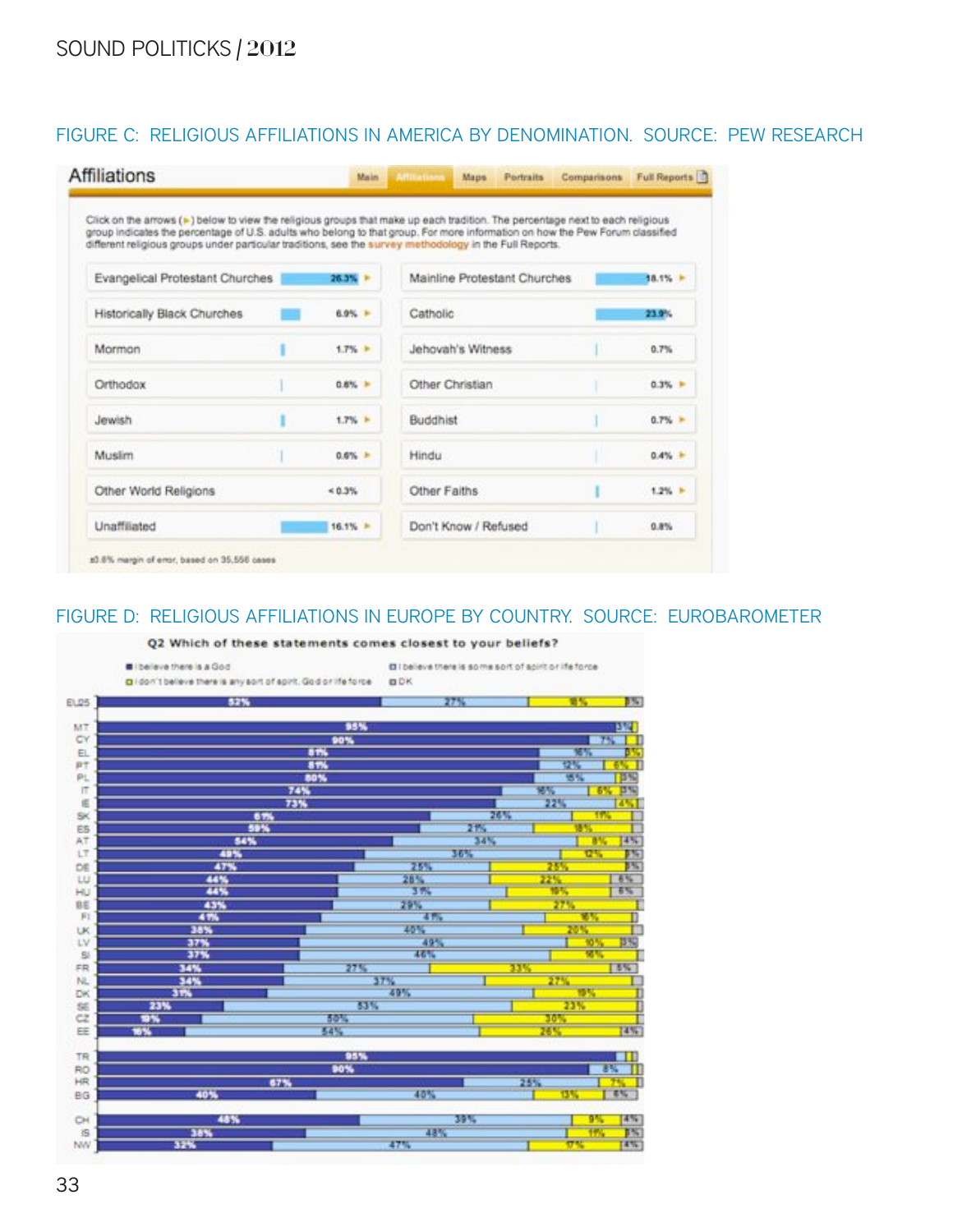FIGURE C: RELIGIOUS AFFILIATIONS IN AMERICA BY DENOMINATION. SOURCE: PEW RESEARCH

## Affiliations

Main | Affiliations | Maps | Portraits | Comparisons | Full Reports

Click on the arrows (►) below to view the religious groups that make up each tradition. The percentage next to each religious group indicates the percentage of U.S. adults who belong to that group. For more information on how the Pew Forum classified different religious groups under particular traditions, see the survey methodology in the Full Reports.

| Affiliation | % | Affiliation | % |
|---|---|---|---|
| Evangelical Protestant Churches | 26.3% | Mainline Protestant Churches | 18.1% |
| Historically Black Churches | 6.9% | Catholic | 23.9% |
| Mormon | 1.7% | Jehovah's Witness | 0.7% |
| Orthodox | 0.6% | Other Christian | 0.3% |
| Jewish | 1.7% | Buddhist | 0.7% |
| Muslim | 0.6% | Hindu | 0.4% |
| Other World Religions | < 0.3% | Other Faiths | 1.2% |
| Unaffiliated | 16.1% | Don't Know / Refused | 0.8% |

±0.6% margin of error, based on 35,556 cases

FIGURE D: RELIGIOUS AFFILIATIONS IN EUROPE BY COUNTRY. SOURCE: EUROBAROMETER

**Q2 Which of these statements comes closest to your beliefs?**

| Country | I believe there is a God | I believe there is some sort of spirit or life force | I don't believe there is any sort of spirit, God or life force | DK |
|---|---|---|---|---|
| EU25 | 52% | 27% | 18% | 3% |
| MT | 95% | 3% | | |
| CY | 90% | 7% | | |
| EL | 81% | 16% | | 3% |
| PT | 81% | 12% | 6% | |
| PL | 80% | 15% | | 5% |
| IT | 74% | 16% | 6% | 3% |
| IE | 73% | 22% | | 4% |
| SK | 61% | 26% | 11% | |
| ES | 59% | 21% | 18% | |
| AT | 54% | 34% | 8% | 4% |
| LT | 49% | 36% | 12% | 3% |
| DE | 47% | 25% | 25% | 3% |
| LU | 44% | 28% | 22% | 6% |
| HU | 44% | 31% | 19% | 6% |
| BE | 43% | 29% | 27% | |
| FI | 41% | 41% | 16% | |
| UK | 38% | 40% | 20% | |
| LV | 37% | 49% | 10% | 3% |
| SI | 37% | 46% | 16% | |
| FR | 34% | 27% | 33% | 5% |
| NL | 34% | 37% | 27% | |
| DK | 31% | 49% | 19% | |
| SE | 23% | 53% | 23% | |
| CZ | 19% | 50% | 30% | |
| EE | 16% | 54% | 26% | 4% |
| TR | 95% | | | |
| RO | 90% | 8% | | |
| HR | 67% | 25% | 7% | |
| BG | 40% | 40% | 13% | 6% |
| CH | 48% | 39% | 9% | 4% |
| IS | 38% | 48% | 11% | 3% |
| NW | 32% | 47% | 17% | 4% |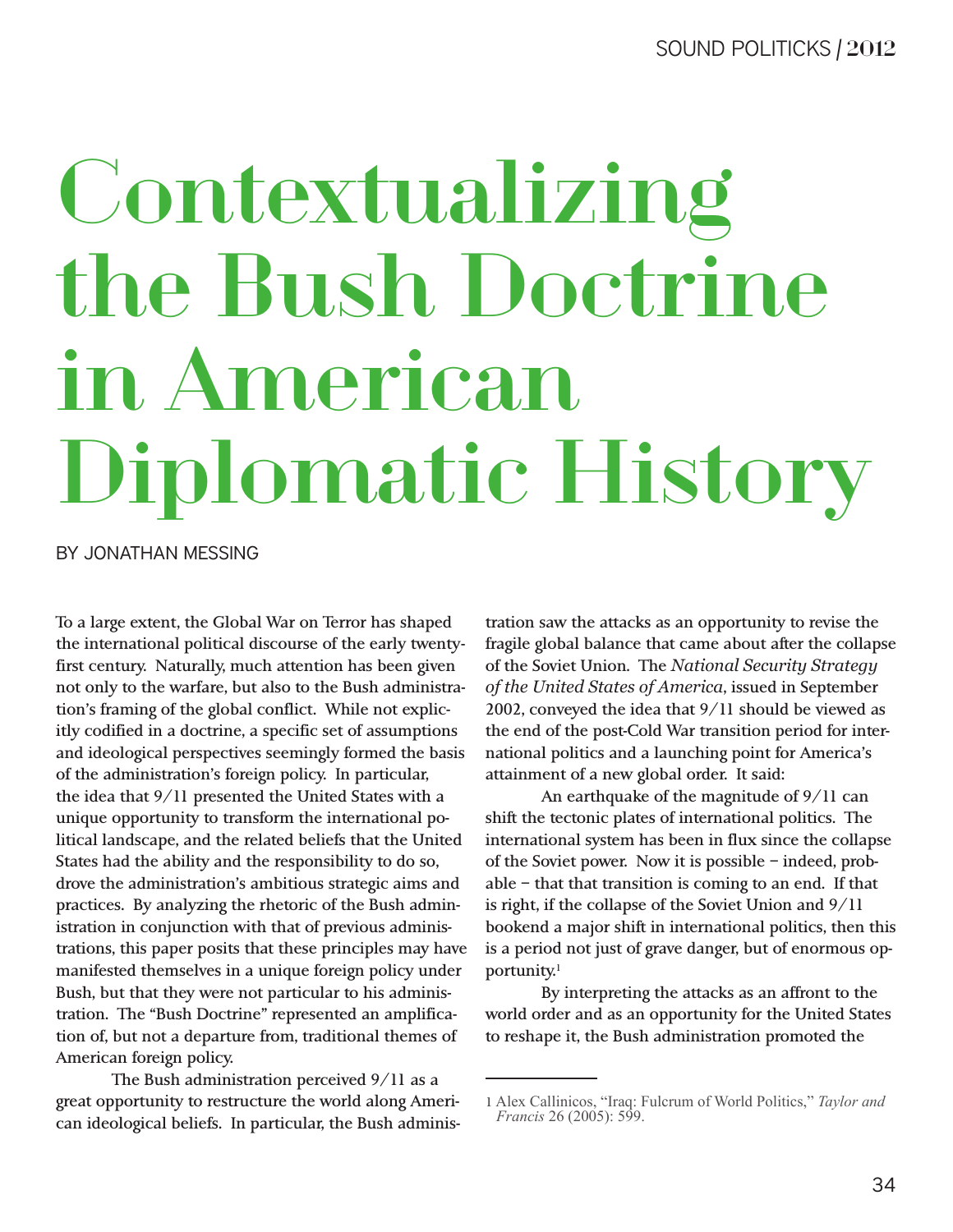# Contextualizing the Bush Doctrine in American Diplomatic History

BY JONATHAN MESSING

To a large extent, the Global War on Terror has shaped the international political discourse of the early twenty-first century. Naturally, much attention has been given not only to the warfare, but also to the Bush administration's framing of the global conflict. While not explicitly codified in a doctrine, a specific set of assumptions and ideological perspectives seemingly formed the basis of the administration's foreign policy. In particular, the idea that 9/11 presented the United States with a unique opportunity to transform the international political landscape, and the related beliefs that the United States had the ability and the responsibility to do so, drove the administration's ambitious strategic aims and practices. By analyzing the rhetoric of the Bush administration in conjunction with that of previous administrations, this paper posits that these principles may have manifested themselves in a unique foreign policy under Bush, but that they were not particular to his administration. The "Bush Doctrine" represented an amplification of, but not a departure from, traditional themes of American foreign policy.

The Bush administration perceived 9/11 as a great opportunity to restructure the world along American ideological beliefs. In particular, the Bush administration saw the attacks as an opportunity to revise the fragile global balance that came about after the collapse of the Soviet Union. The *National Security Strategy of the United States of America*, issued in September 2002, conveyed the idea that 9/11 should be viewed as the end of the post-Cold War transition period for international politics and a launching point for America's attainment of a new global order. It said:

> An earthquake of the magnitude of 9/11 can shift the tectonic plates of international politics. The international system has been in flux since the collapse of the Soviet power. Now it is possible – indeed, probable – that that transition is coming to an end. If that is right, if the collapse of the Soviet Union and 9/11 bookend a major shift in international politics, then this is a period not just of grave danger, but of enormous opportunity.[1]

By interpreting the attacks as an affront to the world order and as an opportunity for the United States to reshape it, the Bush administration promoted the

---

1 Alex Callinicos, "Iraq: Fulcrum of World Politics," *Taylor and Francis* 26 (2005): 599.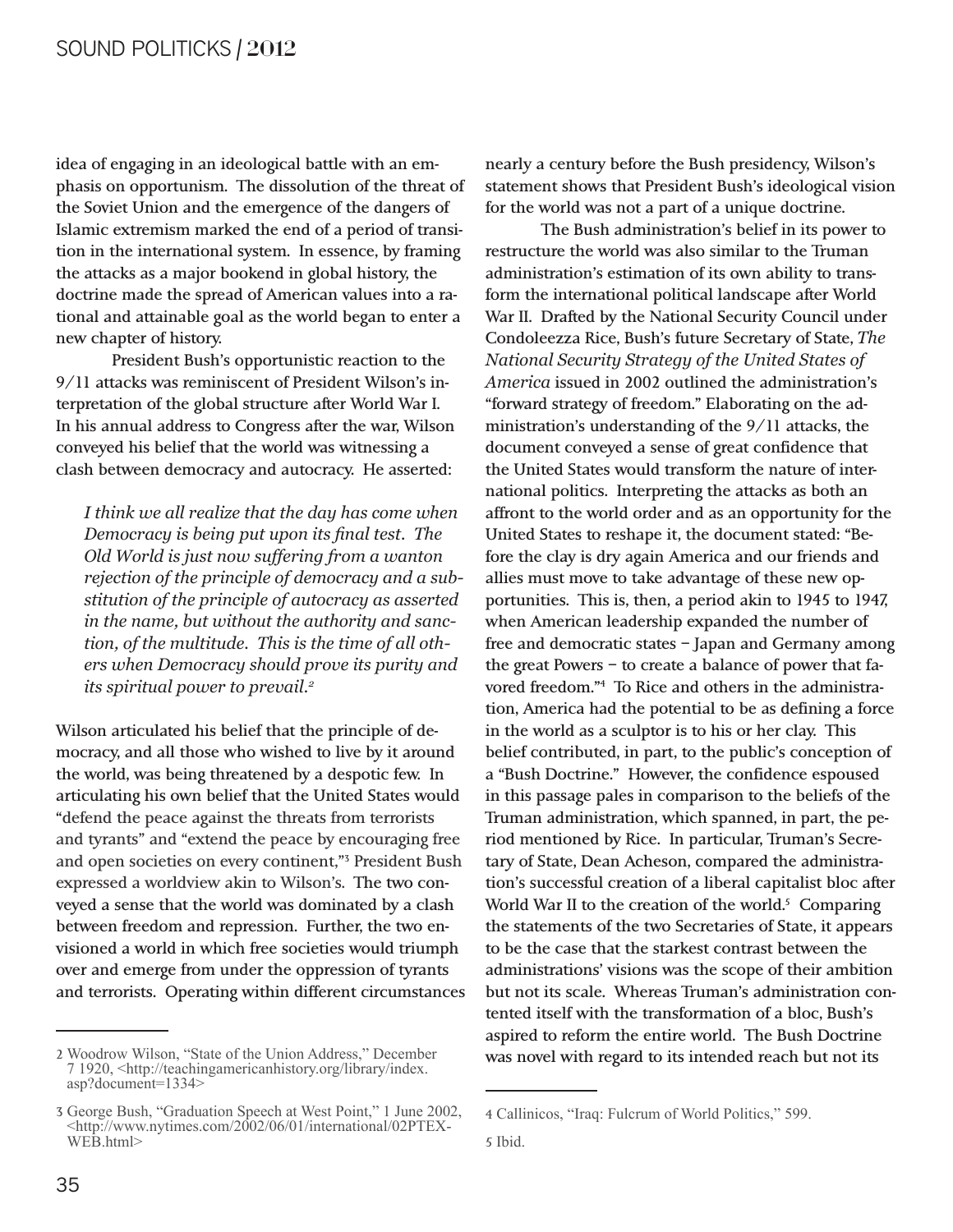idea of engaging in an ideological battle with an emphasis on opportunism. The dissolution of the threat of the Soviet Union and the emergence of the dangers of Islamic extremism marked the end of a period of transition in the international system. In essence, by framing the attacks as a major bookend in global history, the doctrine made the spread of American values into a rational and attainable goal as the world began to enter a new chapter of history.

President Bush's opportunistic reaction to the 9/11 attacks was reminiscent of President Wilson's interpretation of the global structure after World War I. In his annual address to Congress after the war, Wilson conveyed his belief that the world was witnessing a clash between democracy and autocracy. He asserted:

> *I think we all realize that the day has come when Democracy is being put upon its final test. The Old World is just now suffering from a wanton rejection of the principle of democracy and a substitution of the principle of autocracy as asserted in the name, but without the authority and sanction, of the multitude. This is the time of all others when Democracy should prove its purity and its spiritual power to prevail.*[2]

Wilson articulated his belief that the principle of democracy, and all those who wished to live by it around the world, was being threatened by a despotic few. In articulating his own belief that the United States would "defend the peace against the threats from terrorists and tyrants" and "extend the peace by encouraging free and open societies on every continent,"[3] President Bush expressed a worldview akin to Wilson's. The two conveyed a sense that the world was dominated by a clash between freedom and repression. Further, the two envisioned a world in which free societies would triumph over and emerge from under the oppression of tyrants and terrorists. Operating within different circumstances nearly a century before the Bush presidency, Wilson's statement shows that President Bush's ideological vision for the world was not a part of a unique doctrine.

The Bush administration's belief in its power to restructure the world was also similar to the Truman administration's estimation of its own ability to transform the international political landscape after World War II. Drafted by the National Security Council under Condoleezza Rice, Bush's future Secretary of State, *The National Security Strategy of the United States of America* issued in 2002 outlined the administration's "forward strategy of freedom." Elaborating on the administration's understanding of the 9/11 attacks, the document conveyed a sense of great confidence that the United States would transform the nature of international politics. Interpreting the attacks as both an affront to the world order and as an opportunity for the United States to reshape it, the document stated: "Before the clay is dry again America and our friends and allies must move to take advantage of these new opportunities. This is, then, a period akin to 1945 to 1947, when American leadership expanded the number of free and democratic states – Japan and Germany among the great Powers – to create a balance of power that favored freedom."[4] To Rice and others in the administration, America had the potential to be as defining a force in the world as a sculptor is to his or her clay. This belief contributed, in part, to the public's conception of a "Bush Doctrine." However, the confidence espoused in this passage pales in comparison to the beliefs of the Truman administration, which spanned, in part, the period mentioned by Rice. In particular, Truman's Secretary of State, Dean Acheson, compared the administration's successful creation of a liberal capitalist bloc after World War II to the creation of the world.[5] Comparing the statements of the two Secretaries of State, it appears to be the case that the starkest contrast between the administrations' visions was the scope of their ambition but not its scale. Whereas Truman's administration contented itself with the transformation of a bloc, Bush's aspired to reform the entire world. The Bush Doctrine was novel with regard to its intended reach but not its

---

2 Woodrow Wilson, "State of the Union Address," December 7 1920, <http://teachingamericanhistory.org/library/index.asp?document=1334>

3 George Bush, "Graduation Speech at West Point," 1 June 2002, <http://www.nytimes.com/2002/06/01/international/02PTEX-WEB.html>

4 Callinicos, "Iraq: Fulcrum of World Politics," 599.

5 Ibid.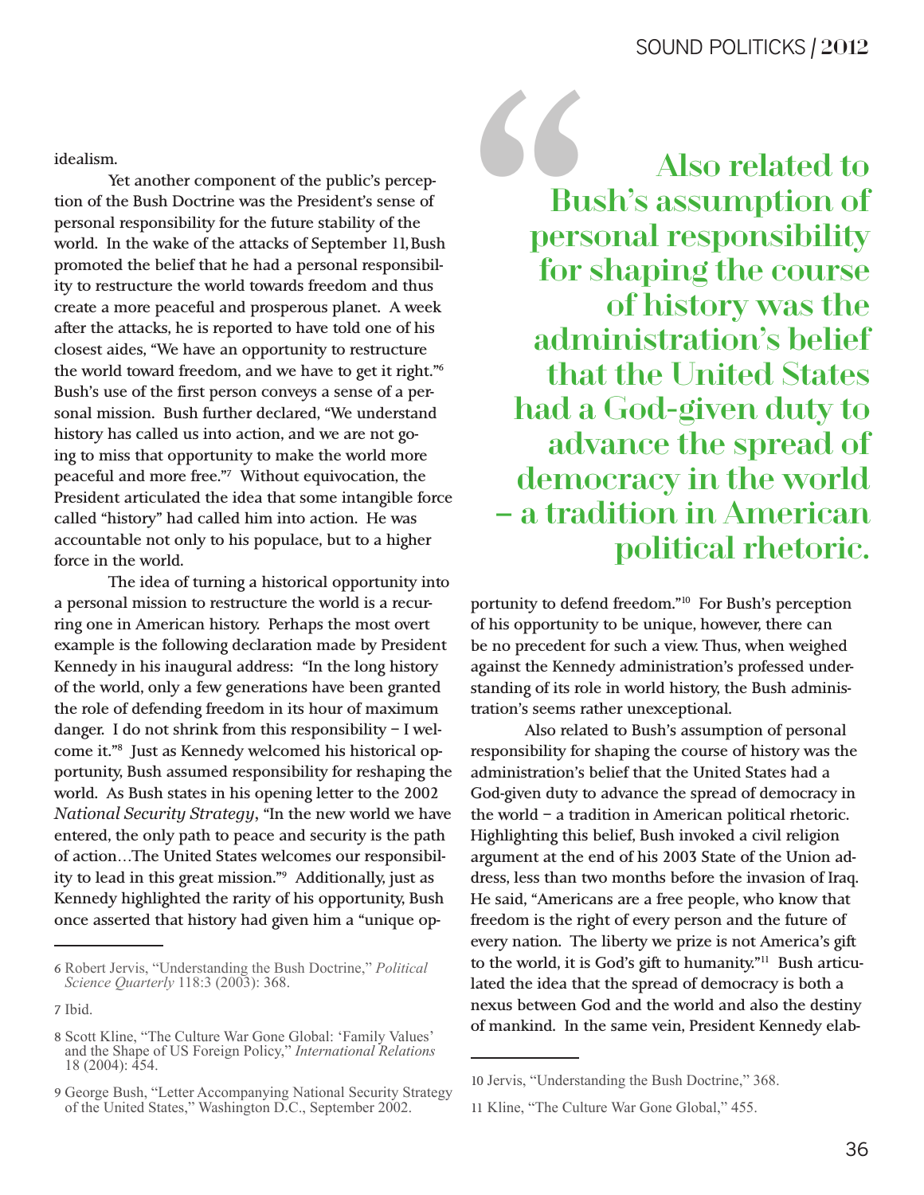idealism.

Yet another component of the public's perception of the Bush Doctrine was the President's sense of personal responsibility for the future stability of the world. In the wake of the attacks of September 11, Bush promoted the belief that he had a personal responsibility to restructure the world towards freedom and thus create a more peaceful and prosperous planet. A week after the attacks, he is reported to have told one of his closest aides, "We have an opportunity to restructure the world toward freedom, and we have to get it right."[6] Bush's use of the first person conveys a sense of a personal mission. Bush further declared, "We understand history has called us into action, and we are not going to miss that opportunity to make the world more peaceful and more free."[7] Without equivocation, the President articulated the idea that some intangible force called "history" had called him into action. He was accountable not only to his populace, but to a higher force in the world.

The idea of turning a historical opportunity into a personal mission to restructure the world is a recurring one in American history. Perhaps the most overt example is the following declaration made by President Kennedy in his inaugural address: "In the long history of the world, only a few generations have been granted the role of defending freedom in its hour of maximum danger. I do not shrink from this responsibility – I welcome it."[8] Just as Kennedy welcomed his historical opportunity, Bush assumed responsibility for reshaping the world. As Bush states in his opening letter to the 2002 *National Security Strategy*, "In the new world we have entered, the only path to peace and security is the path of action…The United States welcomes our responsibility to lead in this great mission."[9] Additionally, just as Kennedy highlighted the rarity of his opportunity, Bush once asserted that history had given him a "unique opportunity to defend freedom."[10] For Bush's perception of his opportunity to be unique, however, there can be no precedent for such a view. Thus, when weighed against the Kennedy administration's professed understanding of its role in world history, the Bush administration's seems rather unexceptional.

> **"Also related to Bush's assumption of personal responsibility for shaping the course of history was the administration's belief that the United States had a God-given duty to advance the spread of democracy in the world – a tradition in American political rhetoric.**

Also related to Bush's assumption of personal responsibility for shaping the course of history was the administration's belief that the United States had a God-given duty to advance the spread of democracy in the world – a tradition in American political rhetoric. Highlighting this belief, Bush invoked a civil religion argument at the end of his 2003 State of the Union address, less than two months before the invasion of Iraq. He said, "Americans are a free people, who know that freedom is the right of every person and the future of every nation. The liberty we prize is not America's gift to the world, it is God's gift to humanity."[11] Bush articulated the idea that the spread of democracy is both a nexus between God and the world and also the destiny of mankind. In the same vein, President Kennedy elab-

---

6 Robert Jervis, "Understanding the Bush Doctrine," *Political Science Quarterly* 118:3 (2003): 368.

7 Ibid.

8 Scott Kline, "The Culture War Gone Global: 'Family Values' and the Shape of US Foreign Policy," *International Relations* 18 (2004): 454.

9 George Bush, "Letter Accompanying National Security Strategy of the United States," Washington D.C., September 2002.

10 Jervis, "Understanding the Bush Doctrine," 368.

11 Kline, "The Culture War Gone Global," 455.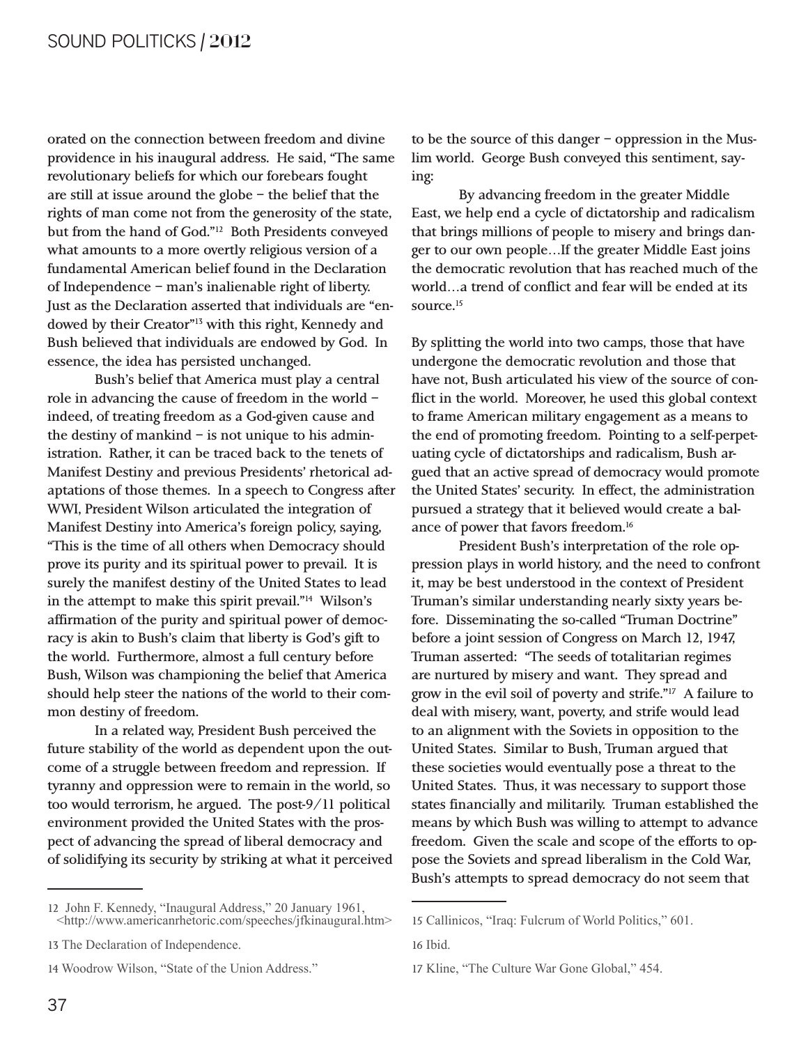orated on the connection between freedom and divine providence in his inaugural address. He said, "The same revolutionary beliefs for which our forebears fought are still at issue around the globe – the belief that the rights of man come not from the generosity of the state, but from the hand of God."[12] Both Presidents conveyed what amounts to a more overtly religious version of a fundamental American belief found in the Declaration of Independence – man's inalienable right of liberty. Just as the Declaration asserted that individuals are "endowed by their Creator"[13] with this right, Kennedy and Bush believed that individuals are endowed by God. In essence, the idea has persisted unchanged.

Bush's belief that America must play a central role in advancing the cause of freedom in the world – indeed, of treating freedom as a God-given cause and the destiny of mankind – is not unique to his administration. Rather, it can be traced back to the tenets of Manifest Destiny and previous Presidents' rhetorical adaptations of those themes. In a speech to Congress after WWI, President Wilson articulated the integration of Manifest Destiny into America's foreign policy, saying, "This is the time of all others when Democracy should prove its purity and its spiritual power to prevail. It is surely the manifest destiny of the United States to lead in the attempt to make this spirit prevail."[14] Wilson's affirmation of the purity and spiritual power of democracy is akin to Bush's claim that liberty is God's gift to the world. Furthermore, almost a full century before Bush, Wilson was championing the belief that America should help steer the nations of the world to their common destiny of freedom.

In a related way, President Bush perceived the future stability of the world as dependent upon the outcome of a struggle between freedom and repression. If tyranny and oppression were to remain in the world, so too would terrorism, he argued. The post-9/11 political environment provided the United States with the prospect of advancing the spread of liberal democracy and of solidifying its security by striking at what it perceived to be the source of this danger – oppression in the Muslim world. George Bush conveyed this sentiment, saying:

> By advancing freedom in the greater Middle East, we help end a cycle of dictatorship and radicalism that brings millions of people to misery and brings danger to our own people…If the greater Middle East joins the democratic revolution that has reached much of the world…a trend of conflict and fear will be ended at its source.[15]

By splitting the world into two camps, those that have undergone the democratic revolution and those that have not, Bush articulated his view of the source of conflict in the world. Moreover, he used this global context to frame American military engagement as a means to the end of promoting freedom. Pointing to a self-perpetuating cycle of dictatorships and radicalism, Bush argued that an active spread of democracy would promote the United States' security. In effect, the administration pursued a strategy that it believed would create a balance of power that favors freedom.[16]

President Bush's interpretation of the role oppression plays in world history, and the need to confront it, may be best understood in the context of President Truman's similar understanding nearly sixty years before. Disseminating the so-called "Truman Doctrine" before a joint session of Congress on March 12, 1947, Truman asserted: "The seeds of totalitarian regimes are nurtured by misery and want. They spread and grow in the evil soil of poverty and strife."[17] A failure to deal with misery, want, poverty, and strife would lead to an alignment with the Soviets in opposition to the United States. Similar to Bush, Truman argued that these societies would eventually pose a threat to the United States. Thus, it was necessary to support those states financially and militarily. Truman established the means by which Bush was willing to attempt to advance freedom. Given the scale and scope of the efforts to oppose the Soviets and spread liberalism in the Cold War, Bush's attempts to spread democracy do not seem that

---

12 John F. Kennedy, "Inaugural Address," 20 January 1961, <http://www.americanrhetoric.com/speeches/jfkinaugural.htm>

13 The Declaration of Independence.

14 Woodrow Wilson, "State of the Union Address."

15 Callinicos, "Iraq: Fulcrum of World Politics," 601.

16 Ibid.

17 Kline, "The Culture War Gone Global," 454.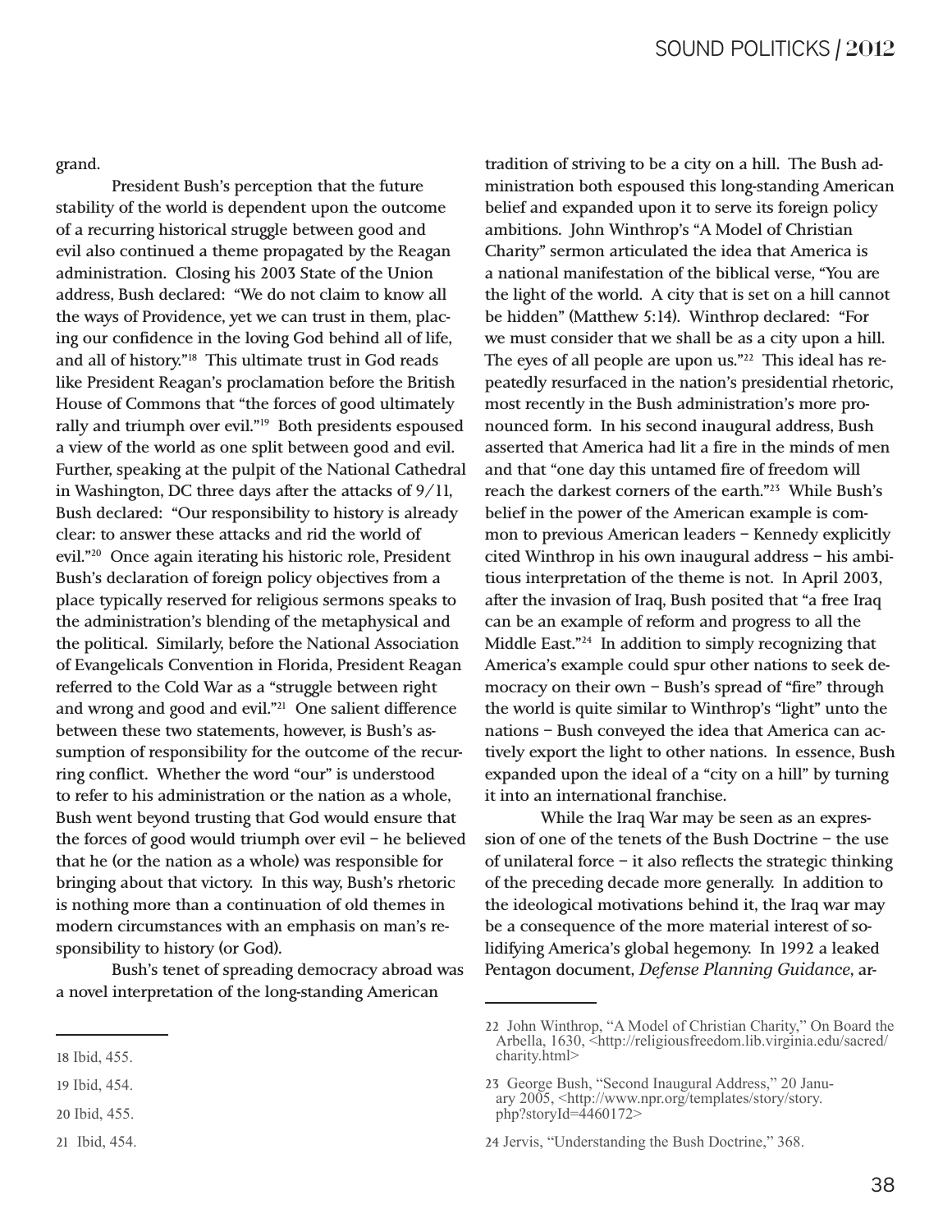grand.

President Bush's perception that the future stability of the world is dependent upon the outcome of a recurring historical struggle between good and evil also continued a theme propagated by the Reagan administration. Closing his 2003 State of the Union address, Bush declared: "We do not claim to know all the ways of Providence, yet we can trust in them, placing our confidence in the loving God behind all of life, and all of history."[18] This ultimate trust in God reads like President Reagan's proclamation before the British House of Commons that "the forces of good ultimately rally and triumph over evil."[19] Both presidents espoused a view of the world as one split between good and evil. Further, speaking at the pulpit of the National Cathedral in Washington, DC three days after the attacks of 9/11, Bush declared: "Our responsibility to history is already clear: to answer these attacks and rid the world of evil."[20] Once again iterating his historic role, President Bush's declaration of foreign policy objectives from a place typically reserved for religious sermons speaks to the administration's blending of the metaphysical and the political. Similarly, before the National Association of Evangelicals Convention in Florida, President Reagan referred to the Cold War as a "struggle between right and wrong and good and evil."[21] One salient difference between these two statements, however, is Bush's assumption of responsibility for the outcome of the recurring conflict. Whether the word "our" is understood to refer to his administration or the nation as a whole, Bush went beyond trusting that God would ensure that the forces of good would triumph over evil – he believed that he (or the nation as a whole) was responsible for bringing about that victory. In this way, Bush's rhetoric is nothing more than a continuation of old themes in modern circumstances with an emphasis on man's responsibility to history (or God).

Bush's tenet of spreading democracy abroad was a novel interpretation of the long-standing American tradition of striving to be a city on a hill. The Bush administration both espoused this long-standing American belief and expanded upon it to serve its foreign policy ambitions. John Winthrop's "A Model of Christian Charity" sermon articulated the idea that America is a national manifestation of the biblical verse, "You are the light of the world. A city that is set on a hill cannot be hidden" (Matthew 5:14). Winthrop declared: "For we must consider that we shall be as a city upon a hill. The eyes of all people are upon us."[22] This ideal has repeatedly resurfaced in the nation's presidential rhetoric, most recently in the Bush administration's more pronounced form. In his second inaugural address, Bush asserted that America had lit a fire in the minds of men and that "one day this untamed fire of freedom will reach the darkest corners of the earth."[23] While Bush's belief in the power of the American example is common to previous American leaders – Kennedy explicitly cited Winthrop in his own inaugural address – his ambitious interpretation of the theme is not. In April 2003, after the invasion of Iraq, Bush posited that "a free Iraq can be an example of reform and progress to all the Middle East."[24] In addition to simply recognizing that America's example could spur other nations to seek democracy on their own – Bush's spread of "fire" through the world is quite similar to Winthrop's "light" unto the nations – Bush conveyed the idea that America can actively export the light to other nations. In essence, Bush expanded upon the ideal of a "city on a hill" by turning it into an international franchise.

While the Iraq War may be seen as an expression of one of the tenets of the Bush Doctrine – the use of unilateral force – it also reflects the strategic thinking of the preceding decade more generally. In addition to the ideological motivations behind it, the Iraq war may be a consequence of the more material interest of solidifying America's global hegemony. In 1992 a leaked Pentagon document, *Defense Planning Guidance*, ar-

---

18 Ibid, 455.

19 Ibid, 454.

20 Ibid, 455.

21 Ibid, 454.

22 John Winthrop, "A Model of Christian Charity," On Board the Arbella, 1630, <http://religiousfreedom.lib.virginia.edu/sacred/charity.html>

23 George Bush, "Second Inaugural Address," 20 January 2005, <http://www.npr.org/templates/story/story.php?storyId=4460172>

24 Jervis, "Understanding the Bush Doctrine," 368.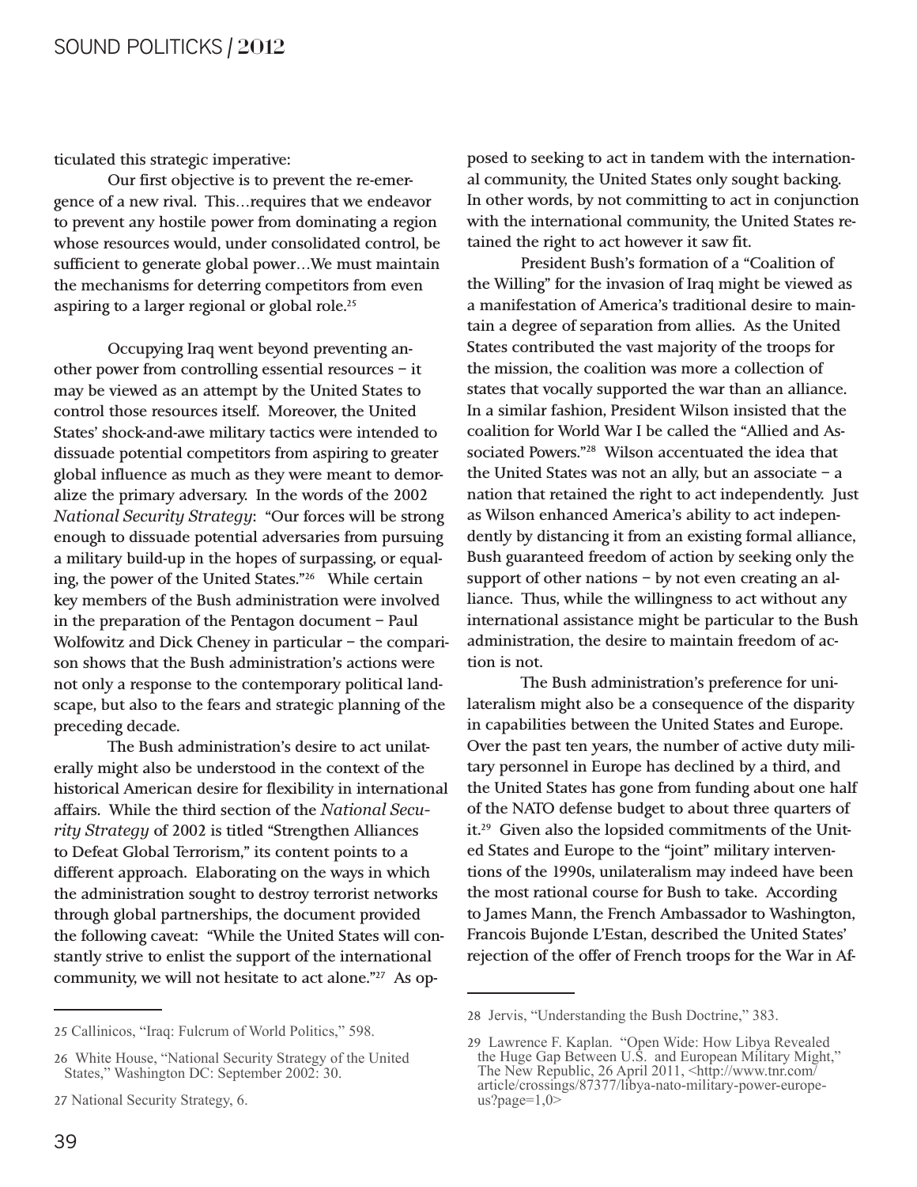ticulated this strategic imperative:

> Our first objective is to prevent the re-emergence of a new rival. This…requires that we endeavor to prevent any hostile power from dominating a region whose resources would, under consolidated control, be sufficient to generate global power…We must maintain the mechanisms for deterring competitors from even aspiring to a larger regional or global role.[25]

Occupying Iraq went beyond preventing another power from controlling essential resources – it may be viewed as an attempt by the United States to control those resources itself. Moreover, the United States' shock-and-awe military tactics were intended to dissuade potential competitors from aspiring to greater global influence as much as they were meant to demoralize the primary adversary. In the words of the 2002 *National Security Strategy*: "Our forces will be strong enough to dissuade potential adversaries from pursuing a military build-up in the hopes of surpassing, or equaling, the power of the United States."[26] While certain key members of the Bush administration were involved in the preparation of the Pentagon document – Paul Wolfowitz and Dick Cheney in particular – the comparison shows that the Bush administration's actions were not only a response to the contemporary political landscape, but also to the fears and strategic planning of the preceding decade.

The Bush administration's desire to act unilaterally might also be understood in the context of the historical American desire for flexibility in international affairs. While the third section of the *National Security Strategy* of 2002 is titled "Strengthen Alliances to Defeat Global Terrorism," its content points to a different approach. Elaborating on the ways in which the administration sought to destroy terrorist networks through global partnerships, the document provided the following caveat: "While the United States will constantly strive to enlist the support of the international community, we will not hesitate to act alone."[27] As opposed to seeking to act in tandem with the international community, the United States only sought backing. In other words, by not committing to act in conjunction with the international community, the United States retained the right to act however it saw fit.

President Bush's formation of a "Coalition of the Willing" for the invasion of Iraq might be viewed as a manifestation of America's traditional desire to maintain a degree of separation from allies. As the United States contributed the vast majority of the troops for the mission, the coalition was more a collection of states that vocally supported the war than an alliance. In a similar fashion, President Wilson insisted that the coalition for World War I be called the "Allied and Associated Powers."[28] Wilson accentuated the idea that the United States was not an ally, but an associate – a nation that retained the right to act independently. Just as Wilson enhanced America's ability to act independently by distancing it from an existing formal alliance, Bush guaranteed freedom of action by seeking only the support of other nations – by not even creating an alliance. Thus, while the willingness to act without any international assistance might be particular to the Bush administration, the desire to maintain freedom of action is not.

The Bush administration's preference for unilateralism might also be a consequence of the disparity in capabilities between the United States and Europe. Over the past ten years, the number of active duty military personnel in Europe has declined by a third, and the United States has gone from funding about one half of the NATO defense budget to about three quarters of it.[29] Given also the lopsided commitments of the United States and Europe to the "joint" military interventions of the 1990s, unilateralism may indeed have been the most rational course for Bush to take. According to James Mann, the French Ambassador to Washington, Francois Bujonde L'Estan, described the United States' rejection of the offer of French troops for the War in Af-

---

25 Callinicos, "Iraq: Fulcrum of World Politics," 598.

26 White House, "National Security Strategy of the United States," Washington DC: September 2002: 30.

27 National Security Strategy, 6.

28 Jervis, "Understanding the Bush Doctrine," 383.

29 Lawrence F. Kaplan. "Open Wide: How Libya Revealed the Huge Gap Between U.S. and European Military Might," The New Republic, 26 April 2011, <http://www.tnr.com/article/crossings/87377/libya-nato-military-power-europe-us?page=1,0>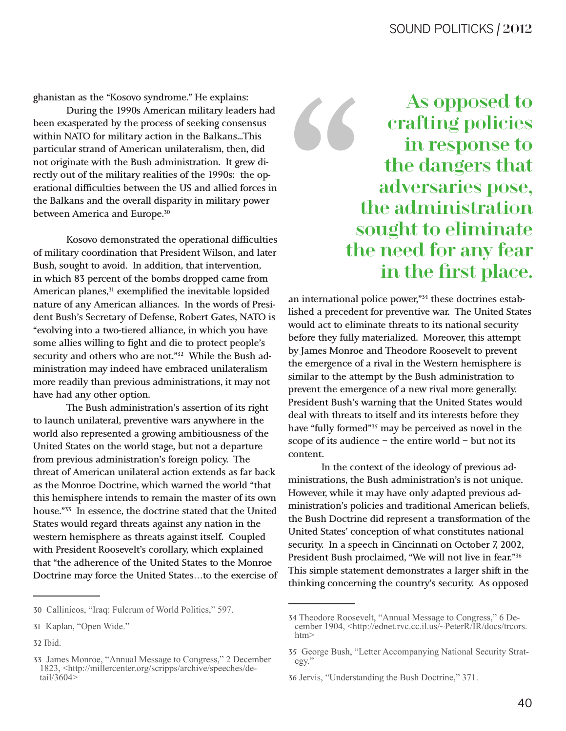ghanistan as the "Kosovo syndrome." He explains:

> During the 1990s American military leaders had been exasperated by the process of seeking consensus within NATO for military action in the Balkans...This particular strand of American unilateralism, then, did not originate with the Bush administration. It grew directly out of the military realities of the 1990s: the operational difficulties between the US and allied forces in the Balkans and the overall disparity in military power between America and Europe.[30]

Kosovo demonstrated the operational difficulties of military coordination that President Wilson, and later Bush, sought to avoid. In addition, that intervention, in which 83 percent of the bombs dropped came from American planes,[31] exemplified the inevitable lopsided nature of any American alliances. In the words of President Bush's Secretary of Defense, Robert Gates, NATO is "evolving into a two-tiered alliance, in which you have some allies willing to fight and die to protect people's security and others who are not."[32] While the Bush administration may indeed have embraced unilateralism more readily than previous administrations, it may not have had any other option.

The Bush administration's assertion of its right to launch unilateral, preventive wars anywhere in the world also represented a growing ambitiousness of the United States on the world stage, but not a departure from previous administration's foreign policy. The threat of American unilateral action extends as far back as the Monroe Doctrine, which warned the world "that this hemisphere intends to remain the master of its own house."[33] In essence, the doctrine stated that the United States would regard threats against any nation in the western hemisphere as threats against itself. Coupled with President Roosevelt's corollary, which explained that "the adherence of the United States to the Monroe Doctrine may force the United States…to the exercise of an international police power,"[34] these doctrines established a precedent for preventive war. The United States would act to eliminate threats to its national security before they fully materialized. Moreover, this attempt by James Monroe and Theodore Roosevelt to prevent the emergence of a rival in the Western hemisphere is similar to the attempt by the Bush administration to prevent the emergence of a new rival more generally. President Bush's warning that the United States would deal with threats to itself and its interests before they have "fully formed"[35] may be perceived as novel in the scope of its audience – the entire world – but not its content.

In the context of the ideology of previous administrations, the Bush administration's is not unique. However, while it may have only adapted previous administration's policies and traditional American beliefs, the Bush Doctrine did represent a transformation of the United States' conception of what constitutes national security. In a speech in Cincinnati on October 7, 2002, President Bush proclaimed, "We will not live in fear."[36] This simple statement demonstrates a larger shift in the thinking concerning the country's security. As opposed

> **"As opposed to crafting policies in response to the dangers that adversaries pose, the administration sought to eliminate the need for any fear in the first place.**

---

30 Callinicos, "Iraq: Fulcrum of World Politics," 597.

31 Kaplan, "Open Wide."

32 Ibid.

33 James Monroe, "Annual Message to Congress," 2 December 1823, <http://millercenter.org/scripps/archive/speeches/detail/3604>

34 Theodore Roosevelt, "Annual Message to Congress," 6 December 1904, <http://ednet.rvc.cc.il.us/~PeterR/IR/docs/trcors.htm>

35 George Bush, "Letter Accompanying National Security Strategy."

36 Jervis, "Understanding the Bush Doctrine," 371.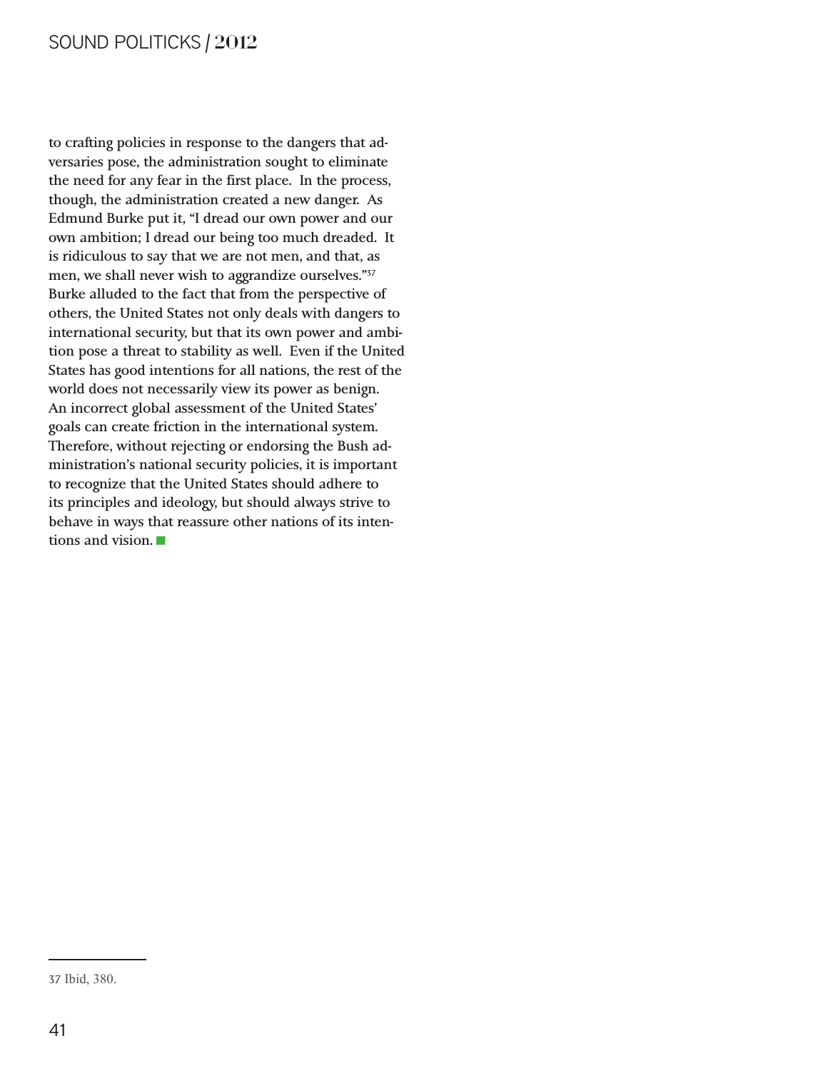to crafting policies in response to the dangers that adversaries pose, the administration sought to eliminate the need for any fear in the first place. In the process, though, the administration created a new danger. As Edmund Burke put it, "I dread our own power and our own ambition; I dread our being too much dreaded. It is ridiculous to say that we are not men, and that, as men, we shall never wish to aggrandize ourselves."[37] Burke alluded to the fact that from the perspective of others, the United States not only deals with dangers to international security, but that its own power and ambition pose a threat to stability as well. Even if the United States has good intentions for all nations, the rest of the world does not necessarily view its power as benign. An incorrect global assessment of the United States' goals can create friction in the international system. Therefore, without rejecting or endorsing the Bush administration's national security policies, it is important to recognize that the United States should adhere to its principles and ideology, but should always strive to behave in ways that reassure other nations of its intentions and vision. ■

---

37 Ibid, 380.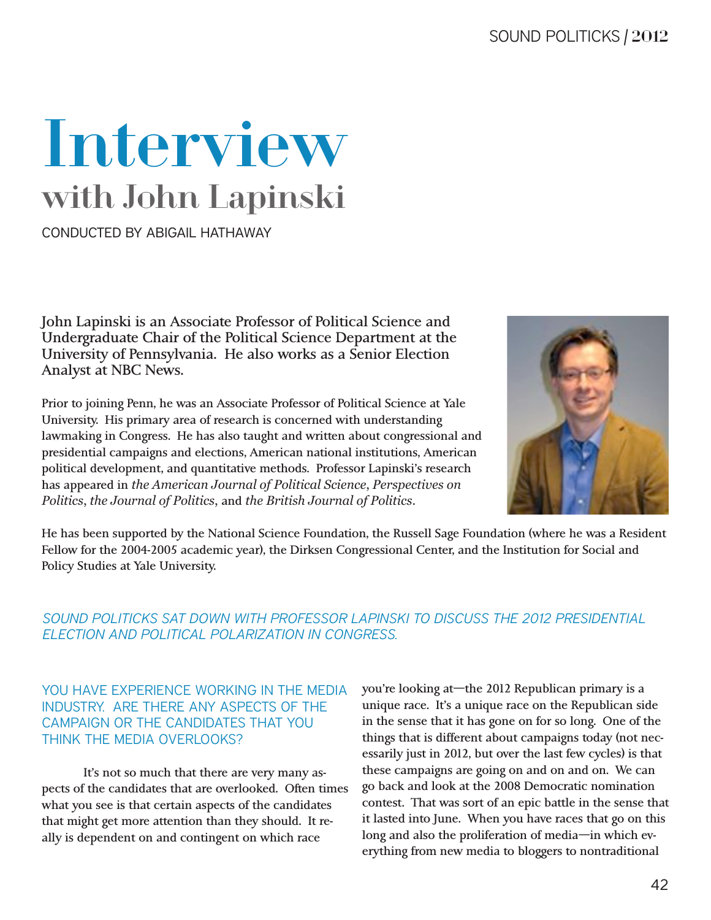# Interview

## with John Lapinski

CONDUCTED BY ABIGAIL HATHAWAY

**John Lapinski is an Associate Professor of Political Science and Undergraduate Chair of the Political Science Department at the University of Pennsylvania. He also works as a Senior Election Analyst at NBC News.**

Prior to joining Penn, he was an Associate Professor of Political Science at Yale University. His primary area of research is concerned with understanding lawmaking in Congress. He has also taught and written about congressional and presidential campaigns and elections, American national institutions, American political development, and quantitative methods. Professor Lapinski's research has appeared in *the American Journal of Political Science*, *Perspectives on Politics*, *the Journal of Politics*, and *the British Journal of Politics*.

He has been supported by the National Science Foundation, the Russell Sage Foundation (where he was a Resident Fellow for the 2004-2005 academic year), the Dirksen Congressional Center, and the Institution for Social and Policy Studies at Yale University.

*SOUND POLITICKS SAT DOWN WITH PROFESSOR LAPINSKI TO DISCUSS THE 2012 PRESIDENTIAL ELECTION AND POLITICAL POLARIZATION IN CONGRESS.*

### YOU HAVE EXPERIENCE WORKING IN THE MEDIA INDUSTRY. ARE THERE ANY ASPECTS OF THE CAMPAIGN OR THE CANDIDATES THAT YOU THINK THE MEDIA OVERLOOKS?

It's not so much that there are very many aspects of the candidates that are overlooked. Often times what you see is that certain aspects of the candidates that might get more attention than they should. It really is dependent on and contingent on which race you're looking at—the 2012 Republican primary is a unique race. It's a unique race on the Republican side in the sense that it has gone on for so long. One of the things that is different about campaigns today (not necessarily just in 2012, but over the last few cycles) is that these campaigns are going on and on and on. We can go back and look at the 2008 Democratic nomination contest. That was sort of an epic battle in the sense that it lasted into June. When you have races that go on this long and also the proliferation of media—in which everything from new media to bloggers to nontraditional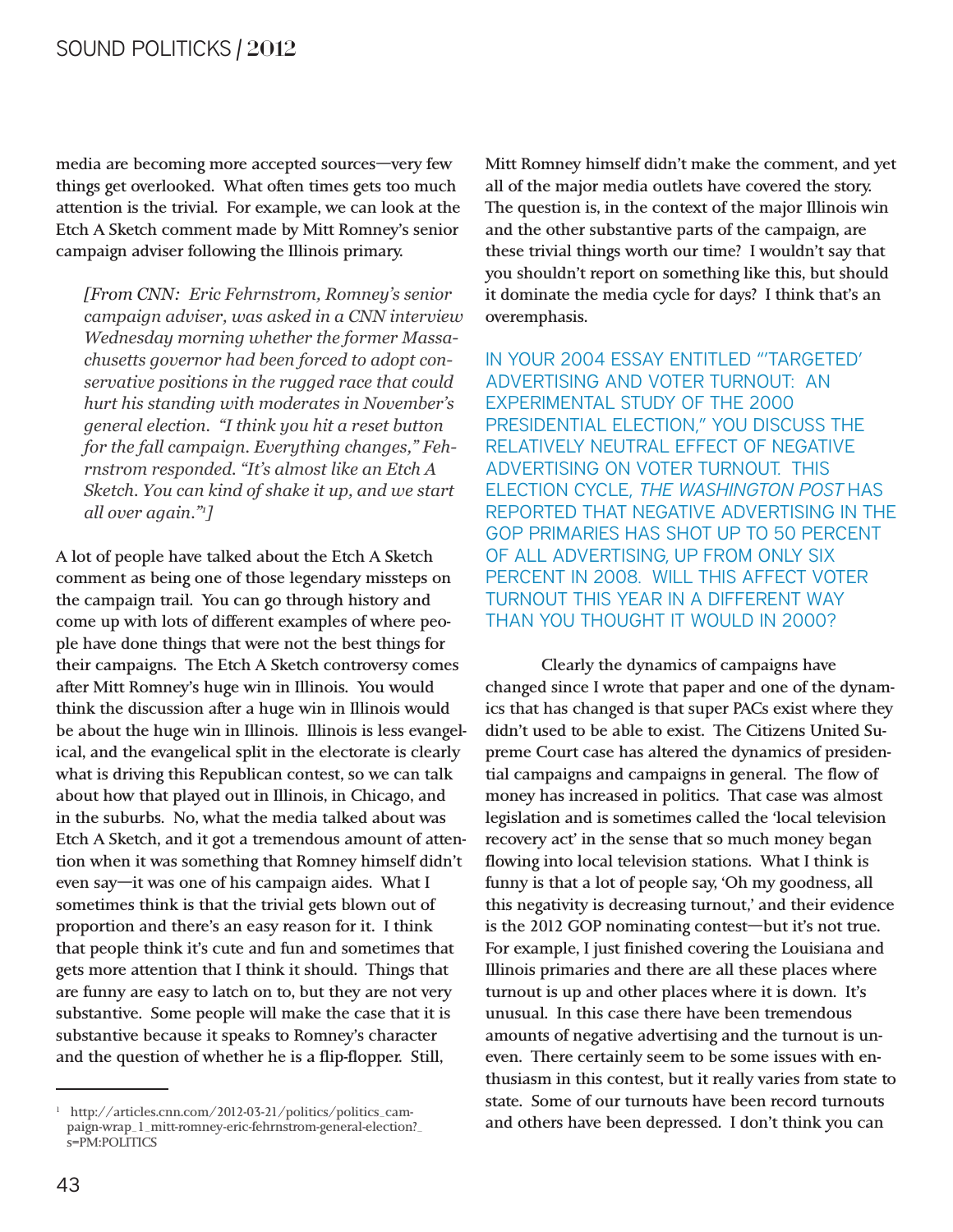media are becoming more accepted sources—very few things get overlooked. What often times gets too much attention is the trivial. For example, we can look at the Etch A Sketch comment made by Mitt Romney's senior campaign adviser following the Illinois primary.

> *[From CNN: Eric Fehrnstrom, Romney's senior campaign adviser, was asked in a CNN interview Wednesday morning whether the former Massachusetts governor had been forced to adopt conservative positions in the rugged race that could hurt his standing with moderates in November's general election. "I think you hit a reset button for the fall campaign. Everything changes," Fehrnstrom responded. "It's almost like an Etch A Sketch. You can kind of shake it up, and we start all over again."[1]]*

A lot of people have talked about the Etch A Sketch comment as being one of those legendary missteps on the campaign trail. You can go through history and come up with lots of different examples of where people have done things that were not the best things for their campaigns. The Etch A Sketch controversy comes after Mitt Romney's huge win in Illinois. You would think the discussion after a huge win in Illinois would be about the huge win in Illinois. Illinois is less evangelical, and the evangelical split in the electorate is clearly what is driving this Republican contest, so we can talk about how that played out in Illinois, in Chicago, and in the suburbs. No, what the media talked about was Etch A Sketch, and it got a tremendous amount of attention when it was something that Romney himself didn't even say—it was one of his campaign aides. What I sometimes think is that the trivial gets blown out of proportion and there's an easy reason for it. I think that people think it's cute and fun and sometimes that gets more attention that I think it should. Things that are funny are easy to latch on to, but they are not very substantive. Some people will make the case that it is substantive because it speaks to Romney's character and the question of whether he is a flip-flopper. Still, Mitt Romney himself didn't make the comment, and yet all of the major media outlets have covered the story. The question is, in the context of the major Illinois win and the other substantive parts of the campaign, are these trivial things worth our time? I wouldn't say that you shouldn't report on something like this, but should it dominate the media cycle for days? I think that's an overemphasis.

IN YOUR 2004 ESSAY ENTITLED "'TARGETED' ADVERTISING AND VOTER TURNOUT: AN EXPERIMENTAL STUDY OF THE 2000 PRESIDENTIAL ELECTION," YOU DISCUSS THE RELATIVELY NEUTRAL EFFECT OF NEGATIVE ADVERTISING ON VOTER TURNOUT. THIS ELECTION CYCLE, *THE WASHINGTON POST* HAS REPORTED THAT NEGATIVE ADVERTISING IN THE GOP PRIMARIES HAS SHOT UP TO 50 PERCENT OF ALL ADVERTISING, UP FROM ONLY SIX PERCENT IN 2008. WILL THIS AFFECT VOTER TURNOUT THIS YEAR IN A DIFFERENT WAY THAN YOU THOUGHT IT WOULD IN 2000?

Clearly the dynamics of campaigns have changed since I wrote that paper and one of the dynamics that has changed is that super PACs exist where they didn't used to be able to exist. The Citizens United Supreme Court case has altered the dynamics of presidential campaigns and campaigns in general. The flow of money has increased in politics. That case was almost legislation and is sometimes called the 'local television recovery act' in the sense that so much money began flowing into local television stations. What I think is funny is that a lot of people say, 'Oh my goodness, all this negativity is decreasing turnout,' and their evidence is the 2012 GOP nominating contest—but it's not true. For example, I just finished covering the Louisiana and Illinois primaries and there are all these places where turnout is up and other places where it is down. It's unusual. In this case there have been tremendous amounts of negative advertising and the turnout is uneven. There certainly seem to be some issues with enthusiasm in this contest, but it really varies from state to state. Some of our turnouts have been record turnouts and others have been depressed. I don't think you can

[1] http://articles.cnn.com/2012-03-21/politics/politics_campaign-wrap_1_mitt-romney-eric-fehrnstrom-general-election?_s=PM:POLITICS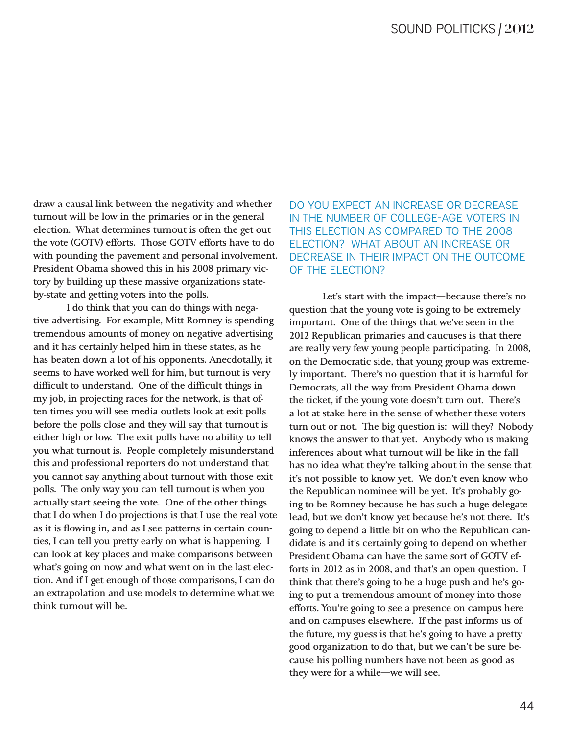draw a causal link between the negativity and whether turnout will be low in the primaries or in the general election. What determines turnout is often the get out the vote (GOTV) efforts. Those GOTV efforts have to do with pounding the pavement and personal involvement. President Obama showed this in his 2008 primary victory by building up these massive organizations state-by-state and getting voters into the polls.

I do think that you can do things with negative advertising. For example, Mitt Romney is spending tremendous amounts of money on negative advertising and it has certainly helped him in these states, as he has beaten down a lot of his opponents. Anecdotally, it seems to have worked well for him, but turnout is very difficult to understand. One of the difficult things in my job, in projecting races for the network, is that often times you will see media outlets look at exit polls before the polls close and they will say that turnout is either high or low. The exit polls have no ability to tell you what turnout is. People completely misunderstand this and professional reporters do not understand that you cannot say anything about turnout with those exit polls. The only way you can tell turnout is when you actually start seeing the vote. One of the other things that I do when I do projections is that I use the real vote as it is flowing in, and as I see patterns in certain counties, I can tell you pretty early on what is happening. I can look at key places and make comparisons between what's going on now and what went on in the last election. And if I get enough of those comparisons, I can do an extrapolation and use models to determine what we think turnout will be.

## DO YOU EXPECT AN INCREASE OR DECREASE IN THE NUMBER OF COLLEGE-AGE VOTERS IN THIS ELECTION AS COMPARED TO THE 2008 ELECTION? WHAT ABOUT AN INCREASE OR DECREASE IN THEIR IMPACT ON THE OUTCOME OF THE ELECTION?

Let's start with the impact—because there's no question that the young vote is going to be extremely important. One of the things that we've seen in the 2012 Republican primaries and caucuses is that there are really very few young people participating. In 2008, on the Democratic side, that young group was extremely important. There's no question that it is harmful for Democrats, all the way from President Obama down the ticket, if the young vote doesn't turn out. There's a lot at stake here in the sense of whether these voters turn out or not. The big question is: will they? Nobody knows the answer to that yet. Anybody who is making inferences about what turnout will be like in the fall has no idea what they're talking about in the sense that it's not possible to know yet. We don't even know who the Republican nominee will be yet. It's probably going to be Romney because he has such a huge delegate lead, but we don't know yet because he's not there. It's going to depend a little bit on who the Republican candidate is and it's certainly going to depend on whether President Obama can have the same sort of GOTV efforts in 2012 as in 2008, and that's an open question. I think that there's going to be a huge push and he's going to put a tremendous amount of money into those efforts. You're going to see a presence on campus here and on campuses elsewhere. If the past informs us of the future, my guess is that he's going to have a pretty good organization to do that, but we can't be sure because his polling numbers have not been as good as they were for a while—we will see.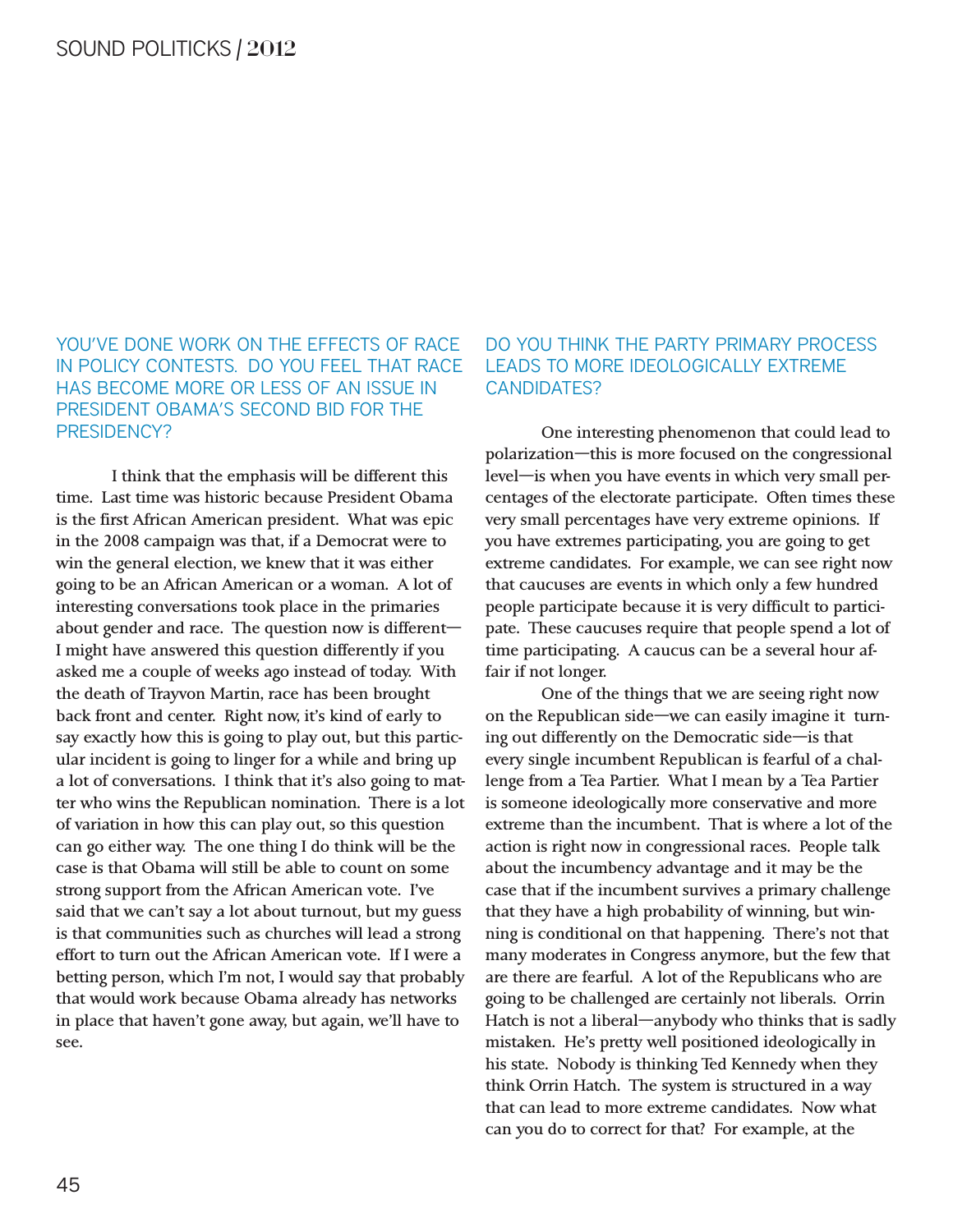## YOU'VE DONE WORK ON THE EFFECTS OF RACE IN POLICY CONTESTS. DO YOU FEEL THAT RACE HAS BECOME MORE OR LESS OF AN ISSUE IN PRESIDENT OBAMA'S SECOND BID FOR THE PRESIDENCY?

I think that the emphasis will be different this time. Last time was historic because President Obama is the first African American president. What was epic in the 2008 campaign was that, if a Democrat were to win the general election, we knew that it was either going to be an African American or a woman. A lot of interesting conversations took place in the primaries about gender and race. The question now is different—I might have answered this question differently if you asked me a couple of weeks ago instead of today. With the death of Trayvon Martin, race has been brought back front and center. Right now, it's kind of early to say exactly how this is going to play out, but this particular incident is going to linger for a while and bring up a lot of conversations. I think that it's also going to matter who wins the Republican nomination. There is a lot of variation in how this can play out, so this question can go either way. The one thing I do think will be the case is that Obama will still be able to count on some strong support from the African American vote. I've said that we can't say a lot about turnout, but my guess is that communities such as churches will lead a strong effort to turn out the African American vote. If I were a betting person, which I'm not, I would say that probably that would work because Obama already has networks in place that haven't gone away, but again, we'll have to see.

## DO YOU THINK THE PARTY PRIMARY PROCESS LEADS TO MORE IDEOLOGICALLY EXTREME CANDIDATES?

One interesting phenomenon that could lead to polarization—this is more focused on the congressional level—is when you have events in which very small percentages of the electorate participate. Often times these very small percentages have very extreme opinions. If you have extremes participating, you are going to get extreme candidates. For example, we can see right now that caucuses are events in which only a few hundred people participate because it is very difficult to participate. These caucuses require that people spend a lot of time participating. A caucus can be a several hour affair if not longer.

One of the things that we are seeing right now on the Republican side—we can easily imagine it turning out differently on the Democratic side—is that every single incumbent Republican is fearful of a challenge from a Tea Partier. What I mean by a Tea Partier is someone ideologically more conservative and more extreme than the incumbent. That is where a lot of the action is right now in congressional races. People talk about the incumbency advantage and it may be the case that if the incumbent survives a primary challenge that they have a high probability of winning, but winning is conditional on that happening. There's not that many moderates in Congress anymore, but the few that are there are fearful. A lot of the Republicans who are going to be challenged are certainly not liberals. Orrin Hatch is not a liberal—anybody who thinks that is sadly mistaken. He's pretty well positioned ideologically in his state. Nobody is thinking Ted Kennedy when they think Orrin Hatch. The system is structured in a way that can lead to more extreme candidates. Now what can you do to correct for that? For example, at the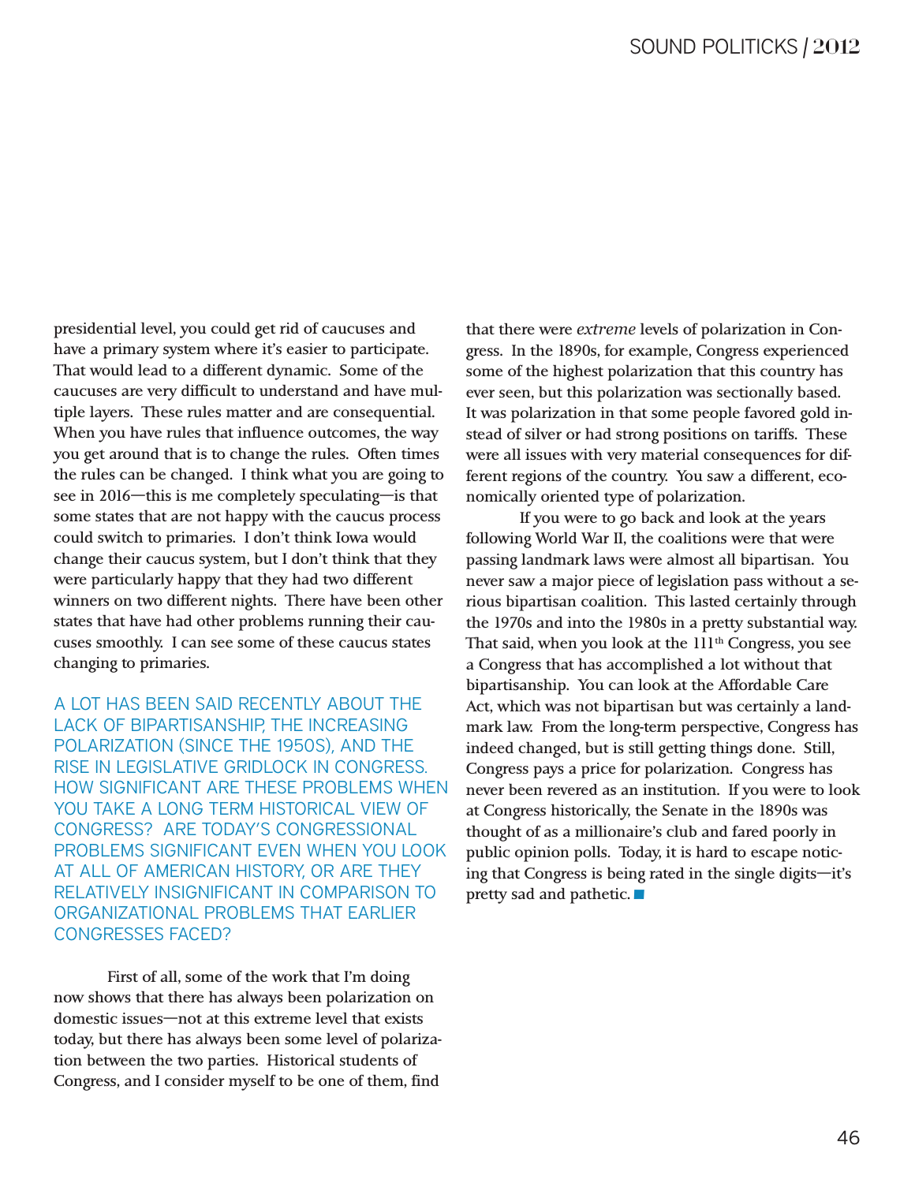presidential level, you could get rid of caucuses and have a primary system where it's easier to participate. That would lead to a different dynamic. Some of the caucuses are very difficult to understand and have multiple layers. These rules matter and are consequential. When you have rules that influence outcomes, the way you get around that is to change the rules. Often times the rules can be changed. I think what you are going to see in 2016—this is me completely speculating—is that some states that are not happy with the caucus process could switch to primaries. I don't think Iowa would change their caucus system, but I don't think that they were particularly happy that they had two different winners on two different nights. There have been other states that have had other problems running their caucuses smoothly. I can see some of these caucus states changing to primaries.

A LOT HAS BEEN SAID RECENTLY ABOUT THE LACK OF BIPARTISANSHIP, THE INCREASING POLARIZATION (SINCE THE 1950S), AND THE RISE IN LEGISLATIVE GRIDLOCK IN CONGRESS. HOW SIGNIFICANT ARE THESE PROBLEMS WHEN YOU TAKE A LONG TERM HISTORICAL VIEW OF CONGRESS? ARE TODAY'S CONGRESSIONAL PROBLEMS SIGNIFICANT EVEN WHEN YOU LOOK AT ALL OF AMERICAN HISTORY, OR ARE THEY RELATIVELY INSIGNIFICANT IN COMPARISON TO ORGANIZATIONAL PROBLEMS THAT EARLIER CONGRESSES FACED?

First of all, some of the work that I'm doing now shows that there has always been polarization on domestic issues—not at this extreme level that exists today, but there has always been some level of polarization between the two parties. Historical students of Congress, and I consider myself to be one of them, find that there were *extreme* levels of polarization in Congress. In the 1890s, for example, Congress experienced some of the highest polarization that this country has ever seen, but this polarization was sectionally based. It was polarization in that some people favored gold instead of silver or had strong positions on tariffs. These were all issues with very material consequences for different regions of the country. You saw a different, economically oriented type of polarization.

If you were to go back and look at the years following World War II, the coalitions were that were passing landmark laws were almost all bipartisan. You never saw a major piece of legislation pass without a serious bipartisan coalition. This lasted certainly through the 1970s and into the 1980s in a pretty substantial way. That said, when you look at the 111th Congress, you see a Congress that has accomplished a lot without that bipartisanship. You can look at the Affordable Care Act, which was not bipartisan but was certainly a landmark law. From the long-term perspective, Congress has indeed changed, but is still getting things done. Still, Congress pays a price for polarization. Congress has never been revered as an institution. If you were to look at Congress historically, the Senate in the 1890s was thought of as a millionaire's club and fared poorly in public opinion polls. Today, it is hard to escape noticing that Congress is being rated in the single digits—it's pretty sad and pathetic. ■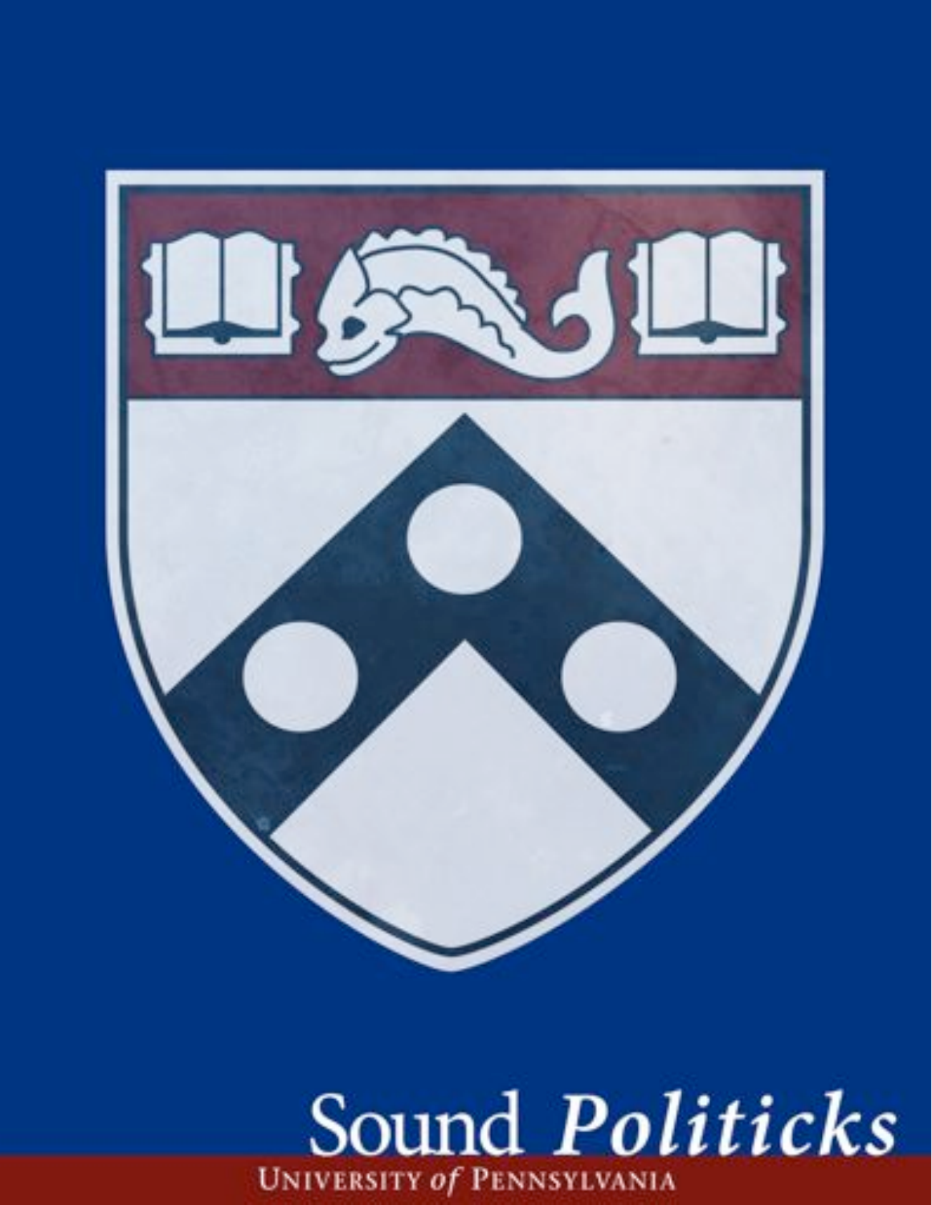Sound *Politicks*

UNIVERSITY *of* PENNSYLVANIA